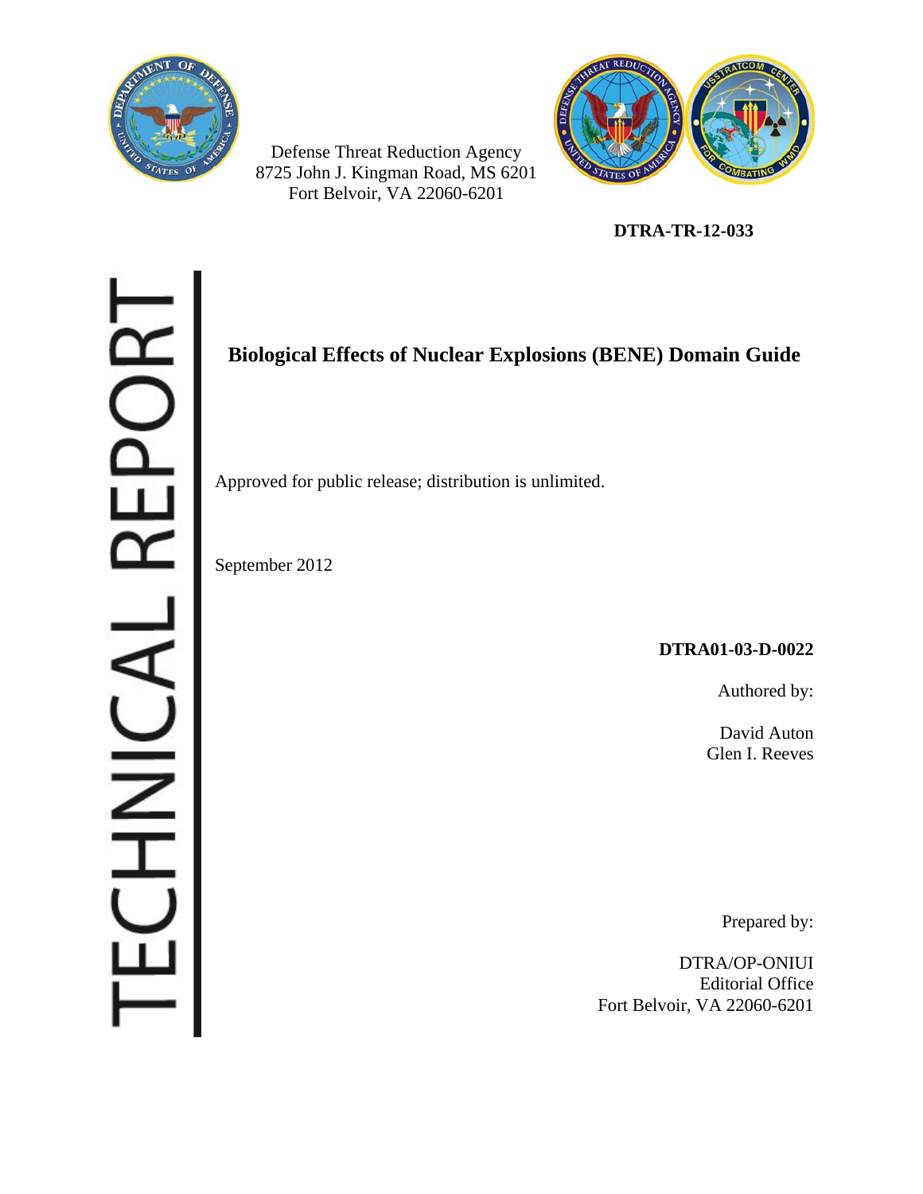Defense Threat Reduction Agency
8725 John J. Kingman Road, MS 6201
Fort Belvoir, VA 22060-6201

**DTRA-TR-12-033**

TECHNICAL REPORT

# Biological Effects of Nuclear Explosions (BENE) Domain Guide

Approved for public release; distribution is unlimited.

September 2012

**DTRA01-03-D-0022**

Authored by:

David Auton
Glen I. Reeves

Prepared by:

DTRA/OP-ONIUI
Editorial Office
Fort Belvoir, VA 22060-6201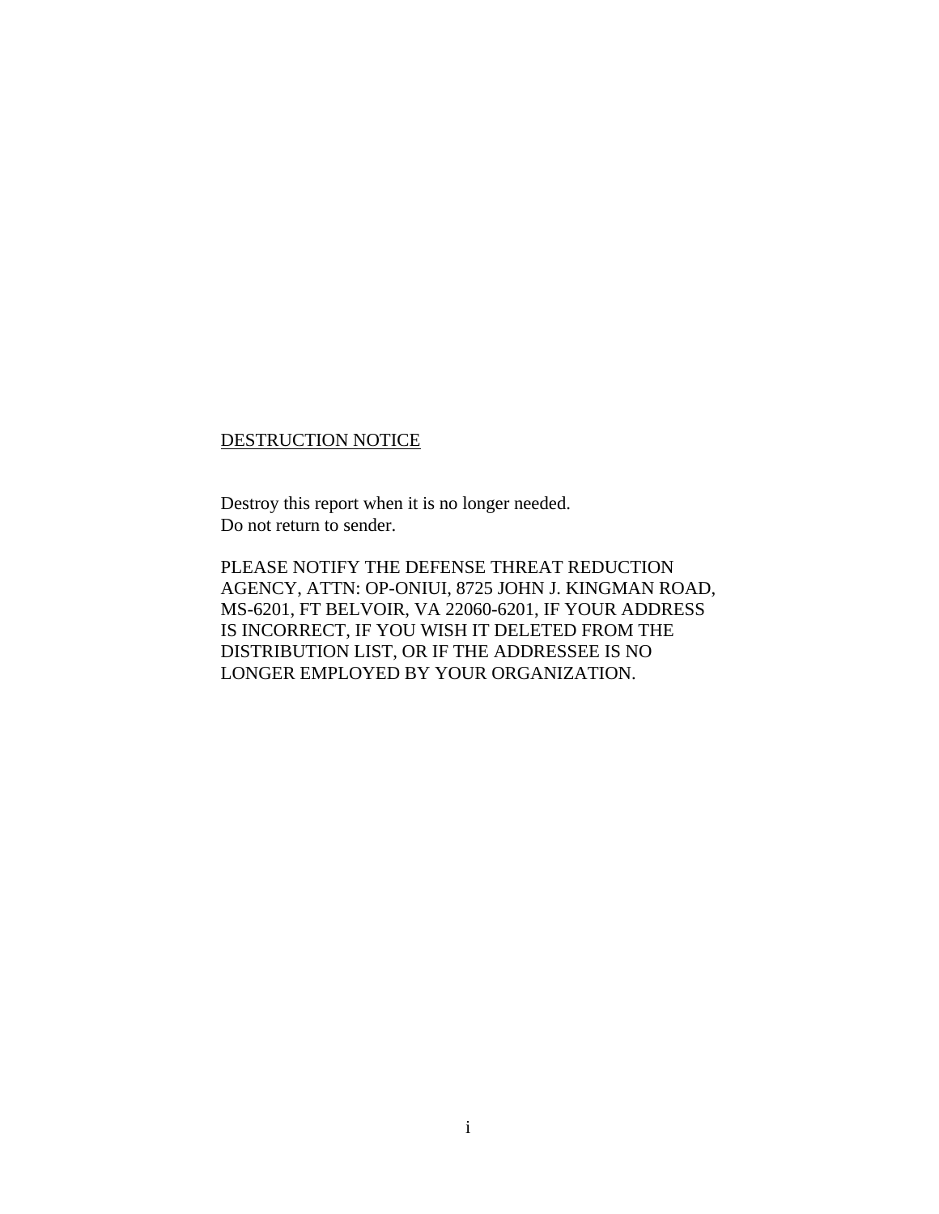<u>DESTRUCTION NOTICE</u>

Destroy this report when it is no longer needed.
Do not return to sender.

PLEASE NOTIFY THE DEFENSE THREAT REDUCTION AGENCY, ATTN: OP-ONIUI, 8725 JOHN J. KINGMAN ROAD, MS-6201, FT BELVOIR, VA 22060-6201, IF YOUR ADDRESS IS INCORRECT, IF YOU WISH IT DELETED FROM THE DISTRIBUTION LIST, OR IF THE ADDRESSEE IS NO LONGER EMPLOYED BY YOUR ORGANIZATION.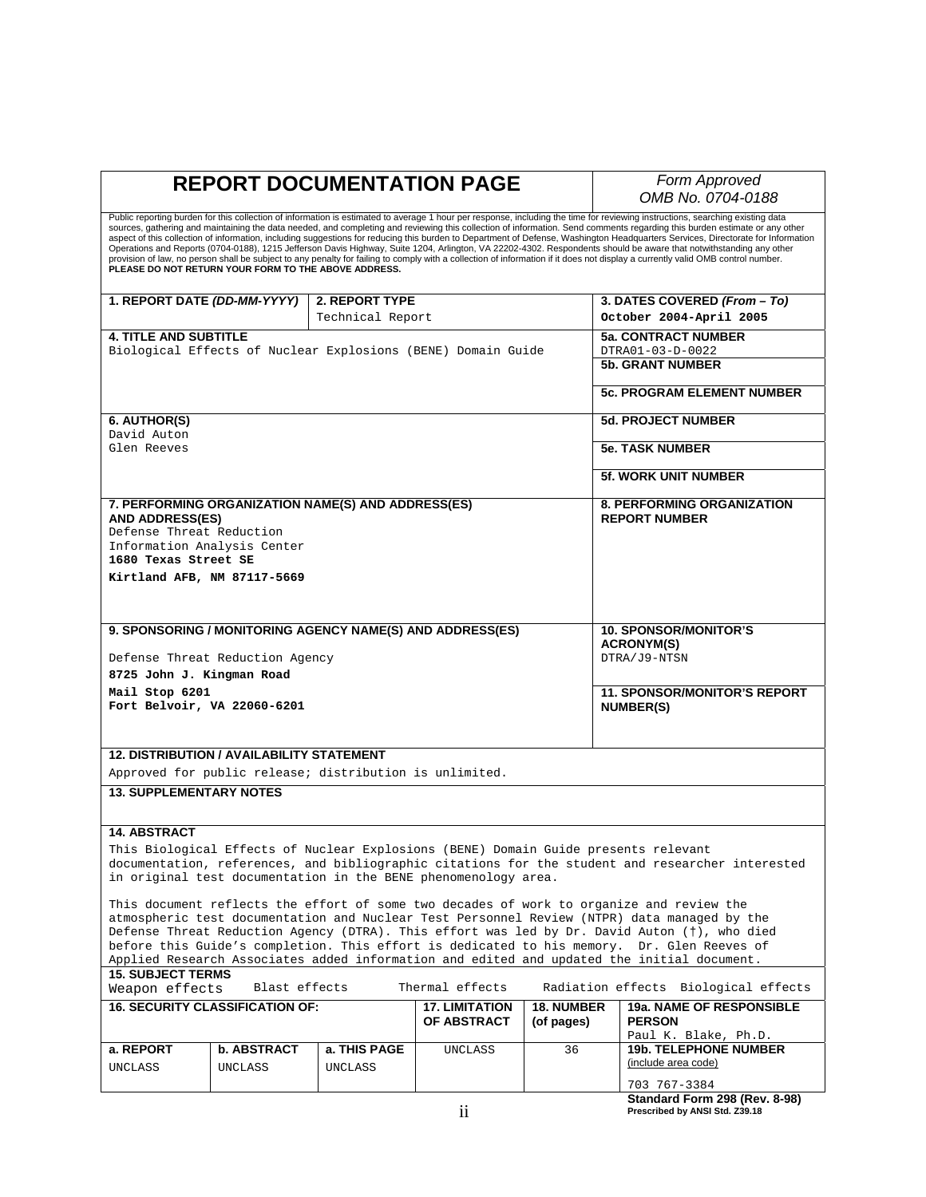# REPORT DOCUMENTATION PAGE

*Form Approved*
*OMB No. 0704-0188*

Public reporting burden for this collection of information is estimated to average 1 hour per response, including the time for reviewing instructions, searching existing data sources, gathering and maintaining the data needed, and completing and reviewing this collection of information. Send comments regarding this burden estimate or any other aspect of this collection of information, including suggestions for reducing this burden to Department of Defense, Washington Headquarters Services, Directorate for Information Operations and Reports (0704-0188), 1215 Jefferson Davis Highway, Suite 1204, Arlington, VA 22202-4302. Respondents should be aware that notwithstanding any other provision of law, no person shall be subject to any penalty for failing to comply with a collection of information if it does not display a currently valid OMB control number.
**PLEASE DO NOT RETURN YOUR FORM TO THE ABOVE ADDRESS.**

| **1. REPORT DATE** *(DD-MM-YYYY)* | **2. REPORT TYPE** | **3. DATES COVERED** *(From – To)* |
|---|---|---|
| | Technical Report | October 2004-April 2005 |

**4. TITLE AND SUBTITLE**
Biological Effects of Nuclear Explosions (BENE) Domain Guide

**5a. CONTRACT NUMBER**
DTRA01-03-D-0022

**5b. GRANT NUMBER**

**5c. PROGRAM ELEMENT NUMBER**

**6. AUTHOR(S)**
David Auton
Glen Reeves

**5d. PROJECT NUMBER**

**5e. TASK NUMBER**

**5f. WORK UNIT NUMBER**

**7. PERFORMING ORGANIZATION NAME(S) AND ADDRESS(ES)**
Defense Threat Reduction
Information Analysis Center
**1680 Texas Street SE**
**Kirtland AFB, NM 87117-5669**

**8. PERFORMING ORGANIZATION REPORT NUMBER**

**9. SPONSORING / MONITORING AGENCY NAME(S) AND ADDRESS(ES)**
Defense Threat Reduction Agency
**8725 John J. Kingman Road**
**Mail Stop 6201**
**Fort Belvoir, VA 22060-6201**

**10. SPONSOR/MONITOR'S ACRONYM(S)**
DTRA/J9-NTSN

**11. SPONSOR/MONITOR'S REPORT NUMBER(S)**

**12. DISTRIBUTION / AVAILABILITY STATEMENT**
Approved for public release; distribution is unlimited.

**13. SUPPLEMENTARY NOTES**

**14. ABSTRACT**
This Biological Effects of Nuclear Explosions (BENE) Domain Guide presents relevant documentation, references, and bibliographic citations for the student and researcher interested in original test documentation in the BENE phenomenology area.

This document reflects the effort of some two decades of work to organize and review the atmospheric test documentation and Nuclear Test Personnel Review (NTPR) data managed by the Defense Threat Reduction Agency (DTRA). This effort was led by Dr. David Auton (†), who died before this Guide's completion. This effort is dedicated to his memory. Dr. Glen Reeves of Applied Research Associates added information and edited and updated the initial document.

**15. SUBJECT TERMS**
Weapon effects    Blast effects    Thermal effects    Radiation effects    Biological effects

| **16. SECURITY CLASSIFICATION OF:** | | | **17. LIMITATION OF ABSTRACT** | **18. NUMBER (of pages)** | **19a. NAME OF RESPONSIBLE PERSON** |
|---|---|---|---|---|---|
| **a. REPORT** | **b. ABSTRACT** | **a. THIS PAGE** | | | Paul K. Blake, Ph.D. |
| UNCLASS | UNCLASS | UNCLASS | UNCLASS | 36 | **19b. TELEPHONE NUMBER** (include area code) 703 767-3384 |

**Standard Form 298 (Rev. 8-98)**
**Prescribed by ANSI Std. Z39.18**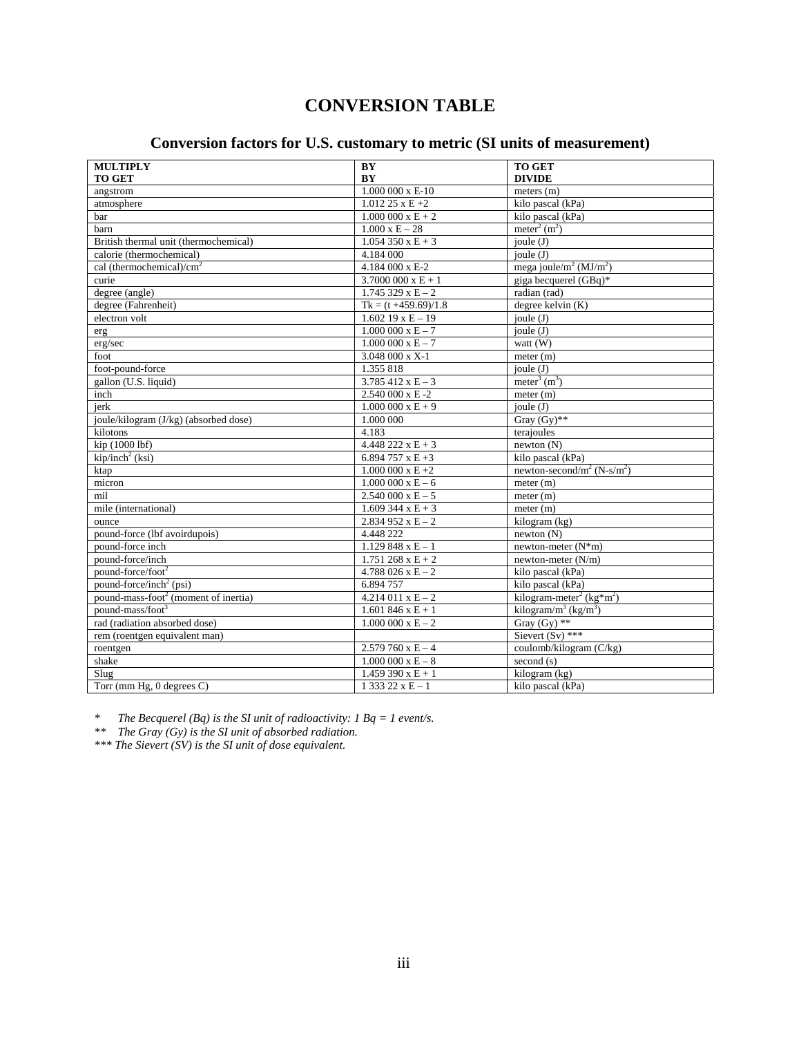# CONVERSION TABLE

## Conversion factors for U.S. customary to metric (SI units of measurement)

| MULTIPLY<br>TO GET | BY<br>BY | TO GET<br>DIVIDE |
|---|---|---|
| angstrom | 1.000 000 x E-10 | meters (m) |
| atmosphere | 1.012 25 x E +2 | kilo pascal (kPa) |
| bar | 1.000 000 x E + 2 | kilo pascal (kPa) |
| barn | 1.000 x E – 28 | meter$^2$ (m$^2$) |
| British thermal unit (thermochemical) | 1.054 350 x E + 3 | joule (J) |
| calorie (thermochemical) | 4.184 000 | joule (J) |
| cal (thermochemical)/cm$^2$ | 4.184 000 x E-2 | mega joule/m$^2$ (MJ/m$^2$) |
| curie | 3.7000 000 x E + 1 | giga becquerel (GBq)* |
| degree (angle) | 1.745 329 x E – 2 | radian (rad) |
| degree (Fahrenheit) | Tk = (t +459.69)/1.8 | degree kelvin (K) |
| electron volt | 1.602 19 x E – 19 | joule (J) |
| erg | 1.000 000 x E – 7 | joule (J) |
| erg/sec | 1.000 000 x E – 7 | watt (W) |
| foot | 3.048 000 x X-1 | meter (m) |
| foot-pound-force | 1.355 818 | joule (J) |
| gallon (U.S. liquid) | 3.785 412 x E – 3 | meter$^3$ (m$^3$) |
| inch | 2.540 000 x E -2 | meter (m) |
| jerk | 1.000 000 x E + 9 | joule (J) |
| joule/kilogram (J/kg) (absorbed dose) | 1.000 000 | Gray (Gy)** |
| kilotons | 4.183 | terajoules |
| kip (1000 lbf) | 4.448 222 x E + 3 | newton (N) |
| kip/inch$^2$ (ksi) | 6.894 757 x E +3 | kilo pascal (kPa) |
| ktap | 1.000 000 x E +2 | newton-second/m$^2$ (N-s/m$^2$) |
| micron | 1.000 000 x E – 6 | meter (m) |
| mil | 2.540 000 x E – 5 | meter (m) |
| mile (international) | 1.609 344 x E + 3 | meter (m) |
| ounce | 2.834 952 x E – 2 | kilogram (kg) |
| pound-force (lbf avoirdupois) | 4.448 222 | newton (N) |
| pound-force inch | 1.129 848 x E – 1 | newton-meter (N*m) |
| pound-force/inch | 1.751 268 x E + 2 | newton-meter (N/m) |
| pound-force/foot$^2$ | 4.788 026 x E – 2 | kilo pascal (kPa) |
| pound-force/inch$^2$ (psi) | 6.894 757 | kilo pascal (kPa) |
| pound-mass-foot$^2$ (moment of inertia) | 4.214 011 x E – 2 | kilogram-meter$^2$ (kg*m$^2$) |
| pound-mass/foot$^3$ | 1.601 846 x E + 1 | kilogram/m$^3$ (kg/m$^3$) |
| rad (radiation absorbed dose) | 1.000 000 x E – 2 | Gray (Gy) ** |
| rem (roentgen equivalent man) | | Sievert (Sv) *** |
| roentgen | 2.579 760 x E – 4 | coulomb/kilogram (C/kg) |
| shake | 1.000 000 x E – 8 | second (s) |
| Slug | 1.459 390 x E + 1 | kilogram (kg) |
| Torr (mm Hg, 0 degrees C) | 1 333 22 x E – 1 | kilo pascal (kPa) |

\* *The Becquerel (Bq) is the SI unit of radioactivity: 1 Bq = 1 event/s.*

\** *The Gray (Gy) is the SI unit of absorbed radiation.*

\*** *The Sievert (SV) is the SI unit of dose equivalent.*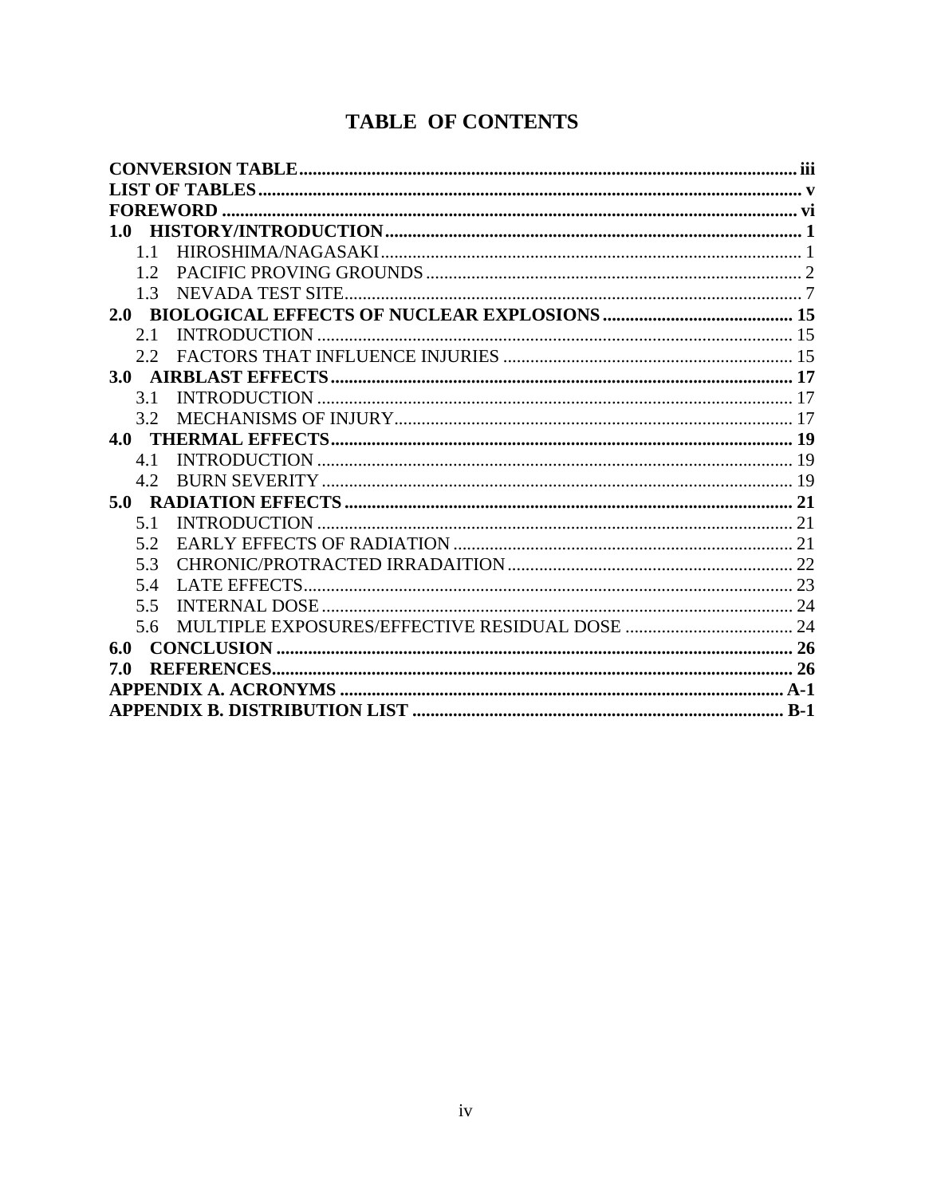# TABLE OF CONTENTS

**CONVERSION TABLE** ..... iii
**LIST OF TABLES** ..... v
**FOREWORD** ..... vi
**1.0 HISTORY/INTRODUCTION** ..... 1
- 1.1 HIROSHIMA/NAGASAKI ..... 1
- 1.2 PACIFIC PROVING GROUNDS ..... 2
- 1.3 NEVADA TEST SITE ..... 7

**2.0 BIOLOGICAL EFFECTS OF NUCLEAR EXPLOSIONS** ..... 15
- 2.1 INTRODUCTION ..... 15
- 2.2 FACTORS THAT INFLUENCE INJURIES ..... 15

**3.0 AIRBLAST EFFECTS** ..... 17
- 3.1 INTRODUCTION ..... 17
- 3.2 MECHANISMS OF INJURY ..... 17

**4.0 THERMAL EFFECTS** ..... 19
- 4.1 INTRODUCTION ..... 19
- 4.2 BURN SEVERITY ..... 19

**5.0 RADIATION EFFECTS** ..... 21
- 5.1 INTRODUCTION ..... 21
- 5.2 EARLY EFFECTS OF RADIATION ..... 21
- 5.3 CHRONIC/PROTRACTED IRRADAITION ..... 22
- 5.4 LATE EFFECTS ..... 23
- 5.5 INTERNAL DOSE ..... 24
- 5.6 MULTIPLE EXPOSURES/EFFECTIVE RESIDUAL DOSE ..... 24

**6.0 CONCLUSION** ..... 26
**7.0 REFERENCES** ..... 26
**APPENDIX A. ACRONYMS** ..... A-1
**APPENDIX B. DISTRIBUTION LIST** ..... B-1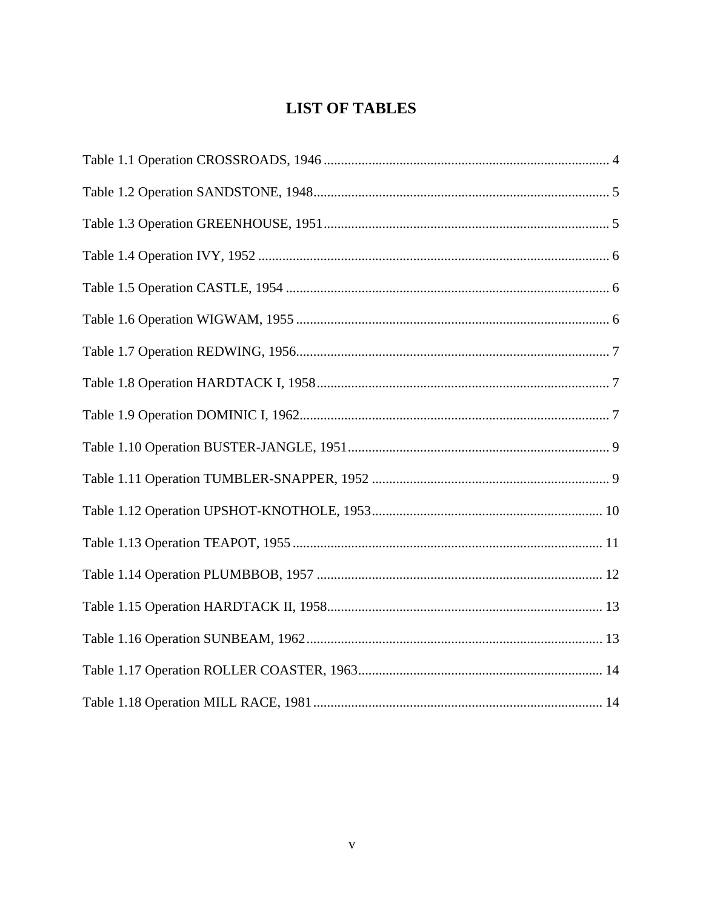# LIST OF TABLES

Table 1.1 Operation CROSSROADS, 1946 .......... 4

Table 1.2 Operation SANDSTONE, 1948 .......... 5

Table 1.3 Operation GREENHOUSE, 1951 .......... 5

Table 1.4 Operation IVY, 1952 .......... 6

Table 1.5 Operation CASTLE, 1954 .......... 6

Table 1.6 Operation WIGWAM, 1955 .......... 6

Table 1.7 Operation REDWING, 1956 .......... 7

Table 1.8 Operation HARDTACK I, 1958 .......... 7

Table 1.9 Operation DOMINIC I, 1962 .......... 7

Table 1.10 Operation BUSTER-JANGLE, 1951 .......... 9

Table 1.11 Operation TUMBLER-SNAPPER, 1952 .......... 9

Table 1.12 Operation UPSHOT-KNOTHOLE, 1953 .......... 10

Table 1.13 Operation TEAPOT, 1955 .......... 11

Table 1.14 Operation PLUMBBOB, 1957 .......... 12

Table 1.15 Operation HARDTACK II, 1958 .......... 13

Table 1.16 Operation SUNBEAM, 1962 .......... 13

Table 1.17 Operation ROLLER COASTER, 1963 .......... 14

Table 1.18 Operation MILL RACE, 1981 .......... 14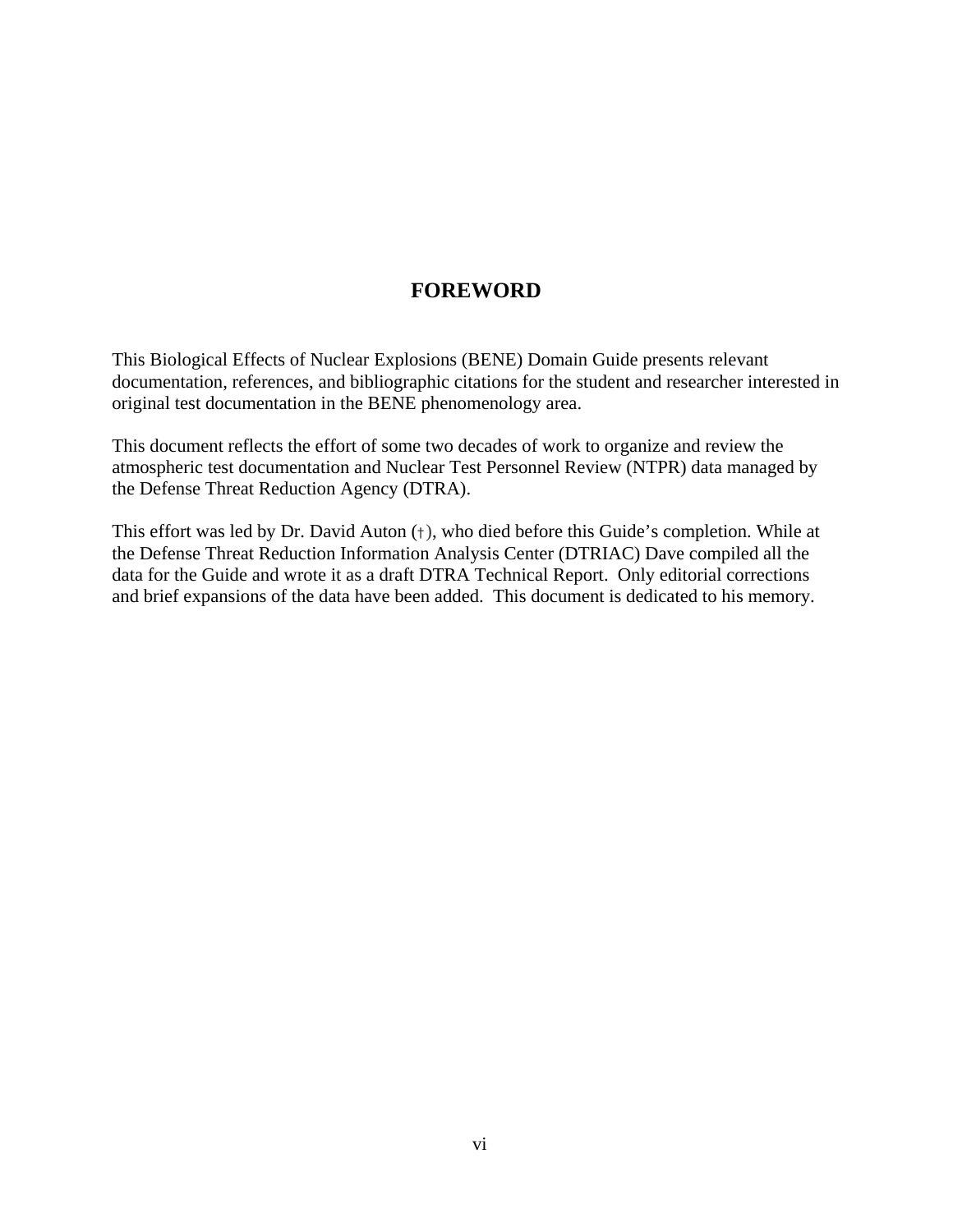# FOREWORD

This Biological Effects of Nuclear Explosions (BENE) Domain Guide presents relevant documentation, references, and bibliographic citations for the student and researcher interested in original test documentation in the BENE phenomenology area.

This document reflects the effort of some two decades of work to organize and review the atmospheric test documentation and Nuclear Test Personnel Review (NTPR) data managed by the Defense Threat Reduction Agency (DTRA).

This effort was led by Dr. David Auton (†), who died before this Guide's completion. While at the Defense Threat Reduction Information Analysis Center (DTRIAC) Dave compiled all the data for the Guide and wrote it as a draft DTRA Technical Report. Only editorial corrections and brief expansions of the data have been added. This document is dedicated to his memory.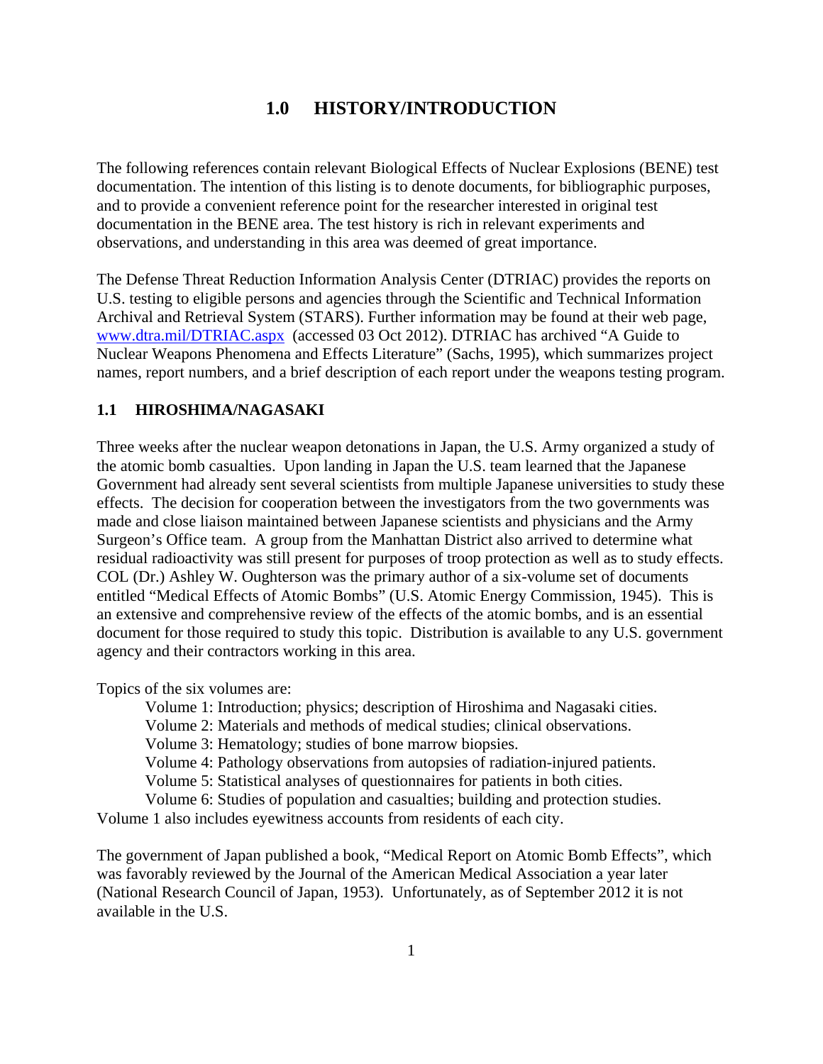# 1.0 HISTORY/INTRODUCTION

The following references contain relevant Biological Effects of Nuclear Explosions (BENE) test documentation. The intention of this listing is to denote documents, for bibliographic purposes, and to provide a convenient reference point for the researcher interested in original test documentation in the BENE area. The test history is rich in relevant experiments and observations, and understanding in this area was deemed of great importance.

The Defense Threat Reduction Information Analysis Center (DTRIAC) provides the reports on U.S. testing to eligible persons and agencies through the Scientific and Technical Information Archival and Retrieval System (STARS). Further information may be found at their web page, [www.dtra.mil/DTRIAC.aspx](www.dtra.mil/DTRIAC.aspx) (accessed 03 Oct 2012). DTRIAC has archived "A Guide to Nuclear Weapons Phenomena and Effects Literature" (Sachs, 1995), which summarizes project names, report numbers, and a brief description of each report under the weapons testing program.

## 1.1 HIROSHIMA/NAGASAKI

Three weeks after the nuclear weapon detonations in Japan, the U.S. Army organized a study of the atomic bomb casualties. Upon landing in Japan the U.S. team learned that the Japanese Government had already sent several scientists from multiple Japanese universities to study these effects. The decision for cooperation between the investigators from the two governments was made and close liaison maintained between Japanese scientists and physicians and the Army Surgeon's Office team. A group from the Manhattan District also arrived to determine what residual radioactivity was still present for purposes of troop protection as well as to study effects. COL (Dr.) Ashley W. Oughterson was the primary author of a six-volume set of documents entitled "Medical Effects of Atomic Bombs" (U.S. Atomic Energy Commission, 1945). This is an extensive and comprehensive review of the effects of the atomic bombs, and is an essential document for those required to study this topic. Distribution is available to any U.S. government agency and their contractors working in this area.

Topics of the six volumes are:

- Volume 1: Introduction; physics; description of Hiroshima and Nagasaki cities.
- Volume 2: Materials and methods of medical studies; clinical observations.
- Volume 3: Hematology; studies of bone marrow biopsies.
- Volume 4: Pathology observations from autopsies of radiation-injured patients.
- Volume 5: Statistical analyses of questionnaires for patients in both cities.
- Volume 6: Studies of population and casualties; building and protection studies.

Volume 1 also includes eyewitness accounts from residents of each city.

The government of Japan published a book, "Medical Report on Atomic Bomb Effects", which was favorably reviewed by the Journal of the American Medical Association a year later (National Research Council of Japan, 1953). Unfortunately, as of September 2012 it is not available in the U.S.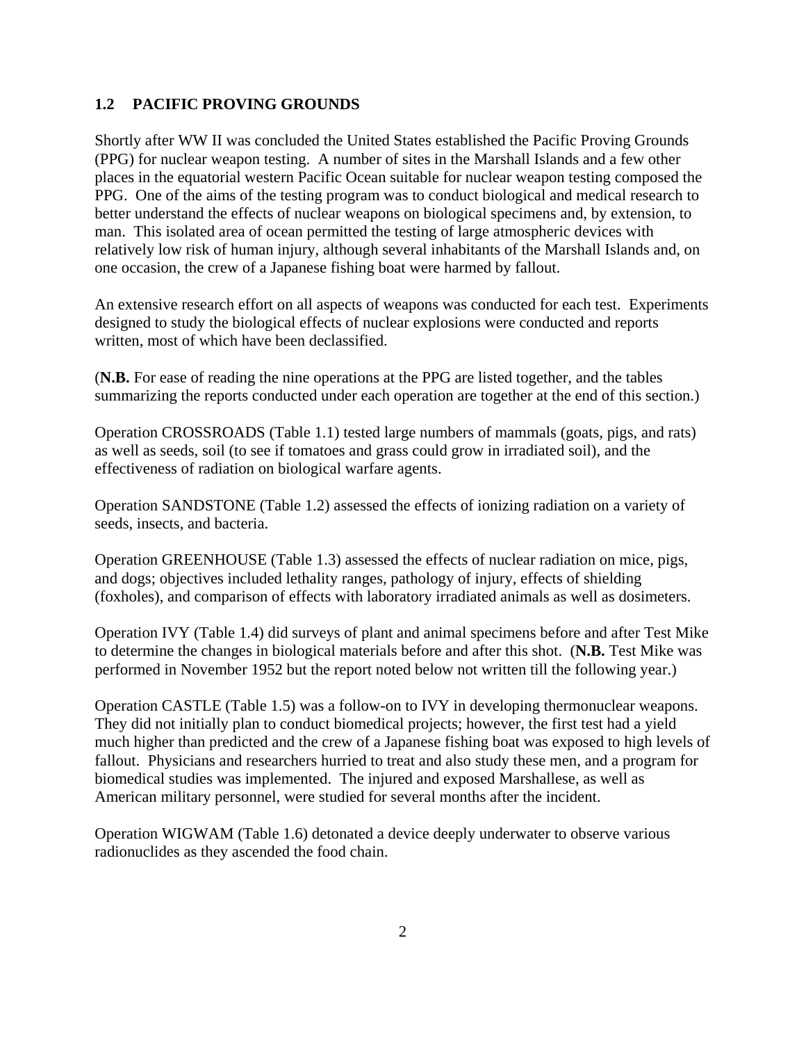## 1.2 PACIFIC PROVING GROUNDS

Shortly after WW II was concluded the United States established the Pacific Proving Grounds (PPG) for nuclear weapon testing. A number of sites in the Marshall Islands and a few other places in the equatorial western Pacific Ocean suitable for nuclear weapon testing composed the PPG. One of the aims of the testing program was to conduct biological and medical research to better understand the effects of nuclear weapons on biological specimens and, by extension, to man. This isolated area of ocean permitted the testing of large atmospheric devices with relatively low risk of human injury, although several inhabitants of the Marshall Islands and, on one occasion, the crew of a Japanese fishing boat were harmed by fallout.

An extensive research effort on all aspects of weapons was conducted for each test. Experiments designed to study the biological effects of nuclear explosions were conducted and reports written, most of which have been declassified.

(**N.B.** For ease of reading the nine operations at the PPG are listed together, and the tables summarizing the reports conducted under each operation are together at the end of this section.)

Operation CROSSROADS (Table 1.1) tested large numbers of mammals (goats, pigs, and rats) as well as seeds, soil (to see if tomatoes and grass could grow in irradiated soil), and the effectiveness of radiation on biological warfare agents.

Operation SANDSTONE (Table 1.2) assessed the effects of ionizing radiation on a variety of seeds, insects, and bacteria.

Operation GREENHOUSE (Table 1.3) assessed the effects of nuclear radiation on mice, pigs, and dogs; objectives included lethality ranges, pathology of injury, effects of shielding (foxholes), and comparison of effects with laboratory irradiated animals as well as dosimeters.

Operation IVY (Table 1.4) did surveys of plant and animal specimens before and after Test Mike to determine the changes in biological materials before and after this shot. (**N.B.** Test Mike was performed in November 1952 but the report noted below not written till the following year.)

Operation CASTLE (Table 1.5) was a follow-on to IVY in developing thermonuclear weapons. They did not initially plan to conduct biomedical projects; however, the first test had a yield much higher than predicted and the crew of a Japanese fishing boat was exposed to high levels of fallout. Physicians and researchers hurried to treat and also study these men, and a program for biomedical studies was implemented. The injured and exposed Marshallese, as well as American military personnel, were studied for several months after the incident.

Operation WIGWAM (Table 1.6) detonated a device deeply underwater to observe various radionuclides as they ascended the food chain.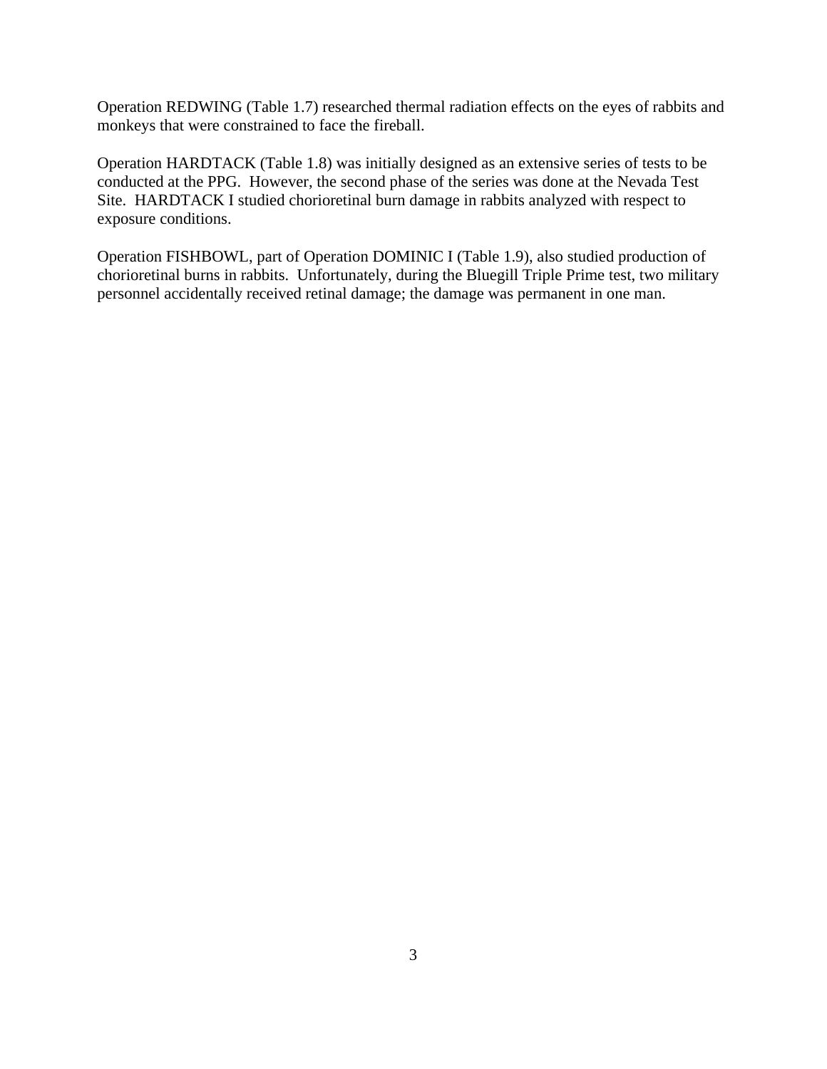Operation REDWING (Table 1.7) researched thermal radiation effects on the eyes of rabbits and monkeys that were constrained to face the fireball.

Operation HARDTACK (Table 1.8) was initially designed as an extensive series of tests to be conducted at the PPG. However, the second phase of the series was done at the Nevada Test Site. HARDTACK I studied chorioretinal burn damage in rabbits analyzed with respect to exposure conditions.

Operation FISHBOWL, part of Operation DOMINIC I (Table 1.9), also studied production of chorioretinal burns in rabbits. Unfortunately, during the Bluegill Triple Prime test, two military personnel accidentally received retinal damage; the damage was permanent in one man.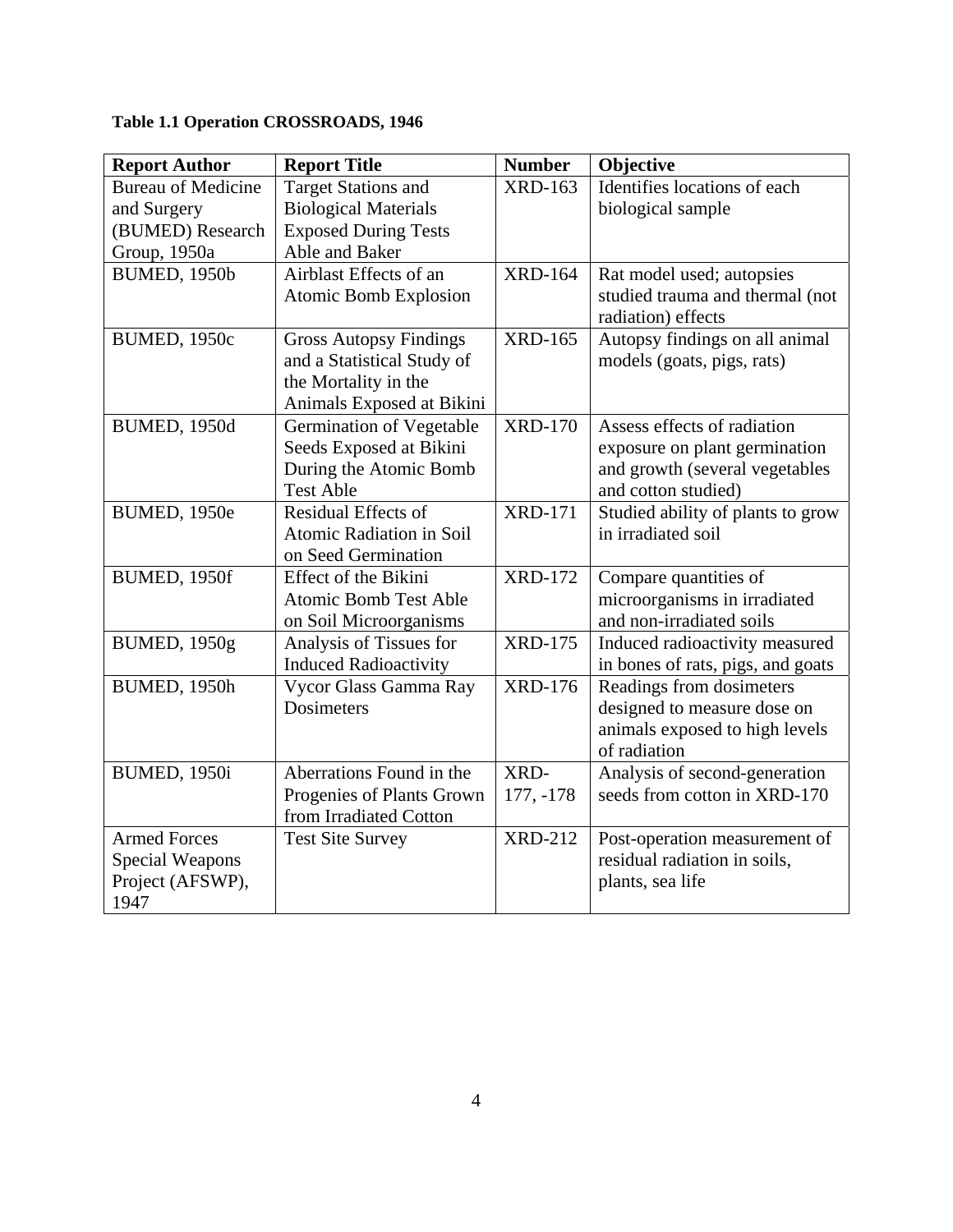**Table 1.1 Operation CROSSROADS, 1946**

| Report Author | Report Title | Number | Objective |
|---|---|---|---|
| Bureau of Medicine and Surgery (BUMED) Research Group, 1950a | Target Stations and Biological Materials Exposed During Tests Able and Baker | XRD-163 | Identifies locations of each biological sample |
| BUMED, 1950b | Airblast Effects of an Atomic Bomb Explosion | XRD-164 | Rat model used; autopsies studied trauma and thermal (not radiation) effects |
| BUMED, 1950c | Gross Autopsy Findings and a Statistical Study of the Mortality in the Animals Exposed at Bikini | XRD-165 | Autopsy findings on all animal models (goats, pigs, rats) |
| BUMED, 1950d | Germination of Vegetable Seeds Exposed at Bikini During the Atomic Bomb Test Able | XRD-170 | Assess effects of radiation exposure on plant germination and growth (several vegetables and cotton studied) |
| BUMED, 1950e | Residual Effects of Atomic Radiation in Soil on Seed Germination | XRD-171 | Studied ability of plants to grow in irradiated soil |
| BUMED, 1950f | Effect of the Bikini Atomic Bomb Test Able on Soil Microorganisms | XRD-172 | Compare quantities of microorganisms in irradiated and non-irradiated soils |
| BUMED, 1950g | Analysis of Tissues for Induced Radioactivity | XRD-175 | Induced radioactivity measured in bones of rats, pigs, and goats |
| BUMED, 1950h | Vycor Glass Gamma Ray Dosimeters | XRD-176 | Readings from dosimeters designed to measure dose on animals exposed to high levels of radiation |
| BUMED, 1950i | Aberrations Found in the Progenies of Plants Grown from Irradiated Cotton | XRD-177, -178 | Analysis of second-generation seeds from cotton in XRD-170 |
| Armed Forces Special Weapons Project (AFSWP), 1947 | Test Site Survey | XRD-212 | Post-operation measurement of residual radiation in soils, plants, sea life |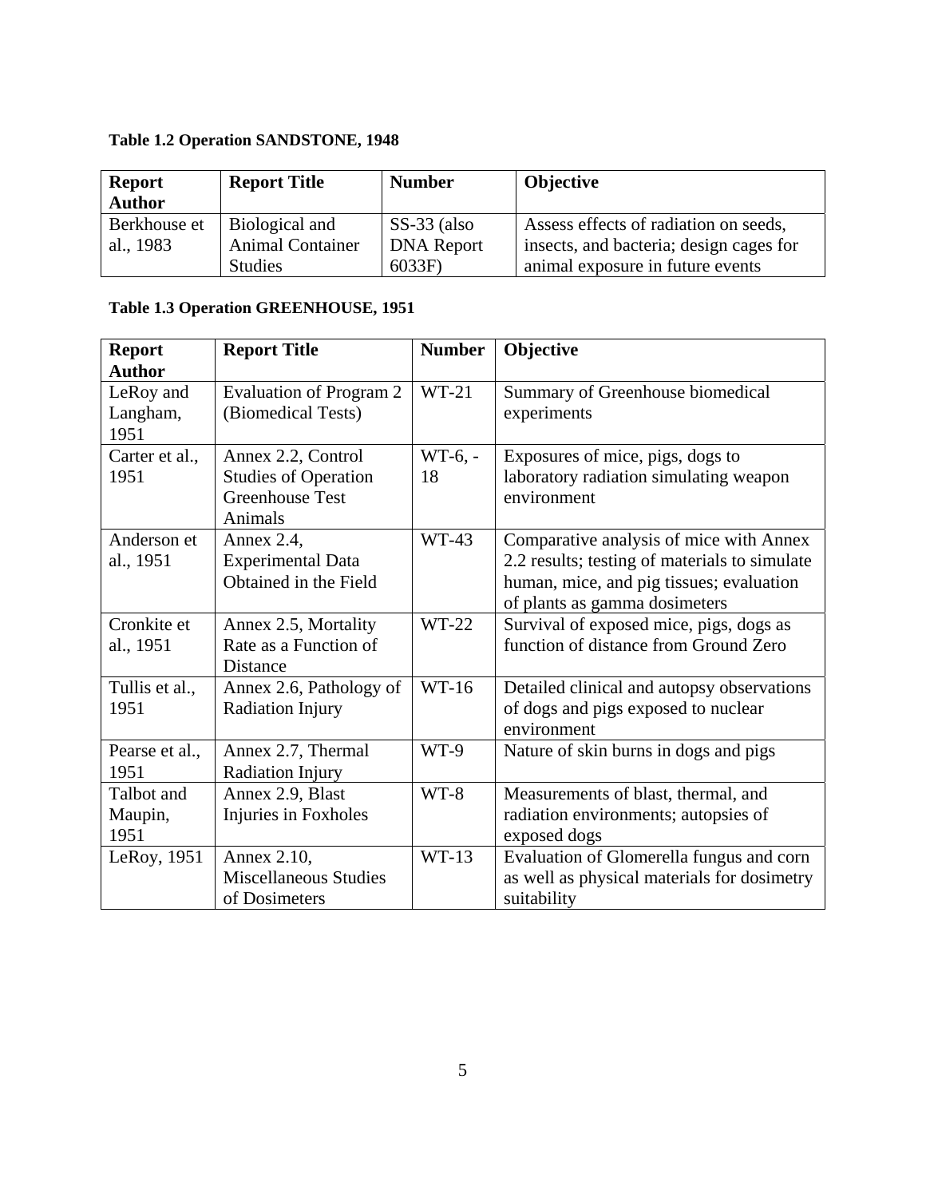**Table 1.2 Operation SANDSTONE, 1948**

| Report Author | Report Title | Number | Objective |
|---|---|---|---|
| Berkhouse et al., 1983 | Biological and Animal Container Studies | SS-33 (also DNA Report 6033F) | Assess effects of radiation on seeds, insects, and bacteria; design cages for animal exposure in future events |

**Table 1.3 Operation GREENHOUSE, 1951**

| Report Author | Report Title | Number | Objective |
|---|---|---|---|
| LeRoy and Langham, 1951 | Evaluation of Program 2 (Biomedical Tests) | WT-21 | Summary of Greenhouse biomedical experiments |
| Carter et al., 1951 | Annex 2.2, Control Studies of Operation Greenhouse Test Animals | WT-6, -18 | Exposures of mice, pigs, dogs to laboratory radiation simulating weapon environment |
| Anderson et al., 1951 | Annex 2.4, Experimental Data Obtained in the Field | WT-43 | Comparative analysis of mice with Annex 2.2 results; testing of materials to simulate human, mice, and pig tissues; evaluation of plants as gamma dosimeters |
| Cronkite et al., 1951 | Annex 2.5, Mortality Rate as a Function of Distance | WT-22 | Survival of exposed mice, pigs, dogs as function of distance from Ground Zero |
| Tullis et al., 1951 | Annex 2.6, Pathology of Radiation Injury | WT-16 | Detailed clinical and autopsy observations of dogs and pigs exposed to nuclear environment |
| Pearse et al., 1951 | Annex 2.7, Thermal Radiation Injury | WT-9 | Nature of skin burns in dogs and pigs |
| Talbot and Maupin, 1951 | Annex 2.9, Blast Injuries in Foxholes | WT-8 | Measurements of blast, thermal, and radiation environments; autopsies of exposed dogs |
| LeRoy, 1951 | Annex 2.10, Miscellaneous Studies of Dosimeters | WT-13 | Evaluation of Glomerella fungus and corn as well as physical materials for dosimetry suitability |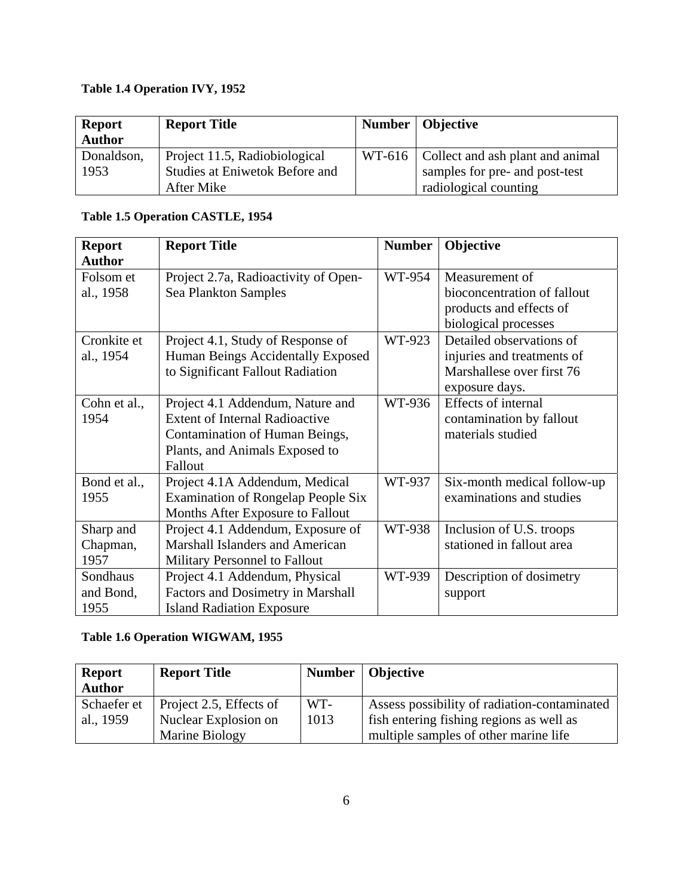**Table 1.4 Operation IVY, 1952**

| Report Author | Report Title | Number | Objective |
|---|---|---|---|
| Donaldson, 1953 | Project 11.5, Radiobiological Studies at Eniwetok Before and After Mike | WT-616 | Collect and ash plant and animal samples for pre- and post-test radiological counting |

**Table 1.5 Operation CASTLE, 1954**

| Report Author | Report Title | Number | Objective |
|---|---|---|---|
| Folsom et al., 1958 | Project 2.7a, Radioactivity of Open-Sea Plankton Samples | WT-954 | Measurement of bioconcentration of fallout products and effects of biological processes |
| Cronkite et al., 1954 | Project 4.1, Study of Response of Human Beings Accidentally Exposed to Significant Fallout Radiation | WT-923 | Detailed observations of injuries and treatments of Marshallese over first 76 exposure days. |
| Cohn et al., 1954 | Project 4.1 Addendum, Nature and Extent of Internal Radioactive Contamination of Human Beings, Plants, and Animals Exposed to Fallout | WT-936 | Effects of internal contamination by fallout materials studied |
| Bond et al., 1955 | Project 4.1A Addendum, Medical Examination of Rongelap People Six Months After Exposure to Fallout | WT-937 | Six-month medical follow-up examinations and studies |
| Sharp and Chapman, 1957 | Project 4.1 Addendum, Exposure of Marshall Islanders and American Military Personnel to Fallout | WT-938 | Inclusion of U.S. troops stationed in fallout area |
| Sondhaus and Bond, 1955 | Project 4.1 Addendum, Physical Factors and Dosimetry in Marshall Island Radiation Exposure | WT-939 | Description of dosimetry support |

**Table 1.6 Operation WIGWAM, 1955**

| Report Author | Report Title | Number | Objective |
|---|---|---|---|
| Schaefer et al., 1959 | Project 2.5, Effects of Nuclear Explosion on Marine Biology | WT-1013 | Assess possibility of radiation-contaminated fish entering fishing regions as well as multiple samples of other marine life |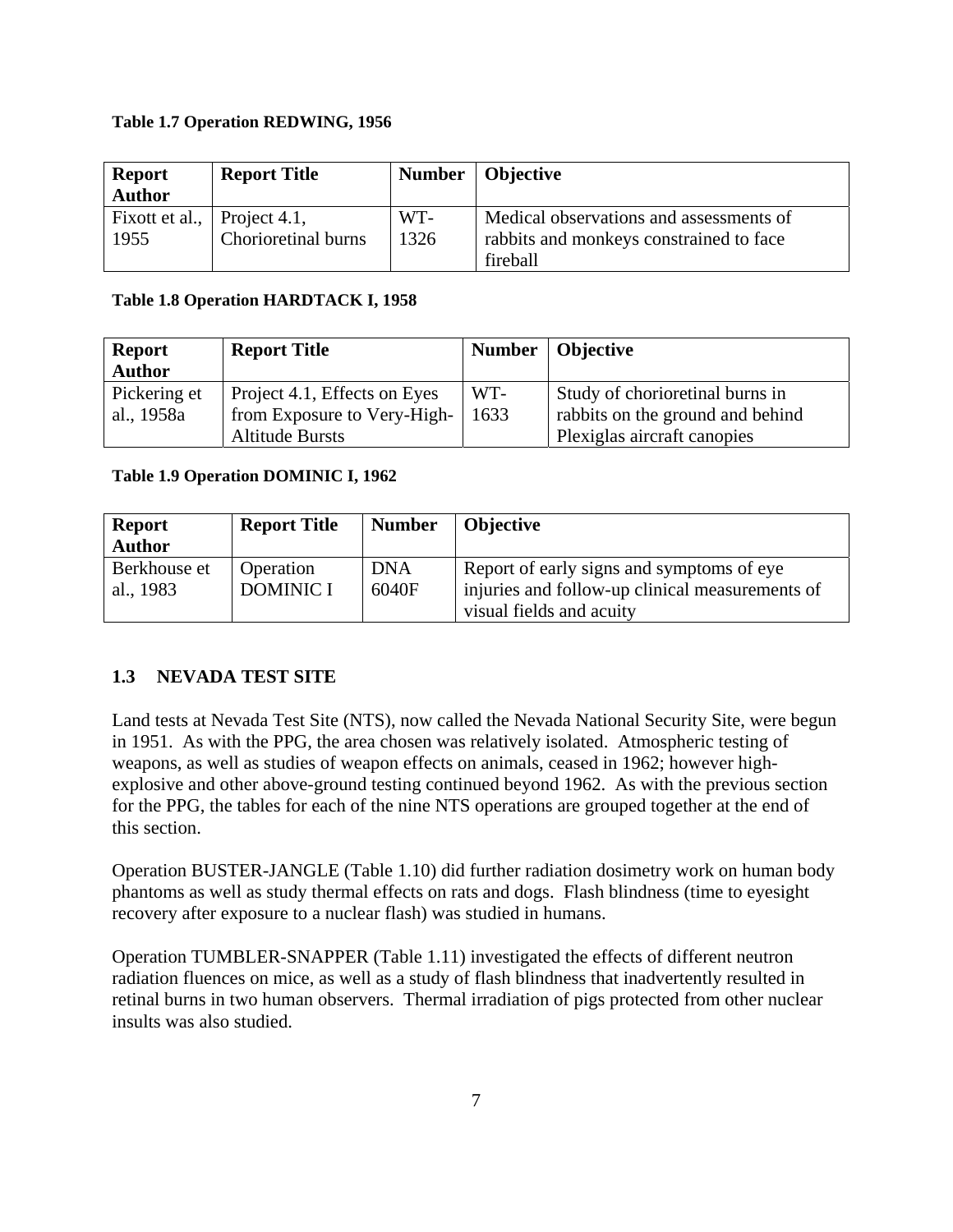**Table 1.7 Operation REDWING, 1956**

| Report Author | Report Title | Number | Objective |
|---|---|---|---|
| Fixott et al., 1955 | Project 4.1, Chorioretinal burns | WT-1326 | Medical observations and assessments of rabbits and monkeys constrained to face fireball |

**Table 1.8 Operation HARDTACK I, 1958**

| Report Author | Report Title | Number | Objective |
|---|---|---|---|
| Pickering et al., 1958a | Project 4.1, Effects on Eyes from Exposure to Very-High-Altitude Bursts | WT-1633 | Study of chorioretinal burns in rabbits on the ground and behind Plexiglas aircraft canopies |

**Table 1.9 Operation DOMINIC I, 1962**

| Report Author | Report Title | Number | Objective |
|---|---|---|---|
| Berkhouse et al., 1983 | Operation DOMINIC I | DNA 6040F | Report of early signs and symptoms of eye injuries and follow-up clinical measurements of visual fields and acuity |

## 1.3 NEVADA TEST SITE

Land tests at Nevada Test Site (NTS), now called the Nevada National Security Site, were begun in 1951. As with the PPG, the area chosen was relatively isolated. Atmospheric testing of weapons, as well as studies of weapon effects on animals, ceased in 1962; however high-explosive and other above-ground testing continued beyond 1962. As with the previous section for the PPG, the tables for each of the nine NTS operations are grouped together at the end of this section.

Operation BUSTER-JANGLE (Table 1.10) did further radiation dosimetry work on human body phantoms as well as study thermal effects on rats and dogs. Flash blindness (time to eyesight recovery after exposure to a nuclear flash) was studied in humans.

Operation TUMBLER-SNAPPER (Table 1.11) investigated the effects of different neutron radiation fluences on mice, as well as a study of flash blindness that inadvertently resulted in retinal burns in two human observers. Thermal irradiation of pigs protected from other nuclear insults was also studied.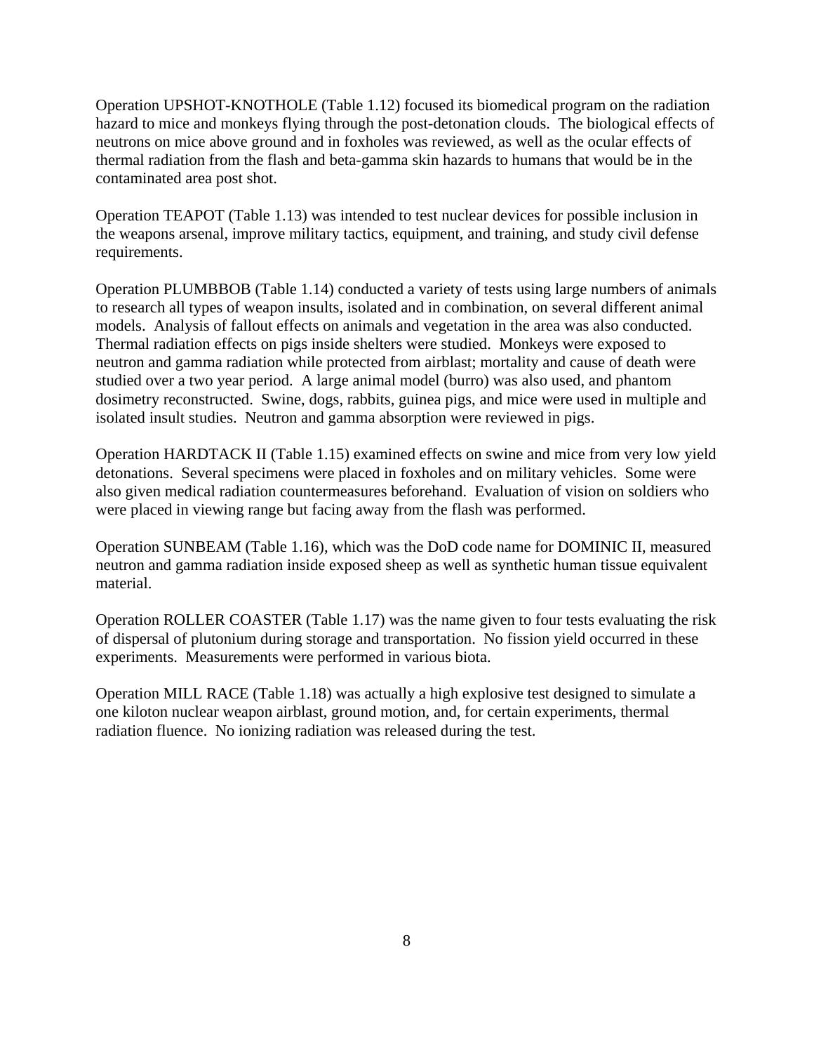Operation UPSHOT-KNOTHOLE (Table 1.12) focused its biomedical program on the radiation hazard to mice and monkeys flying through the post-detonation clouds. The biological effects of neutrons on mice above ground and in foxholes was reviewed, as well as the ocular effects of thermal radiation from the flash and beta-gamma skin hazards to humans that would be in the contaminated area post shot.

Operation TEAPOT (Table 1.13) was intended to test nuclear devices for possible inclusion in the weapons arsenal, improve military tactics, equipment, and training, and study civil defense requirements.

Operation PLUMBBOB (Table 1.14) conducted a variety of tests using large numbers of animals to research all types of weapon insults, isolated and in combination, on several different animal models. Analysis of fallout effects on animals and vegetation in the area was also conducted. Thermal radiation effects on pigs inside shelters were studied. Monkeys were exposed to neutron and gamma radiation while protected from airblast; mortality and cause of death were studied over a two year period. A large animal model (burro) was also used, and phantom dosimetry reconstructed. Swine, dogs, rabbits, guinea pigs, and mice were used in multiple and isolated insult studies. Neutron and gamma absorption were reviewed in pigs.

Operation HARDTACK II (Table 1.15) examined effects on swine and mice from very low yield detonations. Several specimens were placed in foxholes and on military vehicles. Some were also given medical radiation countermeasures beforehand. Evaluation of vision on soldiers who were placed in viewing range but facing away from the flash was performed.

Operation SUNBEAM (Table 1.16), which was the DoD code name for DOMINIC II, measured neutron and gamma radiation inside exposed sheep as well as synthetic human tissue equivalent material.

Operation ROLLER COASTER (Table 1.17) was the name given to four tests evaluating the risk of dispersal of plutonium during storage and transportation. No fission yield occurred in these experiments. Measurements were performed in various biota.

Operation MILL RACE (Table 1.18) was actually a high explosive test designed to simulate a one kiloton nuclear weapon airblast, ground motion, and, for certain experiments, thermal radiation fluence. No ionizing radiation was released during the test.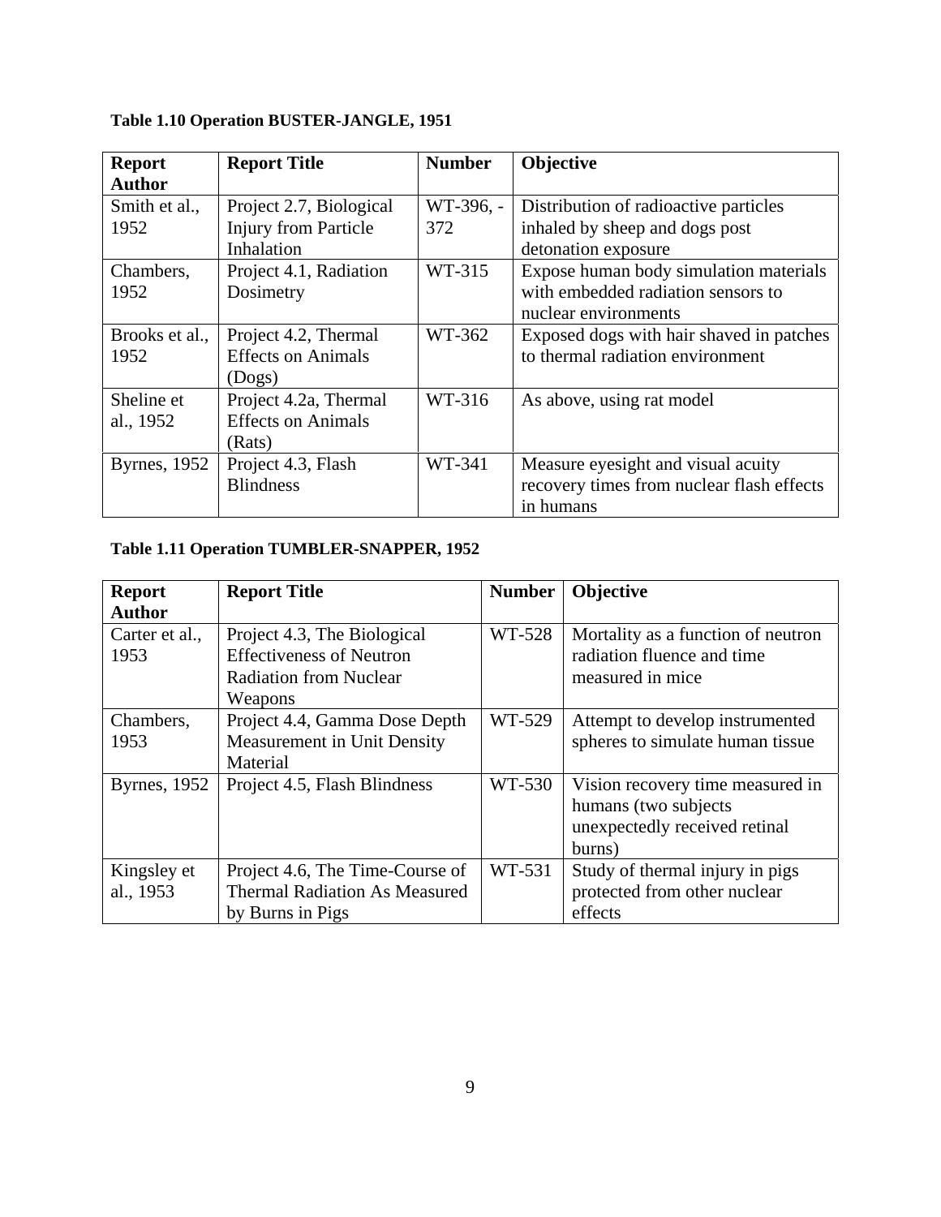**Table 1.10 Operation BUSTER-JANGLE, 1951**

| Report Author | Report Title | Number | Objective |
|---|---|---|---|
| Smith et al., 1952 | Project 2.7, Biological Injury from Particle Inhalation | WT-396, -372 | Distribution of radioactive particles inhaled by sheep and dogs post detonation exposure |
| Chambers, 1952 | Project 4.1, Radiation Dosimetry | WT-315 | Expose human body simulation materials with embedded radiation sensors to nuclear environments |
| Brooks et al., 1952 | Project 4.2, Thermal Effects on Animals (Dogs) | WT-362 | Exposed dogs with hair shaved in patches to thermal radiation environment |
| Sheline et al., 1952 | Project 4.2a, Thermal Effects on Animals (Rats) | WT-316 | As above, using rat model |
| Byrnes, 1952 | Project 4.3, Flash Blindness | WT-341 | Measure eyesight and visual acuity recovery times from nuclear flash effects in humans |

**Table 1.11 Operation TUMBLER-SNAPPER, 1952**

| Report Author | Report Title | Number | Objective |
|---|---|---|---|
| Carter et al., 1953 | Project 4.3, The Biological Effectiveness of Neutron Radiation from Nuclear Weapons | WT-528 | Mortality as a function of neutron radiation fluence and time measured in mice |
| Chambers, 1953 | Project 4.4, Gamma Dose Depth Measurement in Unit Density Material | WT-529 | Attempt to develop instrumented spheres to simulate human tissue |
| Byrnes, 1952 | Project 4.5, Flash Blindness | WT-530 | Vision recovery time measured in humans (two subjects unexpectedly received retinal burns) |
| Kingsley et al., 1953 | Project 4.6, The Time-Course of Thermal Radiation As Measured by Burns in Pigs | WT-531 | Study of thermal injury in pigs protected from other nuclear effects |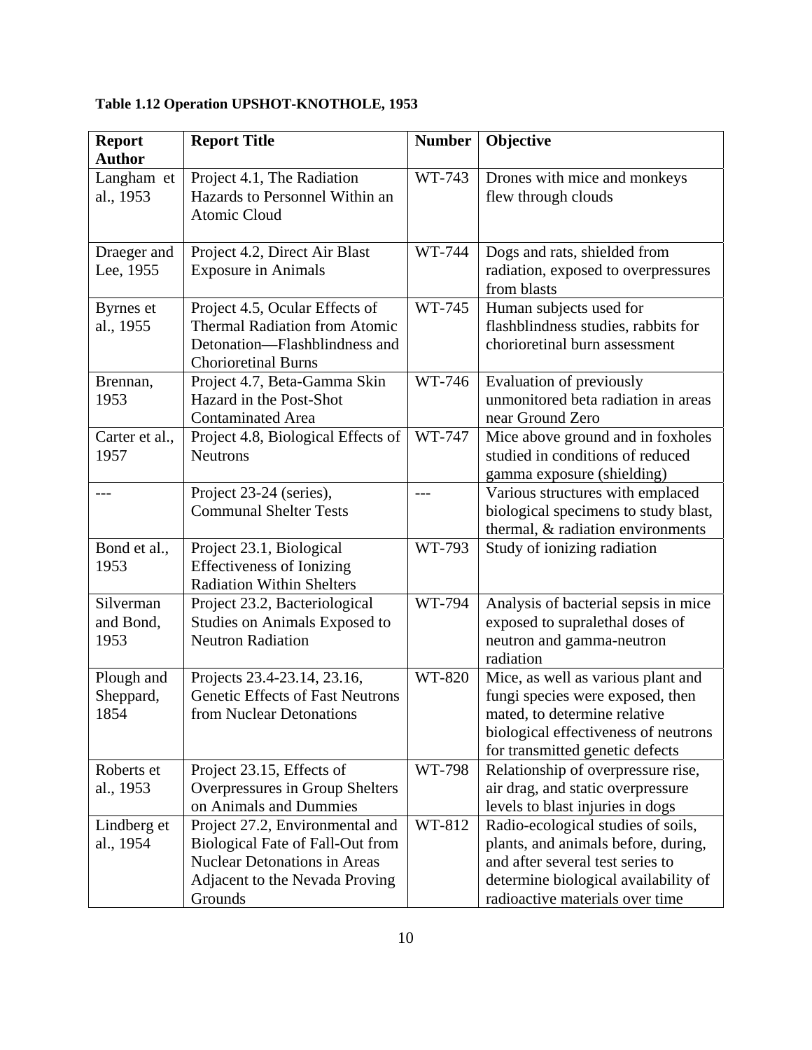**Table 1.12 Operation UPSHOT-KNOTHOLE, 1953**

| Report Author | Report Title | Number | Objective |
|---|---|---|---|
| Langham et al., 1953 | Project 4.1, The Radiation Hazards to Personnel Within an Atomic Cloud | WT-743 | Drones with mice and monkeys flew through clouds |
| Draeger and Lee, 1955 | Project 4.2, Direct Air Blast Exposure in Animals | WT-744 | Dogs and rats, shielded from radiation, exposed to overpressures from blasts |
| Byrnes et al., 1955 | Project 4.5, Ocular Effects of Thermal Radiation from Atomic Detonation—Flashblindness and Chorioretinal Burns | WT-745 | Human subjects used for flashblindness studies, rabbits for chorioretinal burn assessment |
| Brennan, 1953 | Project 4.7, Beta-Gamma Skin Hazard in the Post-Shot Contaminated Area | WT-746 | Evaluation of previously unmonitored beta radiation in areas near Ground Zero |
| Carter et al., 1957 | Project 4.8, Biological Effects of Neutrons | WT-747 | Mice above ground and in foxholes studied in conditions of reduced gamma exposure (shielding) |
| --- | Project 23-24 (series), Communal Shelter Tests | --- | Various structures with emplaced biological specimens to study blast, thermal, & radiation environments |
| Bond et al., 1953 | Project 23.1, Biological Effectiveness of Ionizing Radiation Within Shelters | WT-793 | Study of ionizing radiation |
| Silverman and Bond, 1953 | Project 23.2, Bacteriological Studies on Animals Exposed to Neutron Radiation | WT-794 | Analysis of bacterial sepsis in mice exposed to supralethal doses of neutron and gamma-neutron radiation |
| Plough and Sheppard, 1854 | Projects 23.4-23.14, 23.16, Genetic Effects of Fast Neutrons from Nuclear Detonations | WT-820 | Mice, as well as various plant and fungi species were exposed, then mated, to determine relative biological effectiveness of neutrons for transmitted genetic defects |
| Roberts et al., 1953 | Project 23.15, Effects of Overpressures in Group Shelters on Animals and Dummies | WT-798 | Relationship of overpressure rise, air drag, and static overpressure levels to blast injuries in dogs |
| Lindberg et al., 1954 | Project 27.2, Environmental and Biological Fate of Fall-Out from Nuclear Detonations in Areas Adjacent to the Nevada Proving Grounds | WT-812 | Radio-ecological studies of soils, plants, and animals before, during, and after several test series to determine biological availability of radioactive materials over time |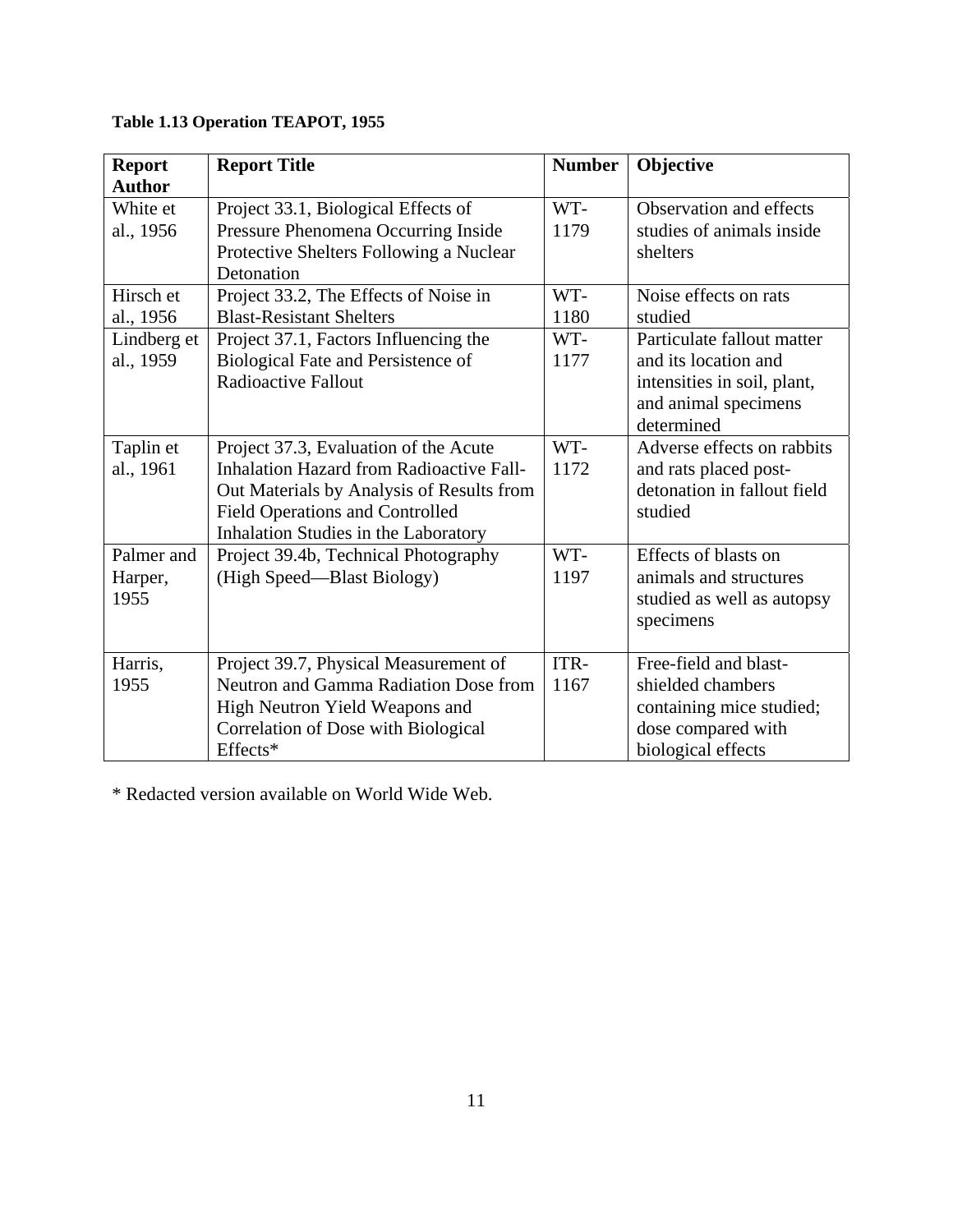**Table 1.13 Operation TEAPOT, 1955**

| Report Author | Report Title | Number | Objective |
|---|---|---|---|
| White et al., 1956 | Project 33.1, Biological Effects of Pressure Phenomena Occurring Inside Protective Shelters Following a Nuclear Detonation | WT-1179 | Observation and effects studies of animals inside shelters |
| Hirsch et al., 1956 | Project 33.2, The Effects of Noise in Blast-Resistant Shelters | WT-1180 | Noise effects on rats studied |
| Lindberg et al., 1959 | Project 37.1, Factors Influencing the Biological Fate and Persistence of Radioactive Fallout | WT-1177 | Particulate fallout matter and its location and intensities in soil, plant, and animal specimens determined |
| Taplin et al., 1961 | Project 37.3, Evaluation of the Acute Inhalation Hazard from Radioactive Fall-Out Materials by Analysis of Results from Field Operations and Controlled Inhalation Studies in the Laboratory | WT-1172 | Adverse effects on rabbits and rats placed post-detonation in fallout field studied |
| Palmer and Harper, 1955 | Project 39.4b, Technical Photography (High Speed—Blast Biology) | WT-1197 | Effects of blasts on animals and structures studied as well as autopsy specimens |
| Harris, 1955 | Project 39.7, Physical Measurement of Neutron and Gamma Radiation Dose from High Neutron Yield Weapons and Correlation of Dose with Biological Effects* | ITR-1167 | Free-field and blast-shielded chambers containing mice studied; dose compared with biological effects |

* Redacted version available on World Wide Web.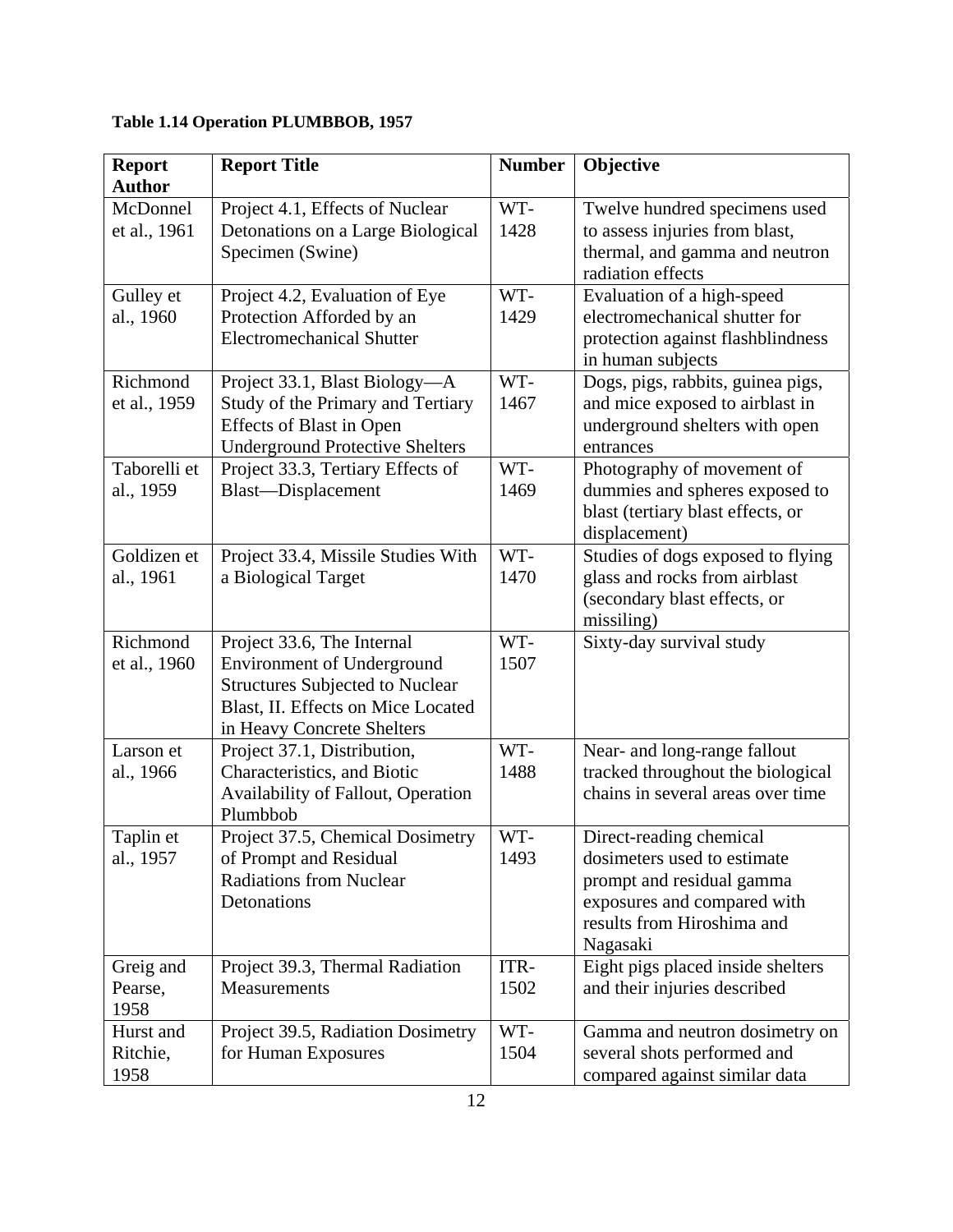**Table 1.14 Operation PLUMBBOB, 1957**

| Report Author | Report Title | Number | Objective |
|---|---|---|---|
| McDonnel et al., 1961 | Project 4.1, Effects of Nuclear Detonations on a Large Biological Specimen (Swine) | WT-1428 | Twelve hundred specimens used to assess injuries from blast, thermal, and gamma and neutron radiation effects |
| Gulley et al., 1960 | Project 4.2, Evaluation of Eye Protection Afforded by an Electromechanical Shutter | WT-1429 | Evaluation of a high-speed electromechanical shutter for protection against flashblindness in human subjects |
| Richmond et al., 1959 | Project 33.1, Blast Biology—A Study of the Primary and Tertiary Effects of Blast in Open Underground Protective Shelters | WT-1467 | Dogs, pigs, rabbits, guinea pigs, and mice exposed to airblast in underground shelters with open entrances |
| Taborelli et al., 1959 | Project 33.3, Tertiary Effects of Blast—Displacement | WT-1469 | Photography of movement of dummies and spheres exposed to blast (tertiary blast effects, or displacement) |
| Goldizen et al., 1961 | Project 33.4, Missile Studies With a Biological Target | WT-1470 | Studies of dogs exposed to flying glass and rocks from airblast (secondary blast effects, or missiling) |
| Richmond et al., 1960 | Project 33.6, The Internal Environment of Underground Structures Subjected to Nuclear Blast, II. Effects on Mice Located in Heavy Concrete Shelters | WT-1507 | Sixty-day survival study |
| Larson et al., 1966 | Project 37.1, Distribution, Characteristics, and Biotic Availability of Fallout, Operation Plumbbob | WT-1488 | Near- and long-range fallout tracked throughout the biological chains in several areas over time |
| Taplin et al., 1957 | Project 37.5, Chemical Dosimetry of Prompt and Residual Radiations from Nuclear Detonations | WT-1493 | Direct-reading chemical dosimeters used to estimate prompt and residual gamma exposures and compared with results from Hiroshima and Nagasaki |
| Greig and Pearse, 1958 | Project 39.3, Thermal Radiation Measurements | ITR-1502 | Eight pigs placed inside shelters and their injuries described |
| Hurst and Ritchie, 1958 | Project 39.5, Radiation Dosimetry for Human Exposures | WT-1504 | Gamma and neutron dosimetry on several shots performed and compared against similar data |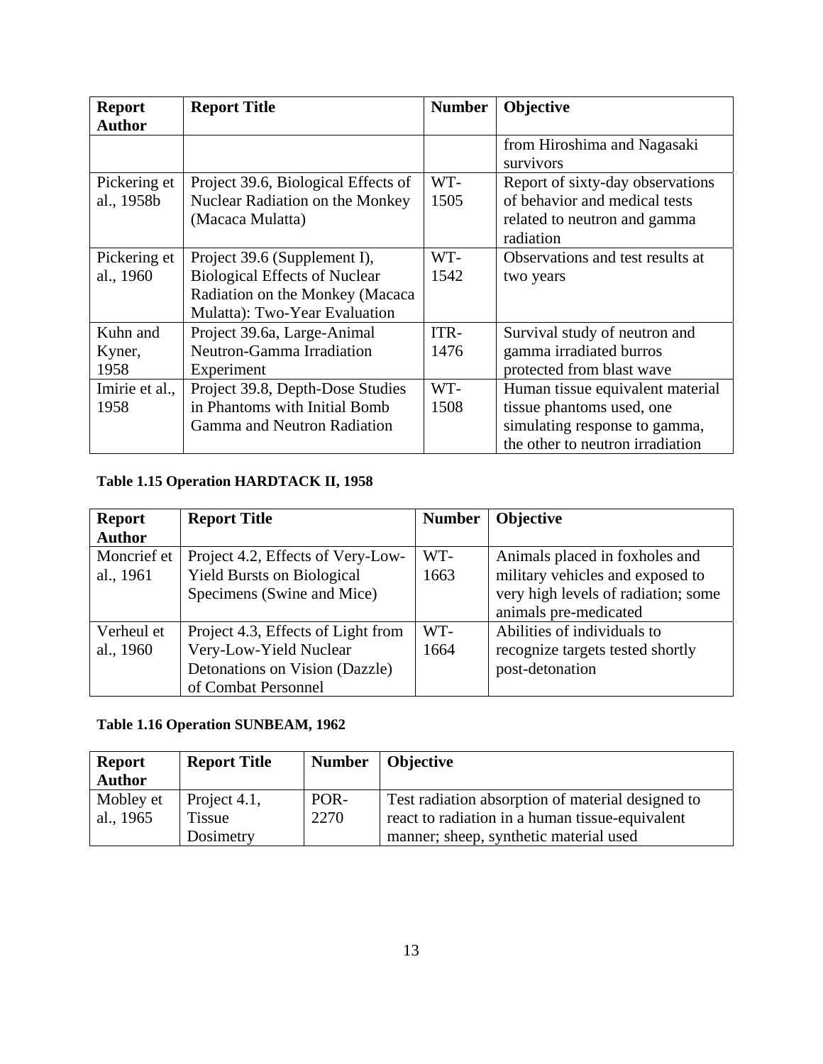| Report Author | Report Title | Number | Objective |
|---|---|---|---|
| | | | from Hiroshima and Nagasaki survivors |
| Pickering et al., 1958b | Project 39.6, Biological Effects of Nuclear Radiation on the Monkey (Macaca Mulatta) | WT-1505 | Report of sixty-day observations of behavior and medical tests related to neutron and gamma radiation |
| Pickering et al., 1960 | Project 39.6 (Supplement I), Biological Effects of Nuclear Radiation on the Monkey (Macaca Mulatta): Two-Year Evaluation | WT-1542 | Observations and test results at two years |
| Kuhn and Kyner, 1958 | Project 39.6a, Large-Animal Neutron-Gamma Irradiation Experiment | ITR-1476 | Survival study of neutron and gamma irradiated burros protected from blast wave |
| Imirie et al., 1958 | Project 39.8, Depth-Dose Studies in Phantoms with Initial Bomb Gamma and Neutron Radiation | WT-1508 | Human tissue equivalent material tissue phantoms used, one simulating response to gamma, the other to neutron irradiation |

**Table 1.15 Operation HARDTACK II, 1958**

| Report Author | Report Title | Number | Objective |
|---|---|---|---|
| Moncrief et al., 1961 | Project 4.2, Effects of Very-Low-Yield Bursts on Biological Specimens (Swine and Mice) | WT-1663 | Animals placed in foxholes and military vehicles and exposed to very high levels of radiation; some animals pre-medicated |
| Verheul et al., 1960 | Project 4.3, Effects of Light from Very-Low-Yield Nuclear Detonations on Vision (Dazzle) of Combat Personnel | WT-1664 | Abilities of individuals to recognize targets tested shortly post-detonation |

**Table 1.16 Operation SUNBEAM, 1962**

| Report Author | Report Title | Number | Objective |
|---|---|---|---|
| Mobley et al., 1965 | Project 4.1, Tissue Dosimetry | POR-2270 | Test radiation absorption of material designed to react to radiation in a human tissue-equivalent manner; sheep, synthetic material used |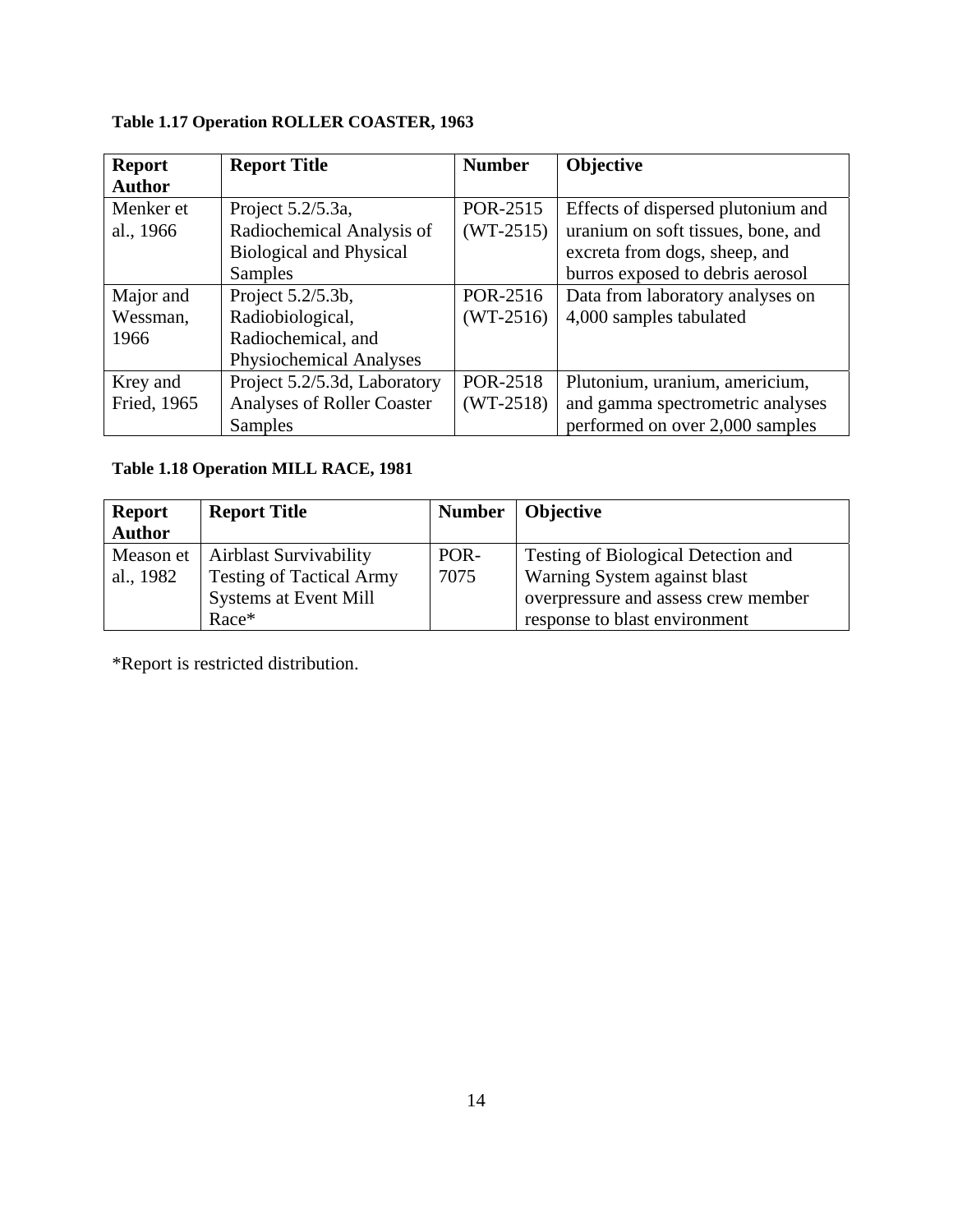**Table 1.17 Operation ROLLER COASTER, 1963**

| Report Author | Report Title | Number | Objective |
|---|---|---|---|
| Menker et al., 1966 | Project 5.2/5.3a, Radiochemical Analysis of Biological and Physical Samples | POR-2515 (WT-2515) | Effects of dispersed plutonium and uranium on soft tissues, bone, and excreta from dogs, sheep, and burros exposed to debris aerosol |
| Major and Wessman, 1966 | Project 5.2/5.3b, Radiobiological, Radiochemical, and Physiochemical Analyses | POR-2516 (WT-2516) | Data from laboratory analyses on 4,000 samples tabulated |
| Krey and Fried, 1965 | Project 5.2/5.3d, Laboratory Analyses of Roller Coaster Samples | POR-2518 (WT-2518) | Plutonium, uranium, americium, and gamma spectrometric analyses performed on over 2,000 samples |

**Table 1.18 Operation MILL RACE, 1981**

| Report Author | Report Title | Number | Objective |
|---|---|---|---|
| Meason et al., 1982 | Airblast Survivability Testing of Tactical Army Systems at Event Mill Race* | POR-7075 | Testing of Biological Detection and Warning System against blast overpressure and assess crew member response to blast environment |

*Report is restricted distribution.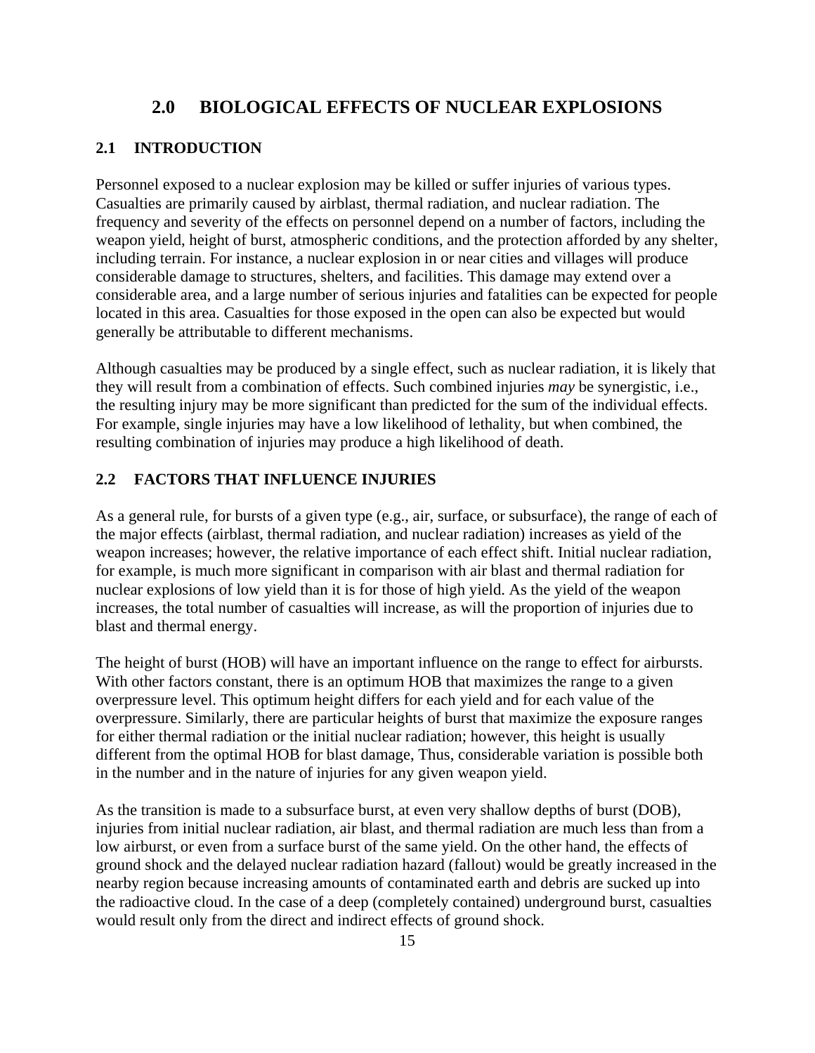# 2.0 BIOLOGICAL EFFECTS OF NUCLEAR EXPLOSIONS

## 2.1 INTRODUCTION

Personnel exposed to a nuclear explosion may be killed or suffer injuries of various types. Casualties are primarily caused by airblast, thermal radiation, and nuclear radiation. The frequency and severity of the effects on personnel depend on a number of factors, including the weapon yield, height of burst, atmospheric conditions, and the protection afforded by any shelter, including terrain. For instance, a nuclear explosion in or near cities and villages will produce considerable damage to structures, shelters, and facilities. This damage may extend over a considerable area, and a large number of serious injuries and fatalities can be expected for people located in this area. Casualties for those exposed in the open can also be expected but would generally be attributable to different mechanisms.

Although casualties may be produced by a single effect, such as nuclear radiation, it is likely that they will result from a combination of effects. Such combined injuries *may* be synergistic, i.e., the resulting injury may be more significant than predicted for the sum of the individual effects. For example, single injuries may have a low likelihood of lethality, but when combined, the resulting combination of injuries may produce a high likelihood of death.

## 2.2 FACTORS THAT INFLUENCE INJURIES

As a general rule, for bursts of a given type (e.g., air, surface, or subsurface), the range of each of the major effects (airblast, thermal radiation, and nuclear radiation) increases as yield of the weapon increases; however, the relative importance of each effect shift. Initial nuclear radiation, for example, is much more significant in comparison with air blast and thermal radiation for nuclear explosions of low yield than it is for those of high yield. As the yield of the weapon increases, the total number of casualties will increase, as will the proportion of injuries due to blast and thermal energy.

The height of burst (HOB) will have an important influence on the range to effect for airbursts. With other factors constant, there is an optimum HOB that maximizes the range to a given overpressure level. This optimum height differs for each yield and for each value of the overpressure. Similarly, there are particular heights of burst that maximize the exposure ranges for either thermal radiation or the initial nuclear radiation; however, this height is usually different from the optimal HOB for blast damage, Thus, considerable variation is possible both in the number and in the nature of injuries for any given weapon yield.

As the transition is made to a subsurface burst, at even very shallow depths of burst (DOB), injuries from initial nuclear radiation, air blast, and thermal radiation are much less than from a low airburst, or even from a surface burst of the same yield. On the other hand, the effects of ground shock and the delayed nuclear radiation hazard (fallout) would be greatly increased in the nearby region because increasing amounts of contaminated earth and debris are sucked up into the radioactive cloud. In the case of a deep (completely contained) underground burst, casualties would result only from the direct and indirect effects of ground shock.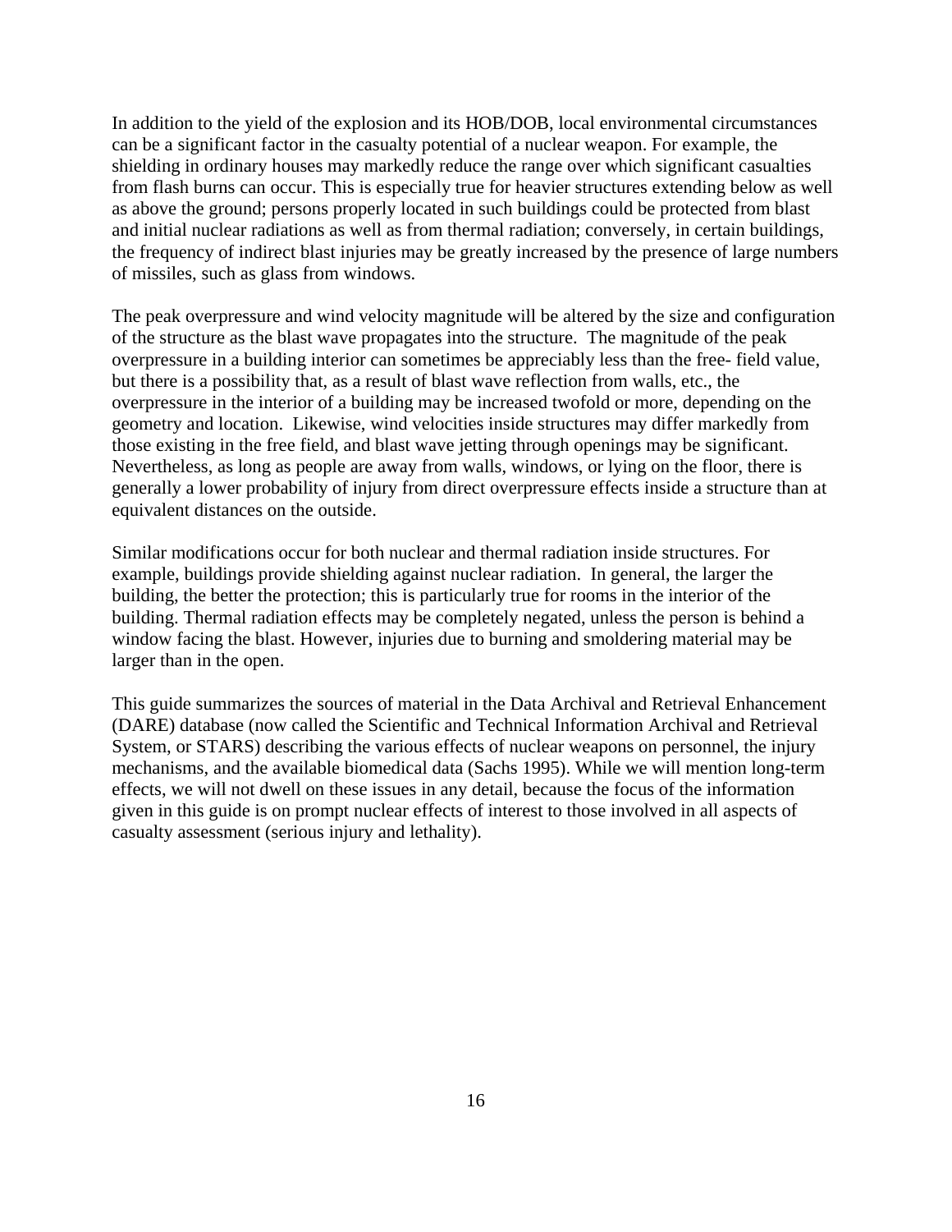In addition to the yield of the explosion and its HOB/DOB, local environmental circumstances can be a significant factor in the casualty potential of a nuclear weapon. For example, the shielding in ordinary houses may markedly reduce the range over which significant casualties from flash burns can occur. This is especially true for heavier structures extending below as well as above the ground; persons properly located in such buildings could be protected from blast and initial nuclear radiations as well as from thermal radiation; conversely, in certain buildings, the frequency of indirect blast injuries may be greatly increased by the presence of large numbers of missiles, such as glass from windows.

The peak overpressure and wind velocity magnitude will be altered by the size and configuration of the structure as the blast wave propagates into the structure. The magnitude of the peak overpressure in a building interior can sometimes be appreciably less than the free- field value, but there is a possibility that, as a result of blast wave reflection from walls, etc., the overpressure in the interior of a building may be increased twofold or more, depending on the geometry and location. Likewise, wind velocities inside structures may differ markedly from those existing in the free field, and blast wave jetting through openings may be significant. Nevertheless, as long as people are away from walls, windows, or lying on the floor, there is generally a lower probability of injury from direct overpressure effects inside a structure than at equivalent distances on the outside.

Similar modifications occur for both nuclear and thermal radiation inside structures. For example, buildings provide shielding against nuclear radiation. In general, the larger the building, the better the protection; this is particularly true for rooms in the interior of the building. Thermal radiation effects may be completely negated, unless the person is behind a window facing the blast. However, injuries due to burning and smoldering material may be larger than in the open.

This guide summarizes the sources of material in the Data Archival and Retrieval Enhancement (DARE) database (now called the Scientific and Technical Information Archival and Retrieval System, or STARS) describing the various effects of nuclear weapons on personnel, the injury mechanisms, and the available biomedical data (Sachs 1995). While we will mention long-term effects, we will not dwell on these issues in any detail, because the focus of the information given in this guide is on prompt nuclear effects of interest to those involved in all aspects of casualty assessment (serious injury and lethality).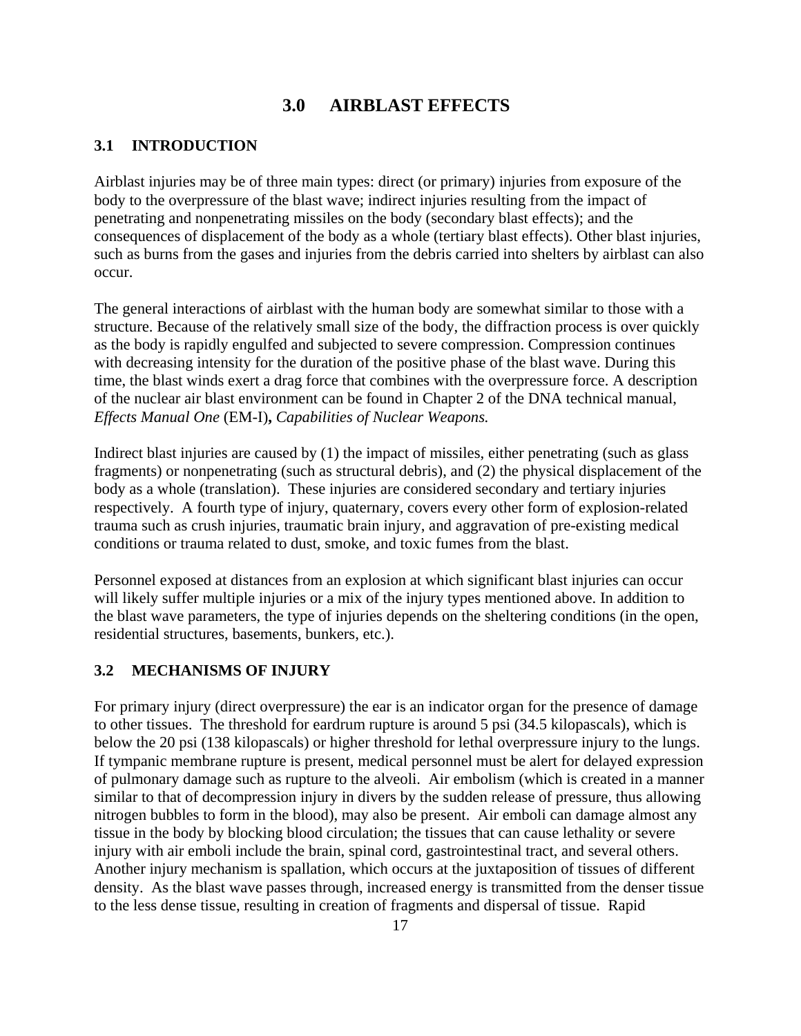# 3.0 AIRBLAST EFFECTS

## 3.1 INTRODUCTION

Airblast injuries may be of three main types: direct (or primary) injuries from exposure of the body to the overpressure of the blast wave; indirect injuries resulting from the impact of penetrating and nonpenetrating missiles on the body (secondary blast effects); and the consequences of displacement of the body as a whole (tertiary blast effects). Other blast injuries, such as burns from the gases and injuries from the debris carried into shelters by airblast can also occur.

The general interactions of airblast with the human body are somewhat similar to those with a structure. Because of the relatively small size of the body, the diffraction process is over quickly as the body is rapidly engulfed and subjected to severe compression. Compression continues with decreasing intensity for the duration of the positive phase of the blast wave. During this time, the blast winds exert a drag force that combines with the overpressure force. A description of the nuclear air blast environment can be found in Chapter 2 of the DNA technical manual, *Effects Manual One* (EM-I)**,** *Capabilities of Nuclear Weapons.*

Indirect blast injuries are caused by (1) the impact of missiles, either penetrating (such as glass fragments) or nonpenetrating (such as structural debris), and (2) the physical displacement of the body as a whole (translation). These injuries are considered secondary and tertiary injuries respectively. A fourth type of injury, quaternary, covers every other form of explosion-related trauma such as crush injuries, traumatic brain injury, and aggravation of pre-existing medical conditions or trauma related to dust, smoke, and toxic fumes from the blast.

Personnel exposed at distances from an explosion at which significant blast injuries can occur will likely suffer multiple injuries or a mix of the injury types mentioned above. In addition to the blast wave parameters, the type of injuries depends on the sheltering conditions (in the open, residential structures, basements, bunkers, etc.).

## 3.2 MECHANISMS OF INJURY

For primary injury (direct overpressure) the ear is an indicator organ for the presence of damage to other tissues. The threshold for eardrum rupture is around 5 psi (34.5 kilopascals), which is below the 20 psi (138 kilopascals) or higher threshold for lethal overpressure injury to the lungs. If tympanic membrane rupture is present, medical personnel must be alert for delayed expression of pulmonary damage such as rupture to the alveoli. Air embolism (which is created in a manner similar to that of decompression injury in divers by the sudden release of pressure, thus allowing nitrogen bubbles to form in the blood), may also be present. Air emboli can damage almost any tissue in the body by blocking blood circulation; the tissues that can cause lethality or severe injury with air emboli include the brain, spinal cord, gastrointestinal tract, and several others. Another injury mechanism is spallation, which occurs at the juxtaposition of tissues of different density. As the blast wave passes through, increased energy is transmitted from the denser tissue to the less dense tissue, resulting in creation of fragments and dispersal of tissue. Rapid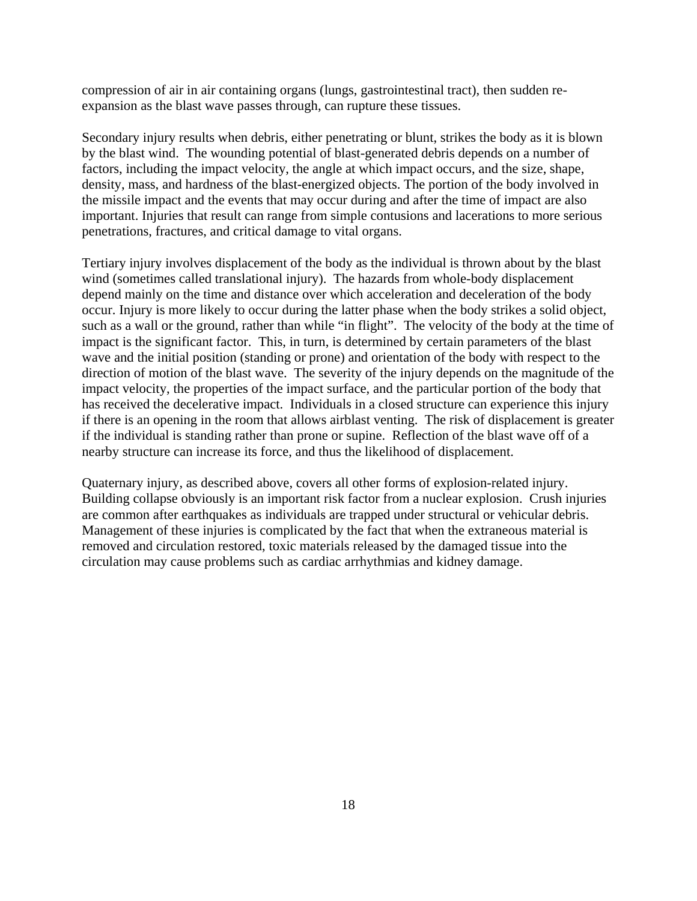compression of air in air containing organs (lungs, gastrointestinal tract), then sudden re-expansion as the blast wave passes through, can rupture these tissues.

Secondary injury results when debris, either penetrating or blunt, strikes the body as it is blown by the blast wind. The wounding potential of blast-generated debris depends on a number of factors, including the impact velocity, the angle at which impact occurs, and the size, shape, density, mass, and hardness of the blast-energized objects. The portion of the body involved in the missile impact and the events that may occur during and after the time of impact are also important. Injuries that result can range from simple contusions and lacerations to more serious penetrations, fractures, and critical damage to vital organs.

Tertiary injury involves displacement of the body as the individual is thrown about by the blast wind (sometimes called translational injury). The hazards from whole-body displacement depend mainly on the time and distance over which acceleration and deceleration of the body occur. Injury is more likely to occur during the latter phase when the body strikes a solid object, such as a wall or the ground, rather than while "in flight". The velocity of the body at the time of impact is the significant factor. This, in turn, is determined by certain parameters of the blast wave and the initial position (standing or prone) and orientation of the body with respect to the direction of motion of the blast wave. The severity of the injury depends on the magnitude of the impact velocity, the properties of the impact surface, and the particular portion of the body that has received the decelerative impact. Individuals in a closed structure can experience this injury if there is an opening in the room that allows airblast venting. The risk of displacement is greater if the individual is standing rather than prone or supine. Reflection of the blast wave off of a nearby structure can increase its force, and thus the likelihood of displacement.

Quaternary injury, as described above, covers all other forms of explosion-related injury. Building collapse obviously is an important risk factor from a nuclear explosion. Crush injuries are common after earthquakes as individuals are trapped under structural or vehicular debris. Management of these injuries is complicated by the fact that when the extraneous material is removed and circulation restored, toxic materials released by the damaged tissue into the circulation may cause problems such as cardiac arrhythmias and kidney damage.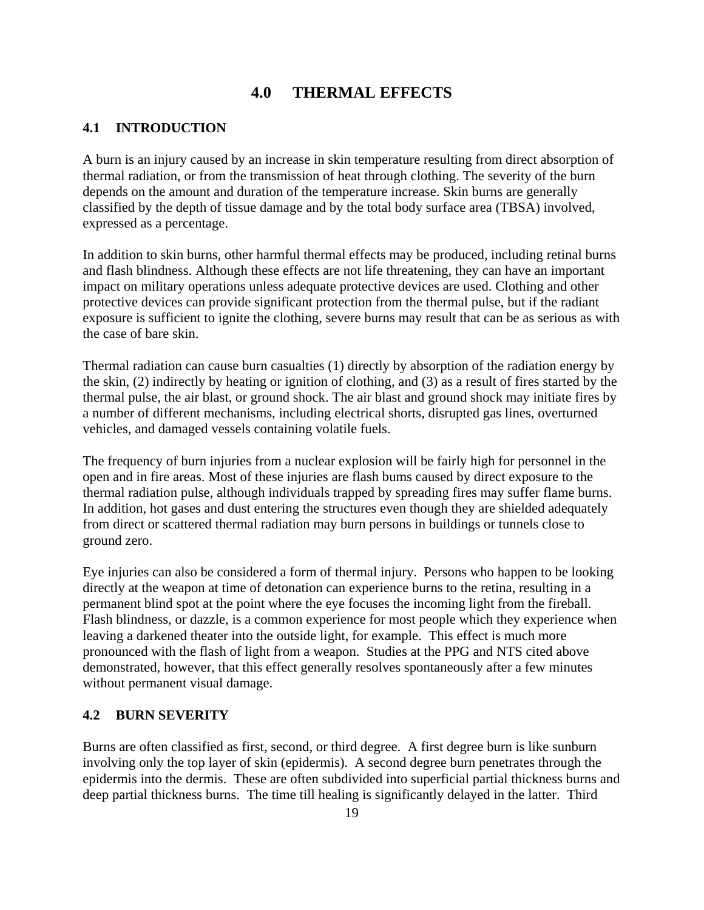# 4.0 THERMAL EFFECTS

## 4.1 INTRODUCTION

A burn is an injury caused by an increase in skin temperature resulting from direct absorption of thermal radiation, or from the transmission of heat through clothing. The severity of the burn depends on the amount and duration of the temperature increase. Skin burns are generally classified by the depth of tissue damage and by the total body surface area (TBSA) involved, expressed as a percentage.

In addition to skin burns, other harmful thermal effects may be produced, including retinal burns and flash blindness. Although these effects are not life threatening, they can have an important impact on military operations unless adequate protective devices are used. Clothing and other protective devices can provide significant protection from the thermal pulse, but if the radiant exposure is sufficient to ignite the clothing, severe burns may result that can be as serious as with the case of bare skin.

Thermal radiation can cause burn casualties (1) directly by absorption of the radiation energy by the skin, (2) indirectly by heating or ignition of clothing, and (3) as a result of fires started by the thermal pulse, the air blast, or ground shock. The air blast and ground shock may initiate fires by a number of different mechanisms, including electrical shorts, disrupted gas lines, overturned vehicles, and damaged vessels containing volatile fuels.

The frequency of burn injuries from a nuclear explosion will be fairly high for personnel in the open and in fire areas. Most of these injuries are flash bums caused by direct exposure to the thermal radiation pulse, although individuals trapped by spreading fires may suffer flame burns. In addition, hot gases and dust entering the structures even though they are shielded adequately from direct or scattered thermal radiation may burn persons in buildings or tunnels close to ground zero.

Eye injuries can also be considered a form of thermal injury. Persons who happen to be looking directly at the weapon at time of detonation can experience burns to the retina, resulting in a permanent blind spot at the point where the eye focuses the incoming light from the fireball. Flash blindness, or dazzle, is a common experience for most people which they experience when leaving a darkened theater into the outside light, for example. This effect is much more pronounced with the flash of light from a weapon. Studies at the PPG and NTS cited above demonstrated, however, that this effect generally resolves spontaneously after a few minutes without permanent visual damage.

## 4.2 BURN SEVERITY

Burns are often classified as first, second, or third degree. A first degree burn is like sunburn involving only the top layer of skin (epidermis). A second degree burn penetrates through the epidermis into the dermis. These are often subdivided into superficial partial thickness burns and deep partial thickness burns. The time till healing is significantly delayed in the latter. Third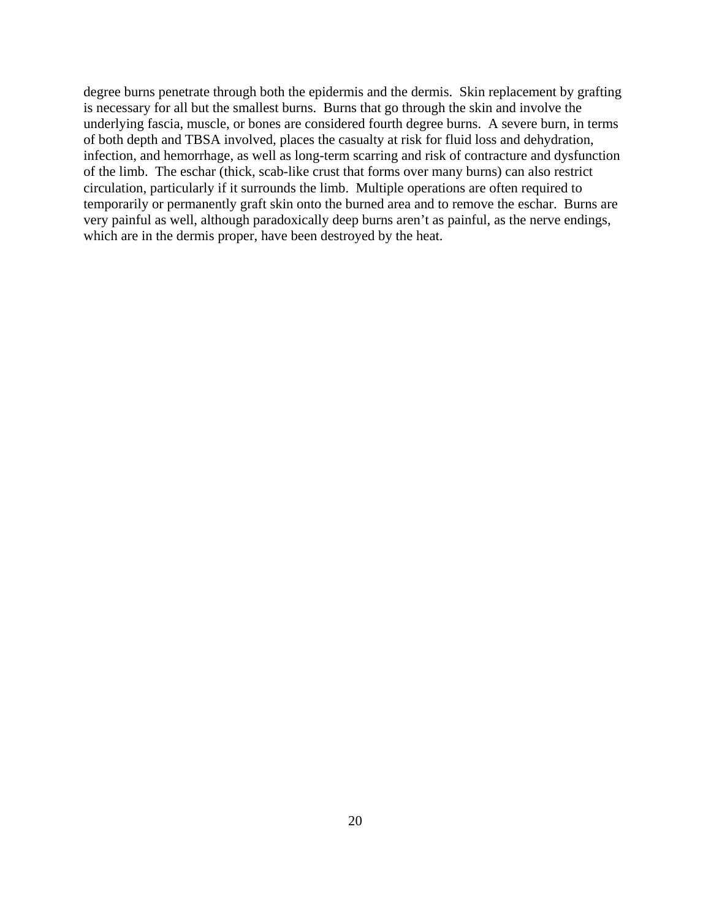degree burns penetrate through both the epidermis and the dermis.  Skin replacement by grafting is necessary for all but the smallest burns.  Burns that go through the skin and involve the underlying fascia, muscle, or bones are considered fourth degree burns.  A severe burn, in terms of both depth and TBSA involved, places the casualty at risk for fluid loss and dehydration, infection, and hemorrhage, as well as long-term scarring and risk of contracture and dysfunction of the limb.  The eschar (thick, scab-like crust that forms over many burns) can also restrict circulation, particularly if it surrounds the limb.  Multiple operations are often required to temporarily or permanently graft skin onto the burned area and to remove the eschar.  Burns are very painful as well, although paradoxically deep burns aren't as painful, as the nerve endings, which are in the dermis proper, have been destroyed by the heat.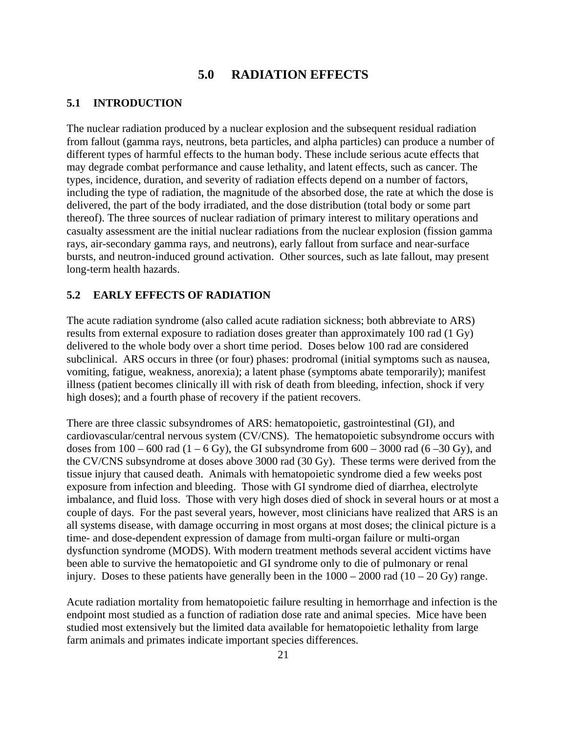# 5.0 RADIATION EFFECTS

## 5.1 INTRODUCTION

The nuclear radiation produced by a nuclear explosion and the subsequent residual radiation from fallout (gamma rays, neutrons, beta particles, and alpha particles) can produce a number of different types of harmful effects to the human body. These include serious acute effects that may degrade combat performance and cause lethality, and latent effects, such as cancer. The types, incidence, duration, and severity of radiation effects depend on a number of factors, including the type of radiation, the magnitude of the absorbed dose, the rate at which the dose is delivered, the part of the body irradiated, and the dose distribution (total body or some part thereof). The three sources of nuclear radiation of primary interest to military operations and casualty assessment are the initial nuclear radiations from the nuclear explosion (fission gamma rays, air-secondary gamma rays, and neutrons), early fallout from surface and near-surface bursts, and neutron-induced ground activation. Other sources, such as late fallout, may present long-term health hazards.

## 5.2 EARLY EFFECTS OF RADIATION

The acute radiation syndrome (also called acute radiation sickness; both abbreviate to ARS) results from external exposure to radiation doses greater than approximately 100 rad (1 Gy) delivered to the whole body over a short time period. Doses below 100 rad are considered subclinical. ARS occurs in three (or four) phases: prodromal (initial symptoms such as nausea, vomiting, fatigue, weakness, anorexia); a latent phase (symptoms abate temporarily); manifest illness (patient becomes clinically ill with risk of death from bleeding, infection, shock if very high doses); and a fourth phase of recovery if the patient recovers.

There are three classic subsyndromes of ARS: hematopoietic, gastrointestinal (GI), and cardiovascular/central nervous system (CV/CNS). The hematopoietic subsyndrome occurs with doses from 100 – 600 rad (1 – 6 Gy), the GI subsyndrome from 600 – 3000 rad (6 –30 Gy), and the CV/CNS subsyndrome at doses above 3000 rad (30 Gy). These terms were derived from the tissue injury that caused death. Animals with hematopoietic syndrome died a few weeks post exposure from infection and bleeding. Those with GI syndrome died of diarrhea, electrolyte imbalance, and fluid loss. Those with very high doses died of shock in several hours or at most a couple of days. For the past several years, however, most clinicians have realized that ARS is an all systems disease, with damage occurring in most organs at most doses; the clinical picture is a time- and dose-dependent expression of damage from multi-organ failure or multi-organ dysfunction syndrome (MODS). With modern treatment methods several accident victims have been able to survive the hematopoietic and GI syndrome only to die of pulmonary or renal injury. Doses to these patients have generally been in the 1000 – 2000 rad (10 – 20 Gy) range.

Acute radiation mortality from hematopoietic failure resulting in hemorrhage and infection is the endpoint most studied as a function of radiation dose rate and animal species. Mice have been studied most extensively but the limited data available for hematopoietic lethality from large farm animals and primates indicate important species differences.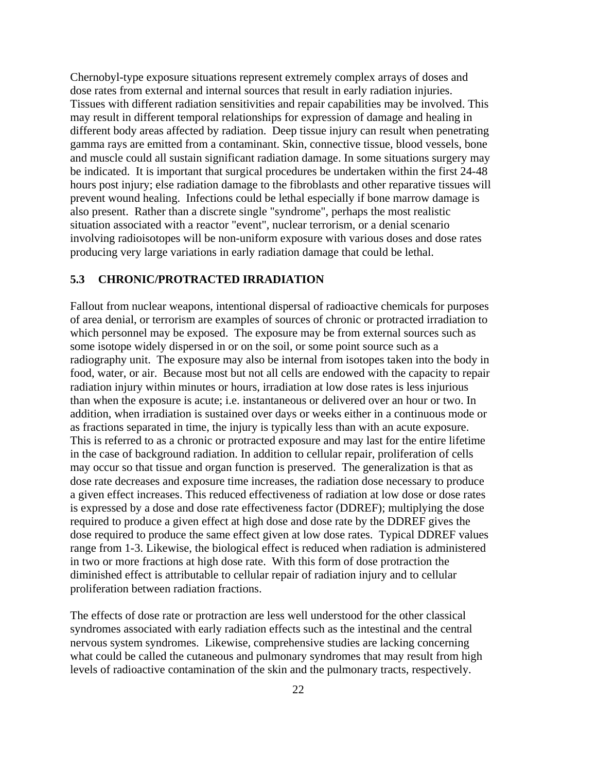Chernobyl-type exposure situations represent extremely complex arrays of doses and dose rates from external and internal sources that result in early radiation injuries. Tissues with different radiation sensitivities and repair capabilities may be involved. This may result in different temporal relationships for expression of damage and healing in different body areas affected by radiation. Deep tissue injury can result when penetrating gamma rays are emitted from a contaminant. Skin, connective tissue, blood vessels, bone and muscle could all sustain significant radiation damage. In some situations surgery may be indicated. It is important that surgical procedures be undertaken within the first 24-48 hours post injury; else radiation damage to the fibroblasts and other reparative tissues will prevent wound healing. Infections could be lethal especially if bone marrow damage is also present. Rather than a discrete single "syndrome", perhaps the most realistic situation associated with a reactor "event", nuclear terrorism, or a denial scenario involving radioisotopes will be non-uniform exposure with various doses and dose rates producing very large variations in early radiation damage that could be lethal.

## 5.3 CHRONIC/PROTRACTED IRRADIATION

Fallout from nuclear weapons, intentional dispersal of radioactive chemicals for purposes of area denial, or terrorism are examples of sources of chronic or protracted irradiation to which personnel may be exposed. The exposure may be from external sources such as some isotope widely dispersed in or on the soil, or some point source such as a radiography unit. The exposure may also be internal from isotopes taken into the body in food, water, or air. Because most but not all cells are endowed with the capacity to repair radiation injury within minutes or hours, irradiation at low dose rates is less injurious than when the exposure is acute; i.e. instantaneous or delivered over an hour or two. In addition, when irradiation is sustained over days or weeks either in a continuous mode or as fractions separated in time, the injury is typically less than with an acute exposure. This is referred to as a chronic or protracted exposure and may last for the entire lifetime in the case of background radiation. In addition to cellular repair, proliferation of cells may occur so that tissue and organ function is preserved. The generalization is that as dose rate decreases and exposure time increases, the radiation dose necessary to produce a given effect increases. This reduced effectiveness of radiation at low dose or dose rates is expressed by a dose and dose rate effectiveness factor (DDREF); multiplying the dose required to produce a given effect at high dose and dose rate by the DDREF gives the dose required to produce the same effect given at low dose rates. Typical DDREF values range from 1-3. Likewise, the biological effect is reduced when radiation is administered in two or more fractions at high dose rate. With this form of dose protraction the diminished effect is attributable to cellular repair of radiation injury and to cellular proliferation between radiation fractions.

The effects of dose rate or protraction are less well understood for the other classical syndromes associated with early radiation effects such as the intestinal and the central nervous system syndromes. Likewise, comprehensive studies are lacking concerning what could be called the cutaneous and pulmonary syndromes that may result from high levels of radioactive contamination of the skin and the pulmonary tracts, respectively.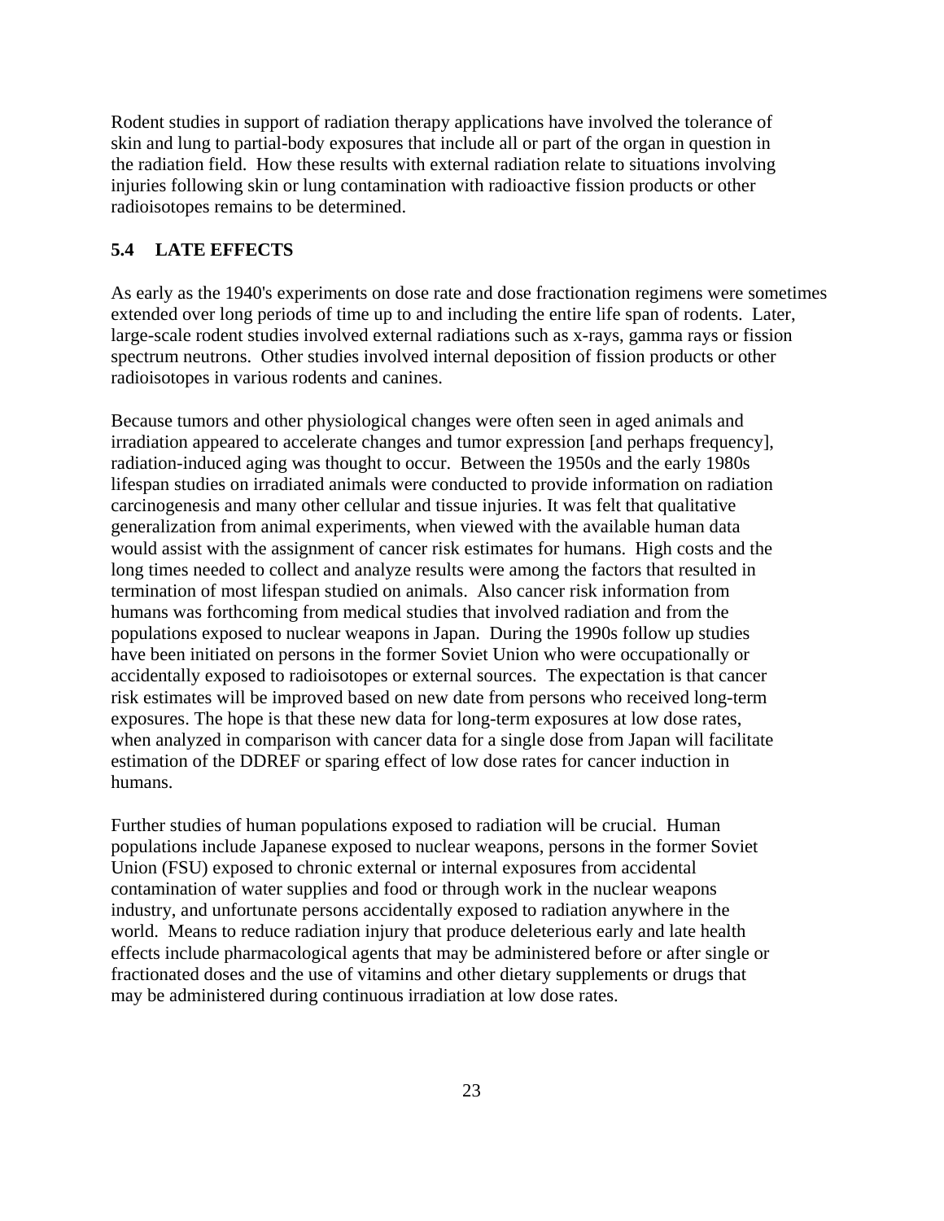Rodent studies in support of radiation therapy applications have involved the tolerance of skin and lung to partial-body exposures that include all or part of the organ in question in the radiation field. How these results with external radiation relate to situations involving injuries following skin or lung contamination with radioactive fission products or other radioisotopes remains to be determined.

## 5.4 LATE EFFECTS

As early as the 1940's experiments on dose rate and dose fractionation regimens were sometimes extended over long periods of time up to and including the entire life span of rodents. Later, large-scale rodent studies involved external radiations such as x-rays, gamma rays or fission spectrum neutrons. Other studies involved internal deposition of fission products or other radioisotopes in various rodents and canines.

Because tumors and other physiological changes were often seen in aged animals and irradiation appeared to accelerate changes and tumor expression [and perhaps frequency], radiation-induced aging was thought to occur. Between the 1950s and the early 1980s lifespan studies on irradiated animals were conducted to provide information on radiation carcinogenesis and many other cellular and tissue injuries. It was felt that qualitative generalization from animal experiments, when viewed with the available human data would assist with the assignment of cancer risk estimates for humans. High costs and the long times needed to collect and analyze results were among the factors that resulted in termination of most lifespan studied on animals. Also cancer risk information from humans was forthcoming from medical studies that involved radiation and from the populations exposed to nuclear weapons in Japan. During the 1990s follow up studies have been initiated on persons in the former Soviet Union who were occupationally or accidentally exposed to radioisotopes or external sources. The expectation is that cancer risk estimates will be improved based on new date from persons who received long-term exposures. The hope is that these new data for long-term exposures at low dose rates, when analyzed in comparison with cancer data for a single dose from Japan will facilitate estimation of the DDREF or sparing effect of low dose rates for cancer induction in humans.

Further studies of human populations exposed to radiation will be crucial. Human populations include Japanese exposed to nuclear weapons, persons in the former Soviet Union (FSU) exposed to chronic external or internal exposures from accidental contamination of water supplies and food or through work in the nuclear weapons industry, and unfortunate persons accidentally exposed to radiation anywhere in the world. Means to reduce radiation injury that produce deleterious early and late health effects include pharmacological agents that may be administered before or after single or fractionated doses and the use of vitamins and other dietary supplements or drugs that may be administered during continuous irradiation at low dose rates.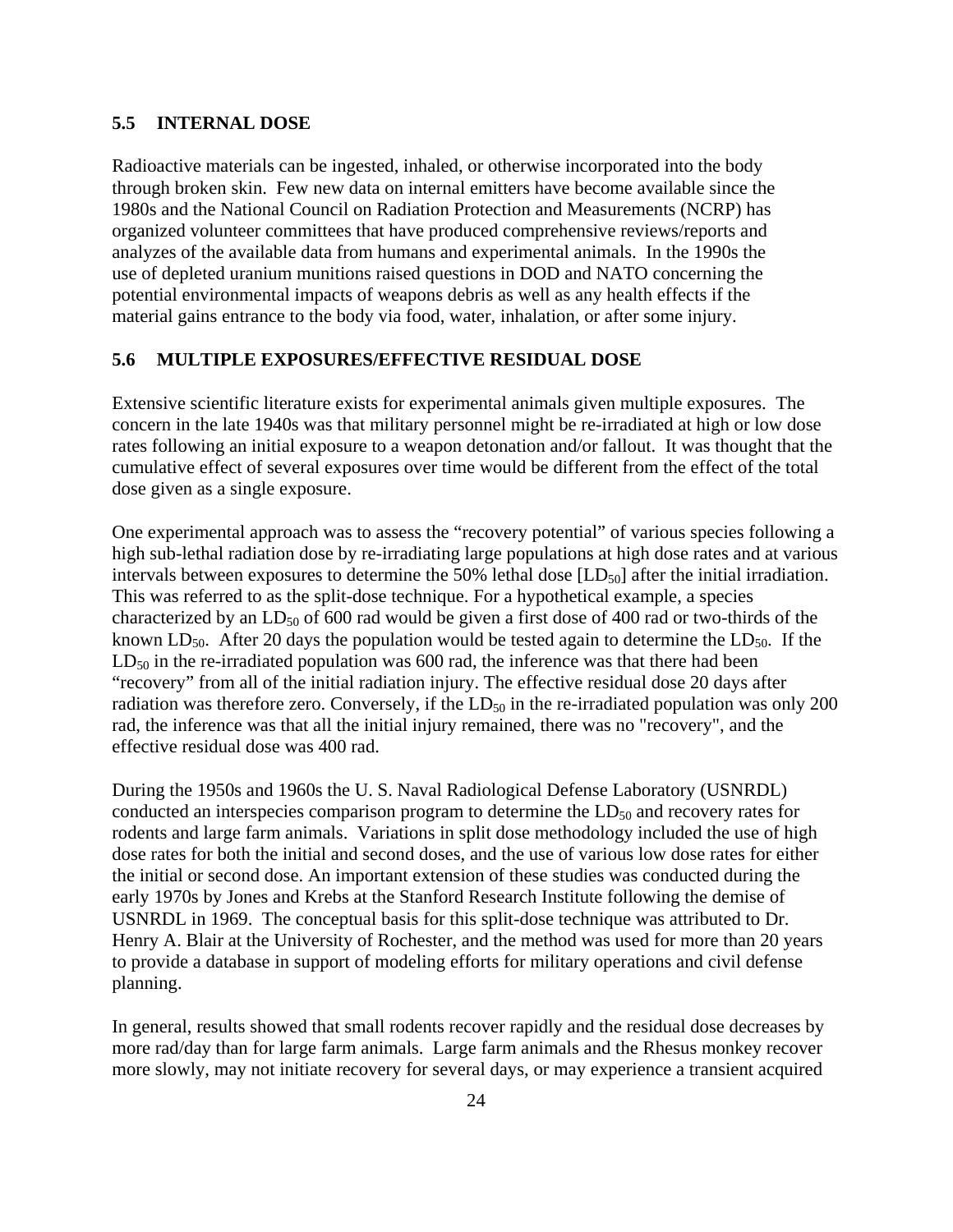## 5.5 INTERNAL DOSE

Radioactive materials can be ingested, inhaled, or otherwise incorporated into the body through broken skin. Few new data on internal emitters have become available since the 1980s and the National Council on Radiation Protection and Measurements (NCRP) has organized volunteer committees that have produced comprehensive reviews/reports and analyzes of the available data from humans and experimental animals. In the 1990s the use of depleted uranium munitions raised questions in DOD and NATO concerning the potential environmental impacts of weapons debris as well as any health effects if the material gains entrance to the body via food, water, inhalation, or after some injury.

## 5.6 MULTIPLE EXPOSURES/EFFECTIVE RESIDUAL DOSE

Extensive scientific literature exists for experimental animals given multiple exposures. The concern in the late 1940s was that military personnel might be re-irradiated at high or low dose rates following an initial exposure to a weapon detonation and/or fallout. It was thought that the cumulative effect of several exposures over time would be different from the effect of the total dose given as a single exposure.

One experimental approach was to assess the "recovery potential" of various species following a high sub-lethal radiation dose by re-irradiating large populations at high dose rates and at various intervals between exposures to determine the 50% lethal dose [$LD_{50}$] after the initial irradiation. This was referred to as the split-dose technique. For a hypothetical example, a species characterized by an $LD_{50}$ of 600 rad would be given a first dose of 400 rad or two-thirds of the known $LD_{50}$. After 20 days the population would be tested again to determine the $LD_{50}$. If the $LD_{50}$ in the re-irradiated population was 600 rad, the inference was that there had been "recovery" from all of the initial radiation injury. The effective residual dose 20 days after radiation was therefore zero. Conversely, if the $LD_{50}$ in the re-irradiated population was only 200 rad, the inference was that all the initial injury remained, there was no "recovery", and the effective residual dose was 400 rad.

During the 1950s and 1960s the U. S. Naval Radiological Defense Laboratory (USNRDL) conducted an interspecies comparison program to determine the $LD_{50}$ and recovery rates for rodents and large farm animals. Variations in split dose methodology included the use of high dose rates for both the initial and second doses, and the use of various low dose rates for either the initial or second dose. An important extension of these studies was conducted during the early 1970s by Jones and Krebs at the Stanford Research Institute following the demise of USNRDL in 1969. The conceptual basis for this split-dose technique was attributed to Dr. Henry A. Blair at the University of Rochester, and the method was used for more than 20 years to provide a database in support of modeling efforts for military operations and civil defense planning.

In general, results showed that small rodents recover rapidly and the residual dose decreases by more rad/day than for large farm animals. Large farm animals and the Rhesus monkey recover more slowly, may not initiate recovery for several days, or may experience a transient acquired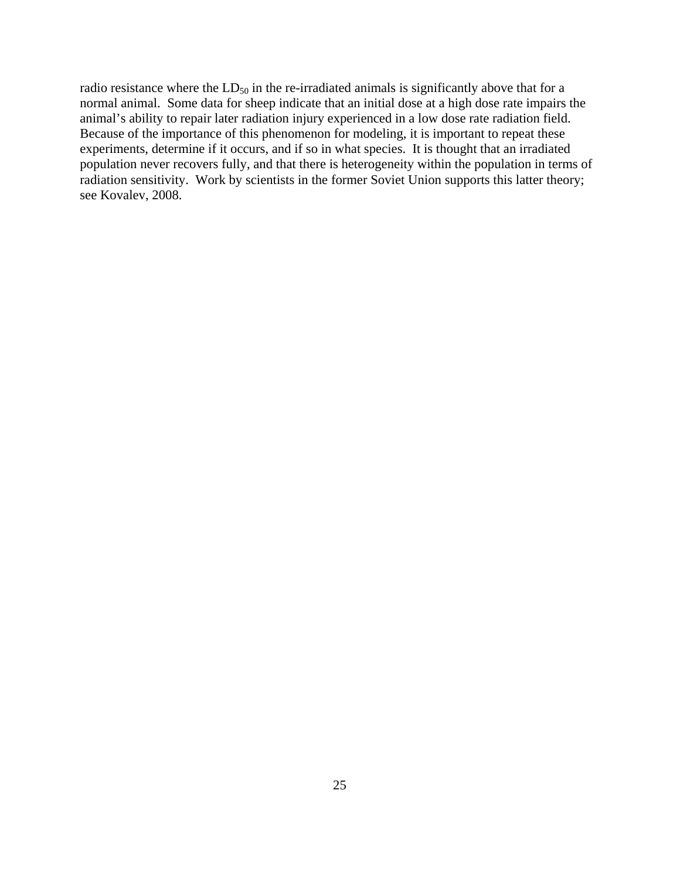radio resistance where the $LD_{50}$ in the re-irradiated animals is significantly above that for a normal animal. Some data for sheep indicate that an initial dose at a high dose rate impairs the animal's ability to repair later radiation injury experienced in a low dose rate radiation field. Because of the importance of this phenomenon for modeling, it is important to repeat these experiments, determine if it occurs, and if so in what species. It is thought that an irradiated population never recovers fully, and that there is heterogeneity within the population in terms of radiation sensitivity. Work by scientists in the former Soviet Union supports this latter theory; see Kovalev, 2008.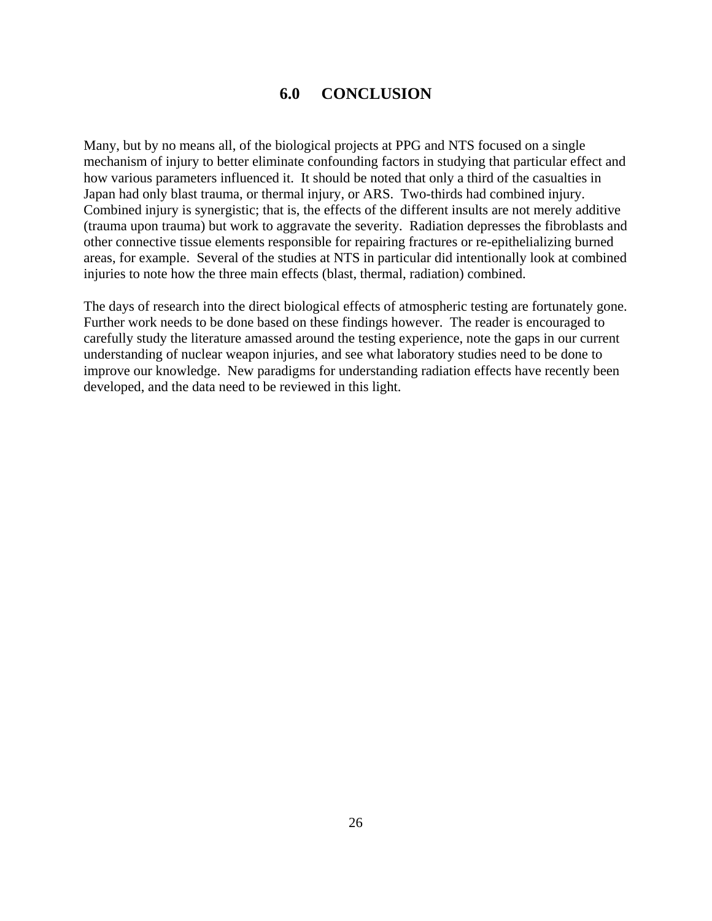# 6.0 CONCLUSION

Many, but by no means all, of the biological projects at PPG and NTS focused on a single mechanism of injury to better eliminate confounding factors in studying that particular effect and how various parameters influenced it. It should be noted that only a third of the casualties in Japan had only blast trauma, or thermal injury, or ARS. Two-thirds had combined injury. Combined injury is synergistic; that is, the effects of the different insults are not merely additive (trauma upon trauma) but work to aggravate the severity. Radiation depresses the fibroblasts and other connective tissue elements responsible for repairing fractures or re-epithelializing burned areas, for example. Several of the studies at NTS in particular did intentionally look at combined injuries to note how the three main effects (blast, thermal, radiation) combined.

The days of research into the direct biological effects of atmospheric testing are fortunately gone. Further work needs to be done based on these findings however. The reader is encouraged to carefully study the literature amassed around the testing experience, note the gaps in our current understanding of nuclear weapon injuries, and see what laboratory studies need to be done to improve our knowledge. New paradigms for understanding radiation effects have recently been developed, and the data need to be reviewed in this light.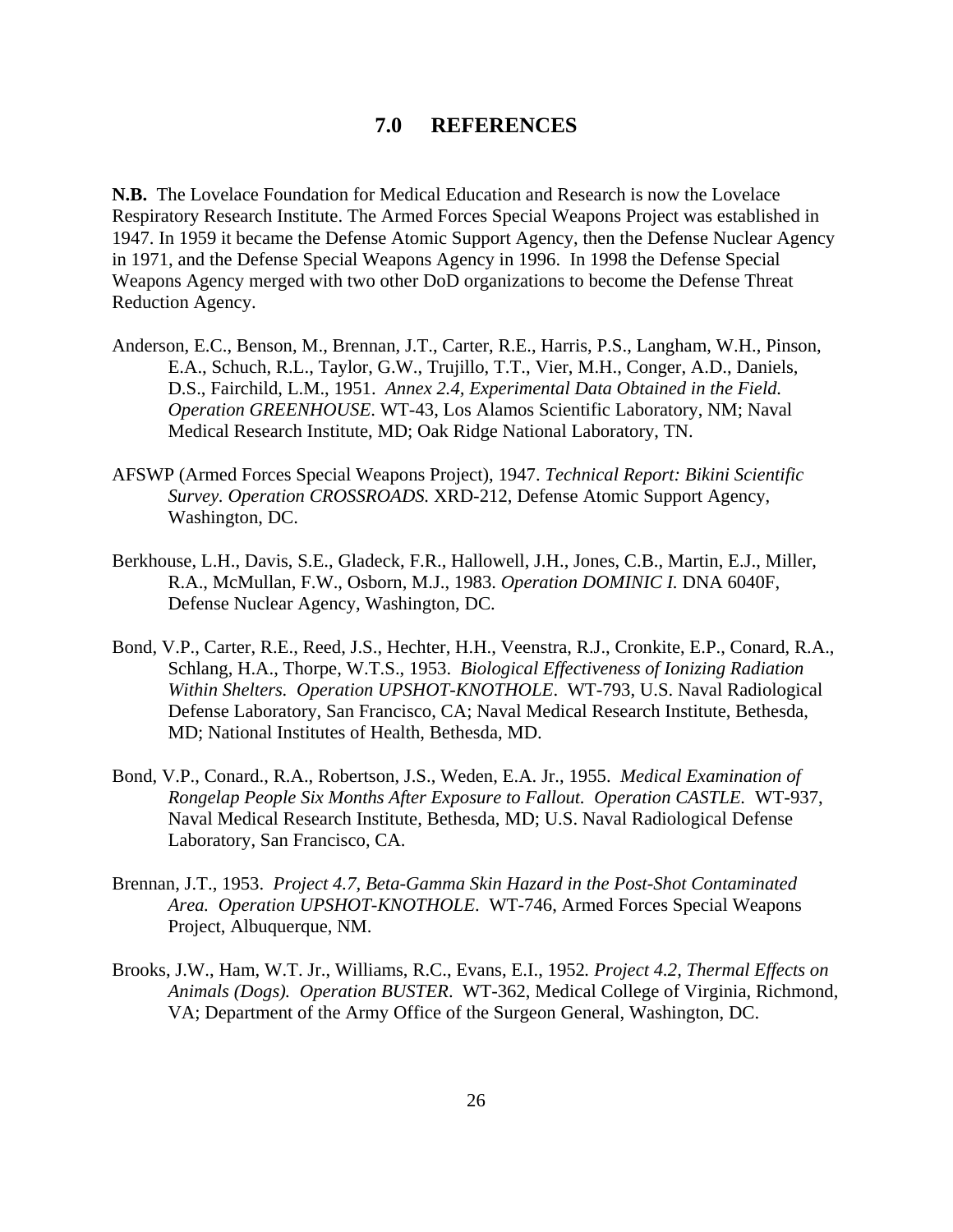# 7.0 REFERENCES

**N.B.** The Lovelace Foundation for Medical Education and Research is now the Lovelace Respiratory Research Institute. The Armed Forces Special Weapons Project was established in 1947. In 1959 it became the Defense Atomic Support Agency, then the Defense Nuclear Agency in 1971, and the Defense Special Weapons Agency in 1996. In 1998 the Defense Special Weapons Agency merged with two other DoD organizations to become the Defense Threat Reduction Agency.

Anderson, E.C., Benson, M., Brennan, J.T., Carter, R.E., Harris, P.S., Langham, W.H., Pinson, E.A., Schuch, R.L., Taylor, G.W., Trujillo, T.T., Vier, M.H., Conger, A.D., Daniels, D.S., Fairchild, L.M., 1951. *Annex 2.4, Experimental Data Obtained in the Field. Operation GREENHOUSE*. WT-43, Los Alamos Scientific Laboratory, NM; Naval Medical Research Institute, MD; Oak Ridge National Laboratory, TN.

AFSWP (Armed Forces Special Weapons Project), 1947. *Technical Report: Bikini Scientific Survey. Operation CROSSROADS.* XRD-212, Defense Atomic Support Agency, Washington, DC.

Berkhouse, L.H., Davis, S.E., Gladeck, F.R., Hallowell, J.H., Jones, C.B., Martin, E.J., Miller, R.A., McMullan, F.W., Osborn, M.J., 1983. *Operation DOMINIC I.* DNA 6040F, Defense Nuclear Agency, Washington, DC.

Bond, V.P., Carter, R.E., Reed, J.S., Hechter, H.H., Veenstra, R.J., Cronkite, E.P., Conard, R.A., Schlang, H.A., Thorpe, W.T.S., 1953. *Biological Effectiveness of Ionizing Radiation Within Shelters. Operation UPSHOT-KNOTHOLE*. WT-793, U.S. Naval Radiological Defense Laboratory, San Francisco, CA; Naval Medical Research Institute, Bethesda, MD; National Institutes of Health, Bethesda, MD.

Bond, V.P., Conard., R.A., Robertson, J.S., Weden, E.A. Jr., 1955. *Medical Examination of Rongelap People Six Months After Exposure to Fallout. Operation CASTLE.* WT-937, Naval Medical Research Institute, Bethesda, MD; U.S. Naval Radiological Defense Laboratory, San Francisco, CA.

Brennan, J.T., 1953. *Project 4.7, Beta-Gamma Skin Hazard in the Post-Shot Contaminated Area. Operation UPSHOT-KNOTHOLE*. WT-746, Armed Forces Special Weapons Project, Albuquerque, NM.

Brooks, J.W., Ham, W.T. Jr., Williams, R.C., Evans, E.I., 1952*. Project 4.2, Thermal Effects on Animals (Dogs). Operation BUSTER*. WT-362, Medical College of Virginia, Richmond, VA; Department of the Army Office of the Surgeon General, Washington, DC.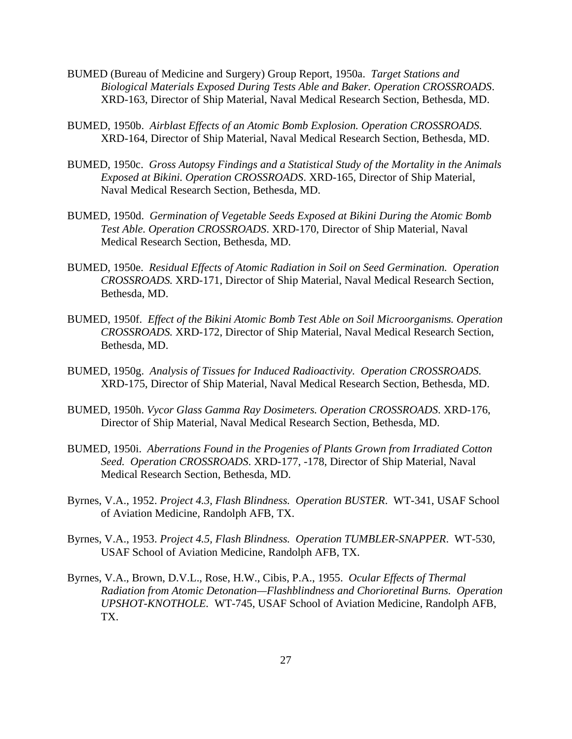BUMED (Bureau of Medicine and Surgery) Group Report, 1950a. *Target Stations and Biological Materials Exposed During Tests Able and Baker. Operation CROSSROADS*. XRD-163, Director of Ship Material, Naval Medical Research Section, Bethesda, MD.

BUMED, 1950b. *Airblast Effects of an Atomic Bomb Explosion. Operation CROSSROADS.* XRD-164, Director of Ship Material, Naval Medical Research Section, Bethesda, MD.

BUMED, 1950c. *Gross Autopsy Findings and a Statistical Study of the Mortality in the Animals Exposed at Bikini. Operation CROSSROADS*. XRD-165, Director of Ship Material, Naval Medical Research Section, Bethesda, MD.

BUMED, 1950d. *Germination of Vegetable Seeds Exposed at Bikini During the Atomic Bomb Test Able. Operation CROSSROADS*. XRD-170, Director of Ship Material, Naval Medical Research Section, Bethesda, MD.

BUMED, 1950e. *Residual Effects of Atomic Radiation in Soil on Seed Germination. Operation CROSSROADS.* XRD-171, Director of Ship Material, Naval Medical Research Section, Bethesda, MD.

BUMED, 1950f. *Effect of the Bikini Atomic Bomb Test Able on Soil Microorganisms. Operation CROSSROADS.* XRD-172, Director of Ship Material, Naval Medical Research Section, Bethesda, MD.

BUMED, 1950g. *Analysis of Tissues for Induced Radioactivity. Operation CROSSROADS.* XRD-175, Director of Ship Material, Naval Medical Research Section, Bethesda, MD.

BUMED, 1950h. *Vycor Glass Gamma Ray Dosimeters. Operation CROSSROADS*. XRD-176, Director of Ship Material, Naval Medical Research Section, Bethesda, MD.

BUMED, 1950i. *Aberrations Found in the Progenies of Plants Grown from Irradiated Cotton Seed. Operation CROSSROADS*. XRD-177, -178, Director of Ship Material, Naval Medical Research Section, Bethesda, MD.

Byrnes, V.A., 1952. *Project 4.3, Flash Blindness. Operation BUSTER*. WT-341, USAF School of Aviation Medicine, Randolph AFB, TX.

Byrnes, V.A., 1953. *Project 4.5, Flash Blindness. Operation TUMBLER-SNAPPER*. WT-530, USAF School of Aviation Medicine, Randolph AFB, TX.

Byrnes, V.A., Brown, D.V.L., Rose, H.W., Cibis, P.A., 1955. *Ocular Effects of Thermal Radiation from Atomic Detonation—Flashblindness and Chorioretinal Burns. Operation UPSHOT-KNOTHOLE.* WT-745, USAF School of Aviation Medicine, Randolph AFB, TX.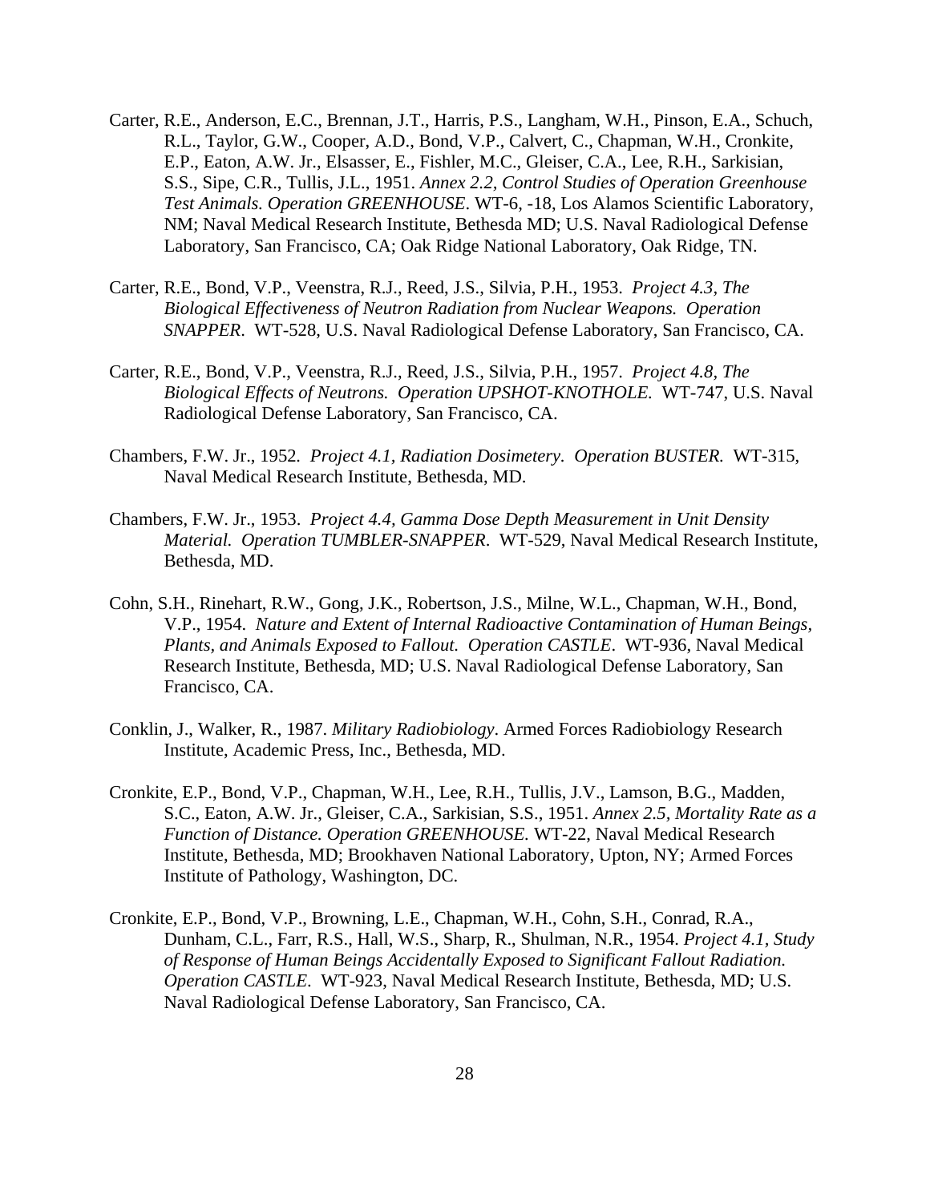Carter, R.E., Anderson, E.C., Brennan, J.T., Harris, P.S., Langham, W.H., Pinson, E.A., Schuch, R.L., Taylor, G.W., Cooper, A.D., Bond, V.P., Calvert, C., Chapman, W.H., Cronkite, E.P., Eaton, A.W. Jr., Elsasser, E., Fishler, M.C., Gleiser, C.A., Lee, R.H., Sarkisian, S.S., Sipe, C.R., Tullis, J.L., 1951. *Annex 2.2, Control Studies of Operation Greenhouse Test Animals. Operation GREENHOUSE*. WT-6, -18, Los Alamos Scientific Laboratory, NM; Naval Medical Research Institute, Bethesda MD; U.S. Naval Radiological Defense Laboratory, San Francisco, CA; Oak Ridge National Laboratory, Oak Ridge, TN.

Carter, R.E., Bond, V.P., Veenstra, R.J., Reed, J.S., Silvia, P.H., 1953. *Project 4.3, The Biological Effectiveness of Neutron Radiation from Nuclear Weapons. Operation SNAPPER*. WT-528, U.S. Naval Radiological Defense Laboratory, San Francisco, CA.

Carter, R.E., Bond, V.P., Veenstra, R.J., Reed, J.S., Silvia, P.H., 1957. *Project 4.8, The Biological Effects of Neutrons. Operation UPSHOT-KNOTHOLE.* WT-747, U.S. Naval Radiological Defense Laboratory, San Francisco, CA.

Chambers, F.W. Jr., 1952. *Project 4.1, Radiation Dosimetry. Operation BUSTER.* WT-315, Naval Medical Research Institute, Bethesda, MD.

Chambers, F.W. Jr., 1953. *Project 4.4, Gamma Dose Depth Measurement in Unit Density Material. Operation TUMBLER-SNAPPER*. WT-529, Naval Medical Research Institute, Bethesda, MD.

Cohn, S.H., Rinehart, R.W., Gong, J.K., Robertson, J.S., Milne, W.L., Chapman, W.H., Bond, V.P., 1954. *Nature and Extent of Internal Radioactive Contamination of Human Beings, Plants, and Animals Exposed to Fallout. Operation CASTLE*. WT-936, Naval Medical Research Institute, Bethesda, MD; U.S. Naval Radiological Defense Laboratory, San Francisco, CA.

Conklin, J., Walker, R., 1987. *Military Radiobiology*. Armed Forces Radiobiology Research Institute, Academic Press, Inc., Bethesda, MD.

Cronkite, E.P., Bond, V.P., Chapman, W.H., Lee, R.H., Tullis, J.V., Lamson, B.G., Madden, S.C., Eaton, A.W. Jr., Gleiser, C.A., Sarkisian, S.S., 1951. *Annex 2.5, Mortality Rate as a Function of Distance. Operation GREENHOUSE.* WT-22, Naval Medical Research Institute, Bethesda, MD; Brookhaven National Laboratory, Upton, NY; Armed Forces Institute of Pathology, Washington, DC.

Cronkite, E.P., Bond, V.P., Browning, L.E., Chapman, W.H., Cohn, S.H., Conrad, R.A., Dunham, C.L., Farr, R.S., Hall, W.S., Sharp, R., Shulman, N.R., 1954. *Project 4.1, Study of Response of Human Beings Accidentally Exposed to Significant Fallout Radiation. Operation CASTLE*. WT-923, Naval Medical Research Institute, Bethesda, MD; U.S. Naval Radiological Defense Laboratory, San Francisco, CA.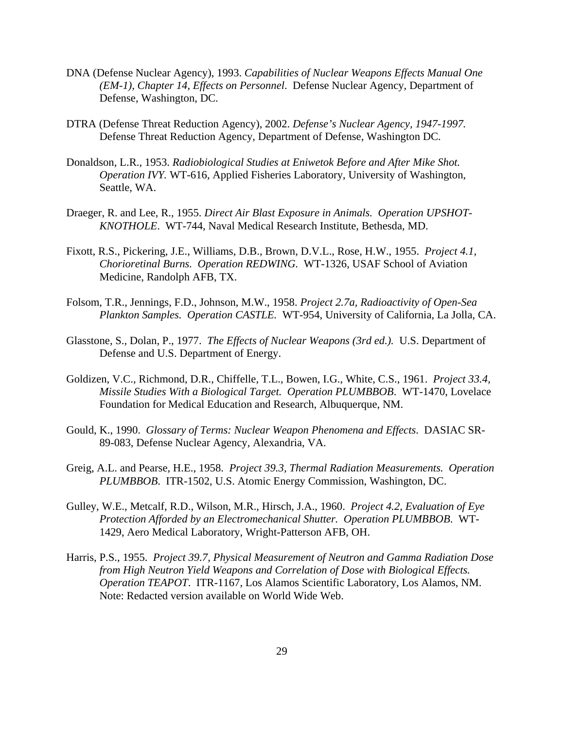DNA (Defense Nuclear Agency), 1993. *Capabilities of Nuclear Weapons Effects Manual One (EM-1), Chapter 14, Effects on Personnel*. Defense Nuclear Agency, Department of Defense, Washington, DC.

DTRA (Defense Threat Reduction Agency), 2002. *Defense's Nuclear Agency, 1947-1997.* Defense Threat Reduction Agency, Department of Defense, Washington DC.

Donaldson, L.R., 1953. *Radiobiological Studies at Eniwetok Before and After Mike Shot. Operation IVY.* WT-616, Applied Fisheries Laboratory, University of Washington, Seattle, WA.

Draeger, R. and Lee, R., 1955. *Direct Air Blast Exposure in Animals. Operation UPSHOT-KNOTHOLE*. WT-744, Naval Medical Research Institute, Bethesda, MD.

Fixott, R.S., Pickering, J.E., Williams, D.B., Brown, D.V.L., Rose, H.W., 1955. *Project 4.1, Chorioretinal Burns. Operation REDWING*. WT-1326, USAF School of Aviation Medicine, Randolph AFB, TX.

Folsom, T.R., Jennings, F.D., Johnson, M.W., 1958. *Project 2.7a, Radioactivity of Open-Sea Plankton Samples. Operation CASTLE.* WT-954, University of California, La Jolla, CA.

Glasstone, S., Dolan, P., 1977. *The Effects of Nuclear Weapons (3rd ed.).* U.S. Department of Defense and U.S. Department of Energy.

Goldizen, V.C., Richmond, D.R., Chiffelle, T.L., Bowen, I.G., White, C.S., 1961. *Project 33.4, Missile Studies With a Biological Target. Operation PLUMBBOB*. WT-1470, Lovelace Foundation for Medical Education and Research, Albuquerque, NM.

Gould, K., 1990. *Glossary of Terms: Nuclear Weapon Phenomena and Effects*. DASIAC SR-89-083, Defense Nuclear Agency, Alexandria, VA.

Greig, A.L. and Pearse, H.E., 1958. *Project 39.3, Thermal Radiation Measurements. Operation PLUMBBOB.* ITR-1502, U.S. Atomic Energy Commission, Washington, DC.

Gulley, W.E., Metcalf, R.D., Wilson, M.R., Hirsch, J.A., 1960. *Project 4.2, Evaluation of Eye Protection Afforded by an Electromechanical Shutter. Operation PLUMBBOB.* WT-1429, Aero Medical Laboratory, Wright-Patterson AFB, OH.

Harris, P.S., 1955. *Project 39.7, Physical Measurement of Neutron and Gamma Radiation Dose from High Neutron Yield Weapons and Correlation of Dose with Biological Effects. Operation TEAPOT*. ITR-1167, Los Alamos Scientific Laboratory, Los Alamos, NM. Note: Redacted version available on World Wide Web.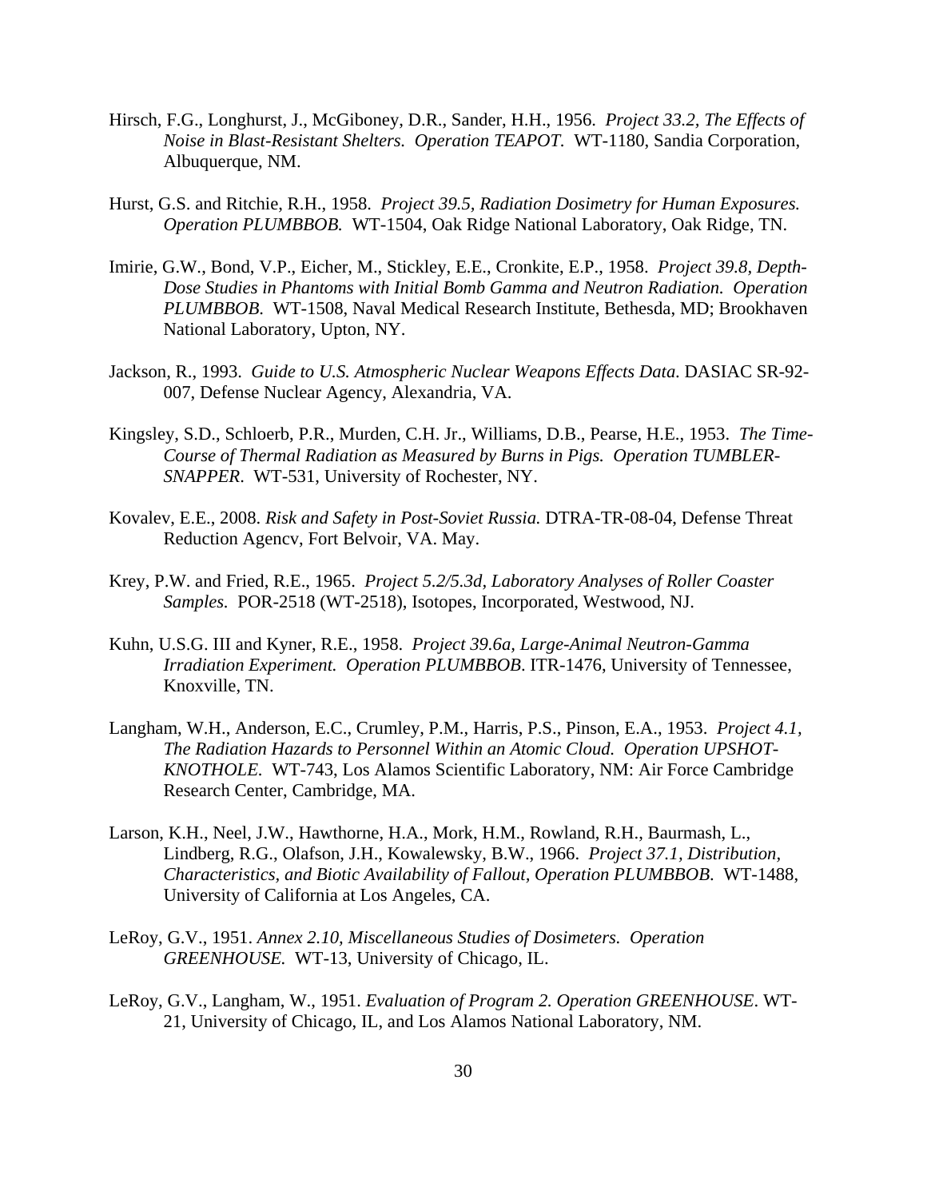Hirsch, F.G., Longhurst, J., McGiboney, D.R., Sander, H.H., 1956. *Project 33.2, The Effects of Noise in Blast-Resistant Shelters. Operation TEAPOT.* WT-1180, Sandia Corporation, Albuquerque, NM.

Hurst, G.S. and Ritchie, R.H., 1958. *Project 39.5, Radiation Dosimetry for Human Exposures. Operation PLUMBBOB.* WT-1504, Oak Ridge National Laboratory, Oak Ridge, TN.

Imirie, G.W., Bond, V.P., Eicher, M., Stickley, E.E., Cronkite, E.P., 1958. *Project 39.8, Depth-Dose Studies in Phantoms with Initial Bomb Gamma and Neutron Radiation. Operation PLUMBBOB.* WT-1508, Naval Medical Research Institute, Bethesda, MD; Brookhaven National Laboratory, Upton, NY.

Jackson, R., 1993. *Guide to U.S. Atmospheric Nuclear Weapons Effects Data*. DASIAC SR-92-007, Defense Nuclear Agency, Alexandria, VA.

Kingsley, S.D., Schloerb, P.R., Murden, C.H. Jr., Williams, D.B., Pearse, H.E., 1953. *The Time-Course of Thermal Radiation as Measured by Burns in Pigs. Operation TUMBLER-SNAPPER*. WT-531, University of Rochester, NY.

Kovalev, E.E., 2008. *Risk and Safety in Post-Soviet Russia.* DTRA-TR-08-04, Defense Threat Reduction Agencv, Fort Belvoir, VA. May.

Krey, P.W. and Fried, R.E., 1965. *Project 5.2/5.3d, Laboratory Analyses of Roller Coaster Samples*. POR-2518 (WT-2518), Isotopes, Incorporated, Westwood, NJ.

Kuhn, U.S.G. III and Kyner, R.E., 1958. *Project 39.6a, Large-Animal Neutron-Gamma Irradiation Experiment. Operation PLUMBBOB*. ITR-1476, University of Tennessee, Knoxville, TN.

Langham, W.H., Anderson, E.C., Crumley, P.M., Harris, P.S., Pinson, E.A., 1953. *Project 4.1, The Radiation Hazards to Personnel Within an Atomic Cloud. Operation UPSHOT-KNOTHOLE.* WT-743, Los Alamos Scientific Laboratory, NM: Air Force Cambridge Research Center, Cambridge, MA.

Larson, K.H., Neel, J.W., Hawthorne, H.A., Mork, H.M., Rowland, R.H., Baurmash, L., Lindberg, R.G., Olafson, J.H., Kowalewsky, B.W., 1966. *Project 37.1, Distribution, Characteristics, and Biotic Availability of Fallout, Operation PLUMBBOB.* WT-1488, University of California at Los Angeles, CA.

LeRoy, G.V., 1951. *Annex 2.10, Miscellaneous Studies of Dosimeters. Operation GREENHOUSE.* WT-13, University of Chicago, IL.

LeRoy, G.V., Langham, W., 1951. *Evaluation of Program 2. Operation GREENHOUSE*. WT-21, University of Chicago, IL, and Los Alamos National Laboratory, NM.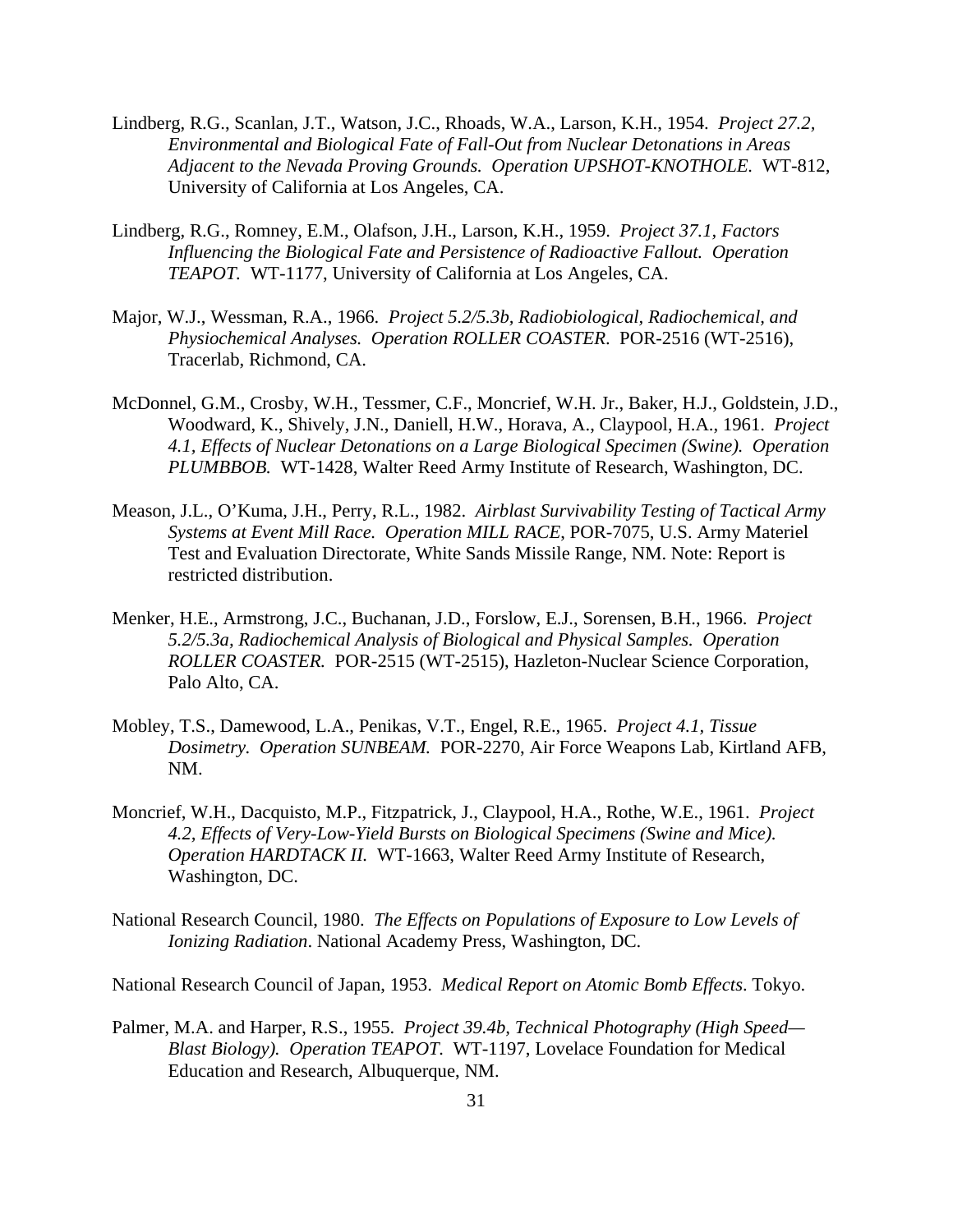Lindberg, R.G., Scanlan, J.T., Watson, J.C., Rhoads, W.A., Larson, K.H., 1954. *Project 27.2, Environmental and Biological Fate of Fall-Out from Nuclear Detonations in Areas Adjacent to the Nevada Proving Grounds. Operation UPSHOT-KNOTHOLE.* WT-812, University of California at Los Angeles, CA.

Lindberg, R.G., Romney, E.M., Olafson, J.H., Larson, K.H., 1959. *Project 37.1, Factors Influencing the Biological Fate and Persistence of Radioactive Fallout. Operation TEAPOT.* WT-1177, University of California at Los Angeles, CA.

Major, W.J., Wessman, R.A., 1966. *Project 5.2/5.3b, Radiobiological, Radiochemical, and Physiochemical Analyses. Operation ROLLER COASTER.* POR-2516 (WT-2516), Tracerlab, Richmond, CA.

McDonnel, G.M., Crosby, W.H., Tessmer, C.F., Moncrief, W.H. Jr., Baker, H.J., Goldstein, J.D., Woodward, K., Shively, J.N., Daniell, H.W., Horava, A., Claypool, H.A., 1961. *Project 4.1, Effects of Nuclear Detonations on a Large Biological Specimen (Swine). Operation PLUMBBOB.* WT-1428, Walter Reed Army Institute of Research, Washington, DC.

Meason, J.L., O'Kuma, J.H., Perry, R.L., 1982. *Airblast Survivability Testing of Tactical Army Systems at Event Mill Race. Operation MILL RACE*, POR-7075, U.S. Army Materiel Test and Evaluation Directorate, White Sands Missile Range, NM. Note: Report is restricted distribution.

Menker, H.E., Armstrong, J.C., Buchanan, J.D., Forslow, E.J., Sorensen, B.H., 1966. *Project 5.2/5.3a, Radiochemical Analysis of Biological and Physical Samples. Operation ROLLER COASTER.* POR-2515 (WT-2515), Hazleton-Nuclear Science Corporation, Palo Alto, CA.

Mobley, T.S., Damewood, L.A., Penikas, V.T., Engel, R.E., 1965. *Project 4.1, Tissue Dosimetry. Operation SUNBEAM.* POR-2270, Air Force Weapons Lab, Kirtland AFB, NM.

Moncrief, W.H., Dacquisto, M.P., Fitzpatrick, J., Claypool, H.A., Rothe, W.E., 1961. *Project 4.2, Effects of Very-Low-Yield Bursts on Biological Specimens (Swine and Mice). Operation HARDTACK II.* WT-1663, Walter Reed Army Institute of Research, Washington, DC.

National Research Council, 1980. *The Effects on Populations of Exposure to Low Levels of Ionizing Radiation*. National Academy Press, Washington, DC.

National Research Council of Japan, 1953. *Medical Report on Atomic Bomb Effects*. Tokyo.

Palmer, M.A. and Harper, R.S., 1955. *Project 39.4b, Technical Photography (High Speed—Blast Biology). Operation TEAPOT.* WT-1197, Lovelace Foundation for Medical Education and Research, Albuquerque, NM.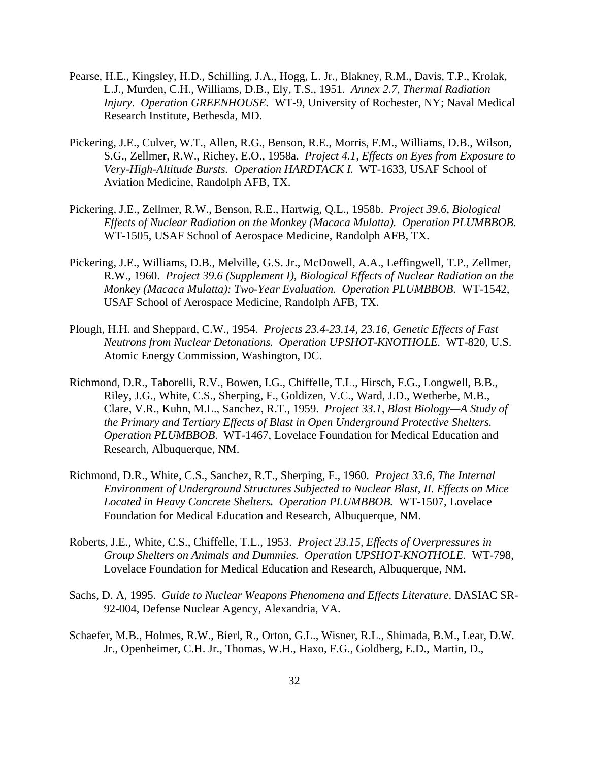Pearse, H.E., Kingsley, H.D., Schilling, J.A., Hogg, L. Jr., Blakney, R.M., Davis, T.P., Krolak, L.J., Murden, C.H., Williams, D.B., Ely, T.S., 1951. *Annex 2.7, Thermal Radiation Injury. Operation GREENHOUSE.* WT-9, University of Rochester, NY; Naval Medical Research Institute, Bethesda, MD.

Pickering, J.E., Culver, W.T., Allen, R.G., Benson, R.E., Morris, F.M., Williams, D.B., Wilson, S.G., Zellmer, R.W., Richey, E.O., 1958a. *Project 4.1, Effects on Eyes from Exposure to Very-High-Altitude Bursts. Operation HARDTACK I.* WT-1633, USAF School of Aviation Medicine, Randolph AFB, TX.

Pickering, J.E., Zellmer, R.W., Benson, R.E., Hartwig, Q.L., 1958b. *Project 39.6, Biological Effects of Nuclear Radiation on the Monkey (Macaca Mulatta). Operation PLUMBBOB.* WT-1505, USAF School of Aerospace Medicine, Randolph AFB, TX.

Pickering, J.E., Williams, D.B., Melville, G.S. Jr., McDowell, A.A., Leffingwell, T.P., Zellmer, R.W., 1960. *Project 39.6 (Supplement I), Biological Effects of Nuclear Radiation on the Monkey (Macaca Mulatta): Two-Year Evaluation. Operation PLUMBBOB.* WT-1542, USAF School of Aerospace Medicine, Randolph AFB, TX.

Plough, H.H. and Sheppard, C.W., 1954. *Projects 23.4-23.14, 23.16, Genetic Effects of Fast Neutrons from Nuclear Detonations. Operation UPSHOT-KNOTHOLE.* WT-820, U.S. Atomic Energy Commission, Washington, DC.

Richmond, D.R., Taborelli, R.V., Bowen, I.G., Chiffelle, T.L., Hirsch, F.G., Longwell, B.B., Riley, J.G., White, C.S., Sherping, F., Goldizen, V.C., Ward, J.D., Wetherbe, M.B., Clare, V.R., Kuhn, M.L., Sanchez, R.T., 1959. *Project 33.1, Blast Biology—A Study of the Primary and Tertiary Effects of Blast in Open Underground Protective Shelters. Operation PLUMBBOB.* WT-1467, Lovelace Foundation for Medical Education and Research, Albuquerque, NM.

Richmond, D.R., White, C.S., Sanchez, R.T., Sherping, F., 1960. *Project 33.6, The Internal Environment of Underground Structures Subjected to Nuclear Blast, II. Effects on Mice Located in Heavy Concrete Shelters. Operation PLUMBBOB.* WT-1507, Lovelace Foundation for Medical Education and Research, Albuquerque, NM.

Roberts, J.E., White, C.S., Chiffelle, T.L., 1953. *Project 23.15, Effects of Overpressures in Group Shelters on Animals and Dummies. Operation UPSHOT-KNOTHOLE.* WT-798, Lovelace Foundation for Medical Education and Research, Albuquerque, NM.

Sachs, D. A, 1995. *Guide to Nuclear Weapons Phenomena and Effects Literature.* DASIAC SR-92-004, Defense Nuclear Agency, Alexandria, VA.

Schaefer, M.B., Holmes, R.W., Bierl, R., Orton, G.L., Wisner, R.L., Shimada, B.M., Lear, D.W. Jr., Openheimer, C.H. Jr., Thomas, W.H., Haxo, F.G., Goldberg, E.D., Martin, D.,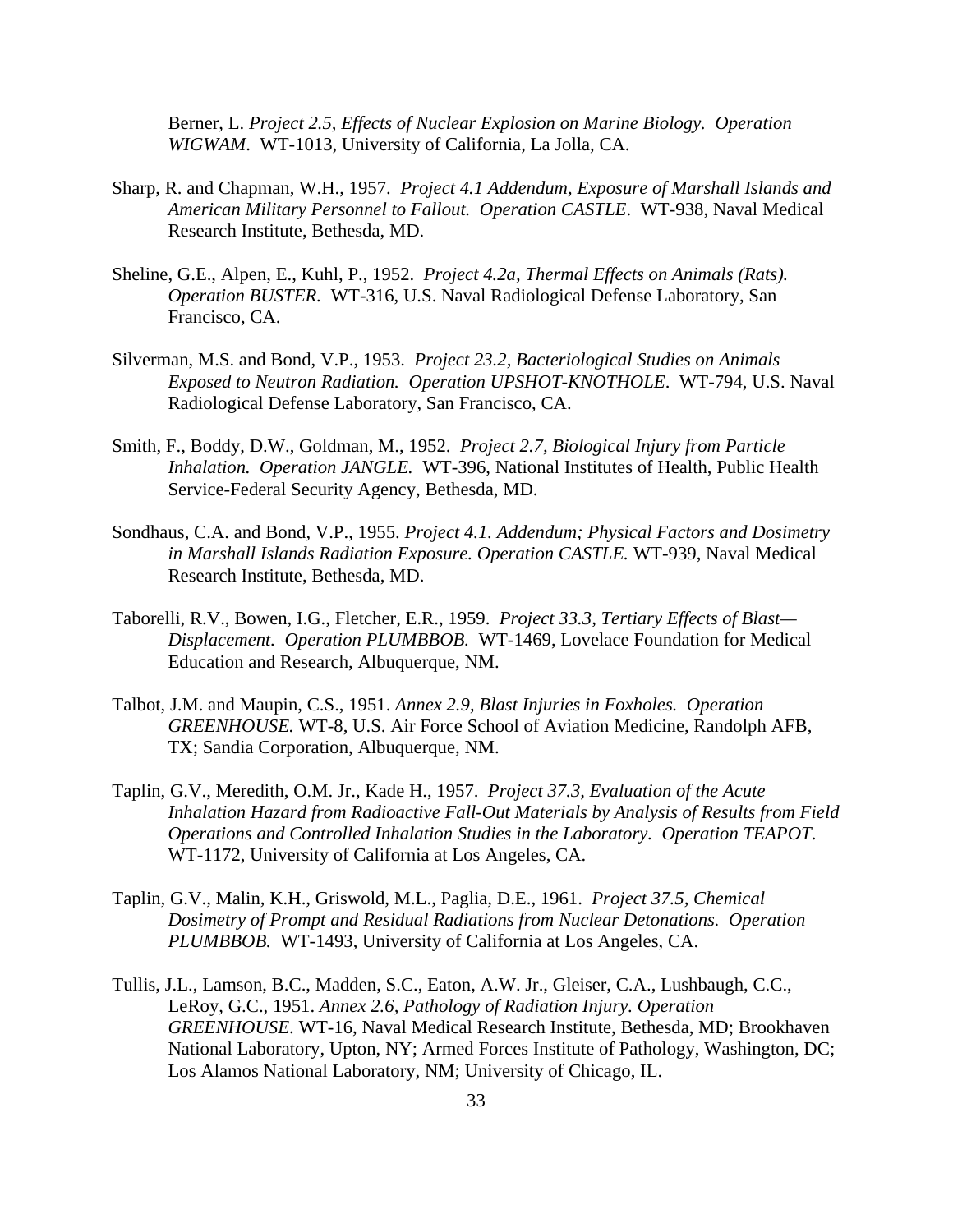Berner, L. *Project 2.5, Effects of Nuclear Explosion on Marine Biology. Operation WIGWAM*. WT-1013, University of California, La Jolla, CA.

Sharp, R. and Chapman, W.H., 1957. *Project 4.1 Addendum, Exposure of Marshall Islands and American Military Personnel to Fallout. Operation CASTLE*. WT-938, Naval Medical Research Institute, Bethesda, MD.

Sheline, G.E., Alpen, E., Kuhl, P., 1952. *Project 4.2a, Thermal Effects on Animals (Rats). Operation BUSTER.* WT-316, U.S. Naval Radiological Defense Laboratory, San Francisco, CA.

Silverman, M.S. and Bond, V.P., 1953. *Project 23.2, Bacteriological Studies on Animals Exposed to Neutron Radiation. Operation UPSHOT-KNOTHOLE*. WT-794, U.S. Naval Radiological Defense Laboratory, San Francisco, CA.

Smith, F., Boddy, D.W., Goldman, M., 1952. *Project 2.7, Biological Injury from Particle Inhalation. Operation JANGLE.* WT-396, National Institutes of Health, Public Health Service-Federal Security Agency, Bethesda, MD.

Sondhaus, C.A. and Bond, V.P., 1955. *Project 4.1. Addendum; Physical Factors and Dosimetry in Marshall Islands Radiation Exposure. Operation CASTLE.* WT-939, Naval Medical Research Institute, Bethesda, MD.

Taborelli, R.V., Bowen, I.G., Fletcher, E.R., 1959. *Project 33.3, Tertiary Effects of Blast—Displacement. Operation PLUMBBOB.* WT-1469, Lovelace Foundation for Medical Education and Research, Albuquerque, NM.

Talbot, J.M. and Maupin, C.S., 1951. *Annex 2.9, Blast Injuries in Foxholes. Operation GREENHOUSE.* WT-8, U.S. Air Force School of Aviation Medicine, Randolph AFB, TX; Sandia Corporation, Albuquerque, NM.

Taplin, G.V., Meredith, O.M. Jr., Kade H., 1957. *Project 37.3, Evaluation of the Acute Inhalation Hazard from Radioactive Fall-Out Materials by Analysis of Results from Field Operations and Controlled Inhalation Studies in the Laboratory. Operation TEAPOT*. WT-1172, University of California at Los Angeles, CA.

Taplin, G.V., Malin, K.H., Griswold, M.L., Paglia, D.E., 1961. *Project 37.5, Chemical Dosimetry of Prompt and Residual Radiations from Nuclear Detonations. Operation PLUMBBOB.* WT-1493, University of California at Los Angeles, CA.

Tullis, J.L., Lamson, B.C., Madden, S.C., Eaton, A.W. Jr., Gleiser, C.A., Lushbaugh, C.C., LeRoy, G.C., 1951. *Annex 2.6, Pathology of Radiation Injury. Operation GREENHOUSE*. WT-16, Naval Medical Research Institute, Bethesda, MD; Brookhaven National Laboratory, Upton, NY; Armed Forces Institute of Pathology, Washington, DC; Los Alamos National Laboratory, NM; University of Chicago, IL.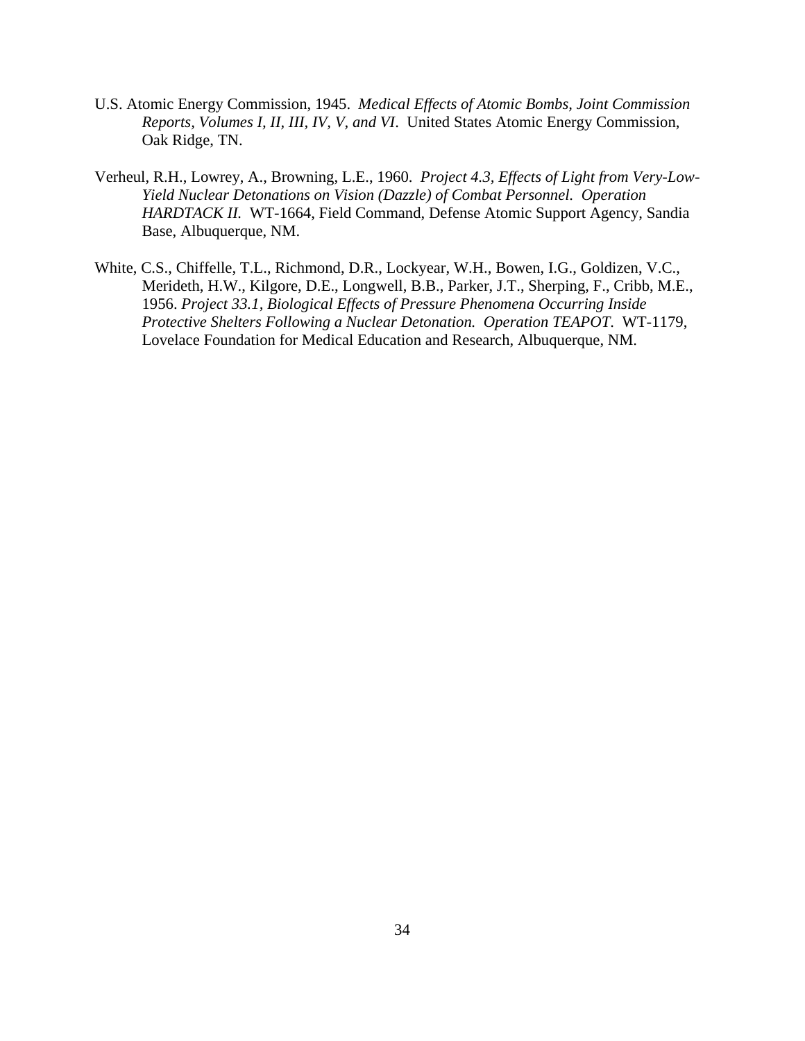U.S. Atomic Energy Commission, 1945. *Medical Effects of Atomic Bombs, Joint Commission Reports, Volumes I, II, III, IV, V, and VI*. United States Atomic Energy Commission, Oak Ridge, TN.

Verheul, R.H., Lowrey, A., Browning, L.E., 1960. *Project 4.3, Effects of Light from Very-Low-Yield Nuclear Detonations on Vision (Dazzle) of Combat Personnel. Operation HARDTACK II.* WT-1664, Field Command, Defense Atomic Support Agency, Sandia Base, Albuquerque, NM.

White, C.S., Chiffelle, T.L., Richmond, D.R., Lockyear, W.H., Bowen, I.G., Goldizen, V.C., Merideth, H.W., Kilgore, D.E., Longwell, B.B., Parker, J.T., Sherping, F., Cribb, M.E., 1956. *Project 33.1, Biological Effects of Pressure Phenomena Occurring Inside Protective Shelters Following a Nuclear Detonation. Operation TEAPOT*. WT-1179, Lovelace Foundation for Medical Education and Research, Albuquerque, NM.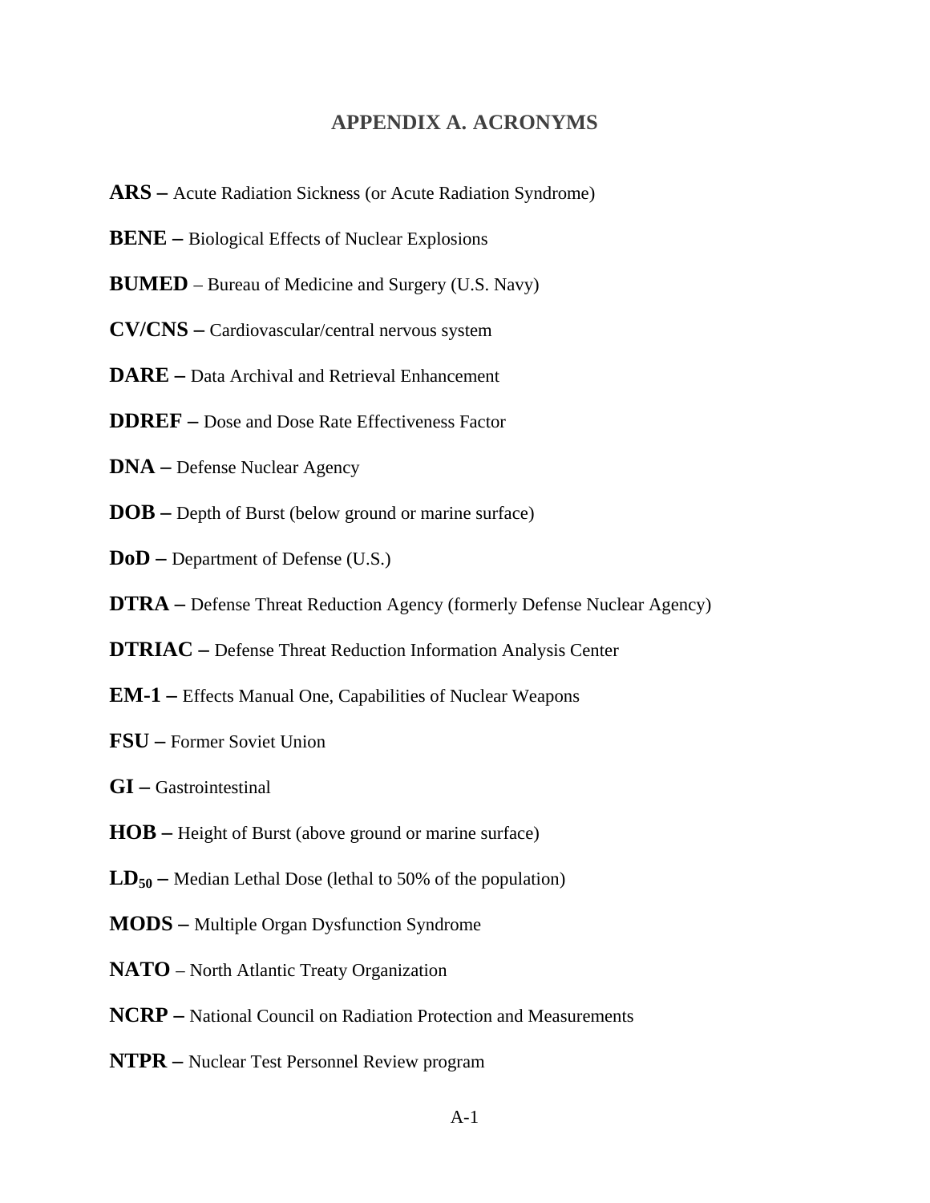# APPENDIX A. ACRONYMS

**ARS –** Acute Radiation Sickness (or Acute Radiation Syndrome)

**BENE –** Biological Effects of Nuclear Explosions

**BUMED** – Bureau of Medicine and Surgery (U.S. Navy)

**CV/CNS –** Cardiovascular/central nervous system

**DARE –** Data Archival and Retrieval Enhancement

**DDREF –** Dose and Dose Rate Effectiveness Factor

**DNA –** Defense Nuclear Agency

**DOB –** Depth of Burst (below ground or marine surface)

**DoD –** Department of Defense (U.S.)

**DTRA –** Defense Threat Reduction Agency (formerly Defense Nuclear Agency)

**DTRIAC –** Defense Threat Reduction Information Analysis Center

**EM-1 –** Effects Manual One, Capabilities of Nuclear Weapons

**FSU –** Former Soviet Union

**GI –** Gastrointestinal

**HOB –** Height of Burst (above ground or marine surface)

**$LD_{50}$ –** Median Lethal Dose (lethal to 50% of the population)

**MODS –** Multiple Organ Dysfunction Syndrome

**NATO** – North Atlantic Treaty Organization

**NCRP –** National Council on Radiation Protection and Measurements

**NTPR –** Nuclear Test Personnel Review program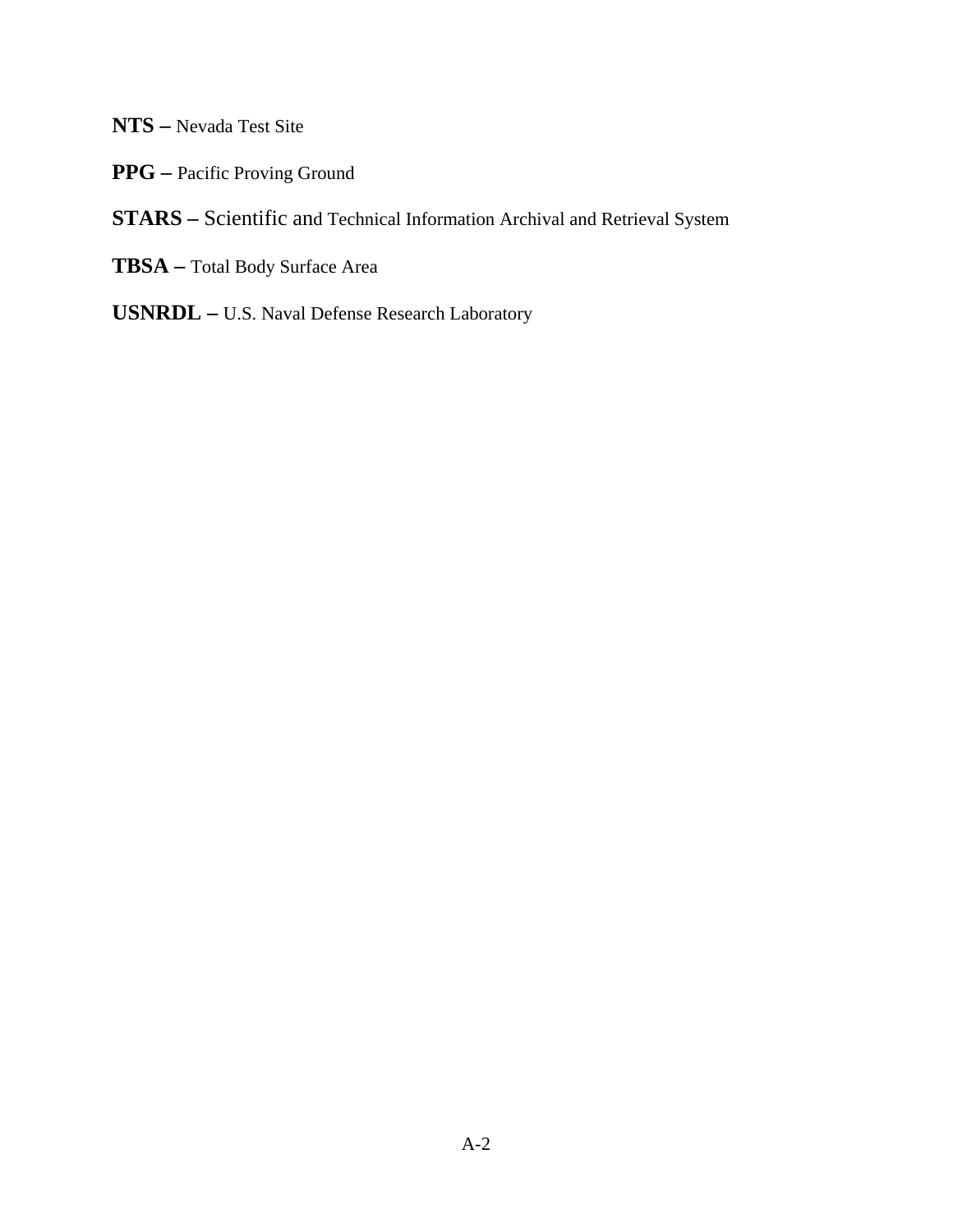**NTS –** Nevada Test Site

**PPG –** Pacific Proving Ground

**STARS –** Scientific and Technical Information Archival and Retrieval System

**TBSA –** Total Body Surface Area

**USNRDL –** U.S. Naval Defense Research Laboratory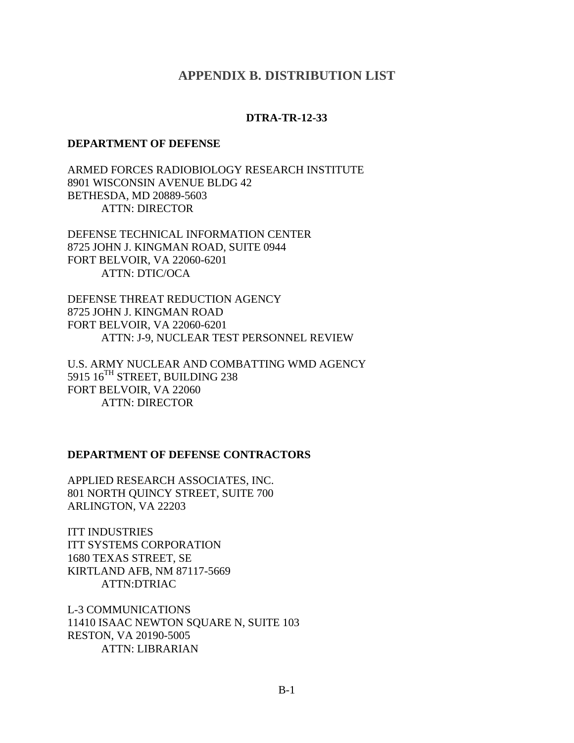# APPENDIX B. DISTRIBUTION LIST

**DTRA-TR-12-33**

**DEPARTMENT OF DEFENSE**

ARMED FORCES RADIOBIOLOGY RESEARCH INSTITUTE
8901 WISCONSIN AVENUE BLDG 42
BETHESDA, MD 20889-5603
ATTN: DIRECTOR

DEFENSE TECHNICAL INFORMATION CENTER
8725 JOHN J. KINGMAN ROAD, SUITE 0944
FORT BELVOIR, VA 22060-6201
ATTN: DTIC/OCA

DEFENSE THREAT REDUCTION AGENCY
8725 JOHN J. KINGMAN ROAD
FORT BELVOIR, VA 22060-6201
ATTN: J-9, NUCLEAR TEST PERSONNEL REVIEW

U.S. ARMY NUCLEAR AND COMBATTING WMD AGENCY
5915 16TH STREET, BUILDING 238
FORT BELVOIR, VA 22060
ATTN: DIRECTOR

**DEPARTMENT OF DEFENSE CONTRACTORS**

APPLIED RESEARCH ASSOCIATES, INC.
801 NORTH QUINCY STREET, SUITE 700
ARLINGTON, VA 22203

ITT INDUSTRIES
ITT SYSTEMS CORPORATION
1680 TEXAS STREET, SE
KIRTLAND AFB, NM 87117-5669
ATTN:DTRIAC

L-3 COMMUNICATIONS
11410 ISAAC NEWTON SQUARE N, SUITE 103
RESTON, VA 20190-5005
ATTN: LIBRARIAN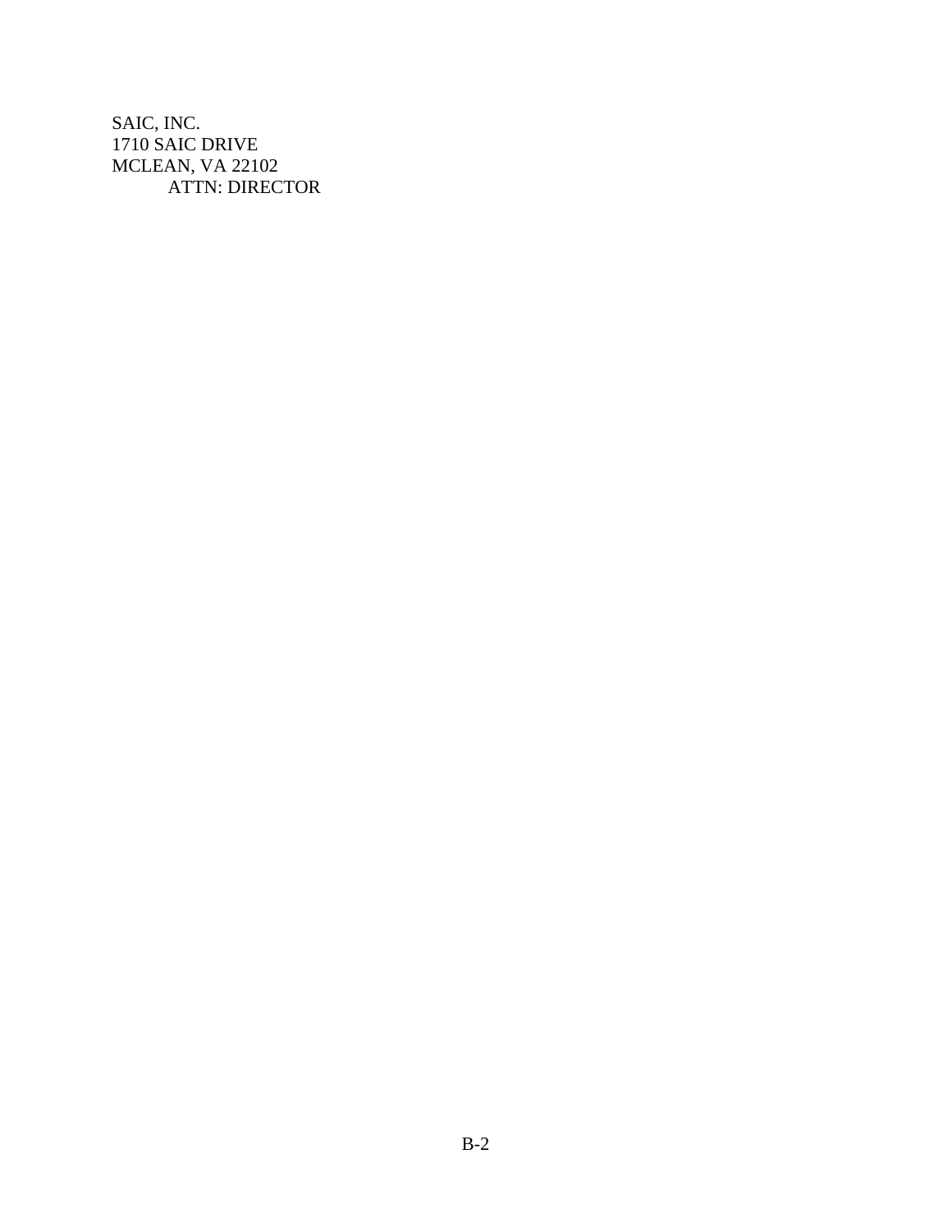SAIC, INC.
1710 SAIC DRIVE
MCLEAN, VA 22102
ATTN: DIRECTOR